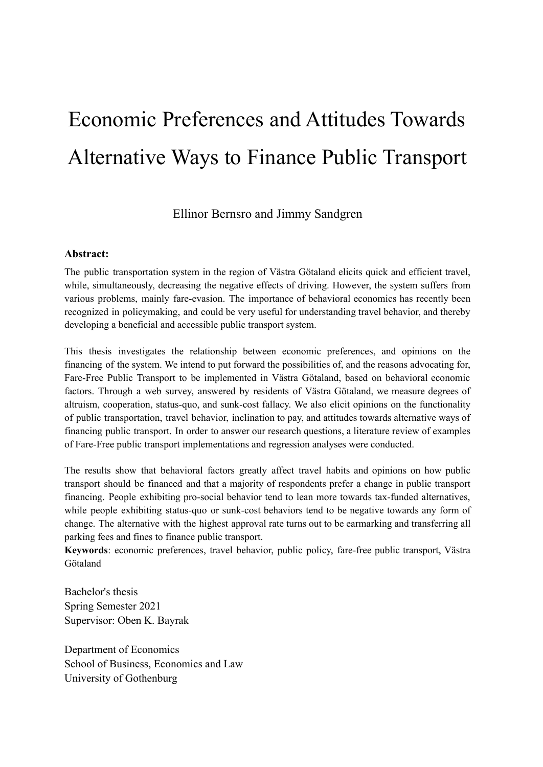# Economic Preferences and Attitudes Towards Alternative Ways to Finance Public Transport

Ellinor Bernsro and Jimmy Sandgren

**Abstract:**

The public transportation system in the region of Västra Götaland elicits quick and efficient travel, while, simultaneously, decreasing the negative effects of driving. However, the system suffers from various problems, mainly fare-evasion. The importance of behavioral economics has recently been recognized in policymaking, and could be very useful for understanding travel behavior, and thereby developing a beneficial and accessible public transport system.

This thesis investigates the relationship between economic preferences, and opinions on the financing of the system. We intend to put forward the possibilities of, and the reasons advocating for, Fare-Free Public Transport to be implemented in Västra Götaland, based on behavioral economic factors. Through a web survey, answered by residents of Västra Götaland, we measure degrees of altruism, cooperation, status-quo, and sunk-cost fallacy. We also elicit opinions on the functionality of public transportation, travel behavior, inclination to pay, and attitudes towards alternative ways of financing public transport. In order to answer our research questions, a literature review of examples of Fare-Free public transport implementations and regression analyses were conducted.

The results show that behavioral factors greatly affect travel habits and opinions on how public transport should be financed and that a majority of respondents prefer a change in public transport financing. People exhibiting pro-social behavior tend to lean more towards tax-funded alternatives, while people exhibiting status-quo or sunk-cost behaviors tend to be negative towards any form of change. The alternative with the highest approval rate turns out to be earmarking and transferring all parking fees and fines to finance public transport.

**Keywords**: economic preferences, travel behavior, public policy, fare-free public transport, Västra Götaland

Bachelor's thesis
Spring Semester 2021
Supervisor: Oben K. Bayrak

Department of Economics
School of Business, Economics and Law
University of Gothenburg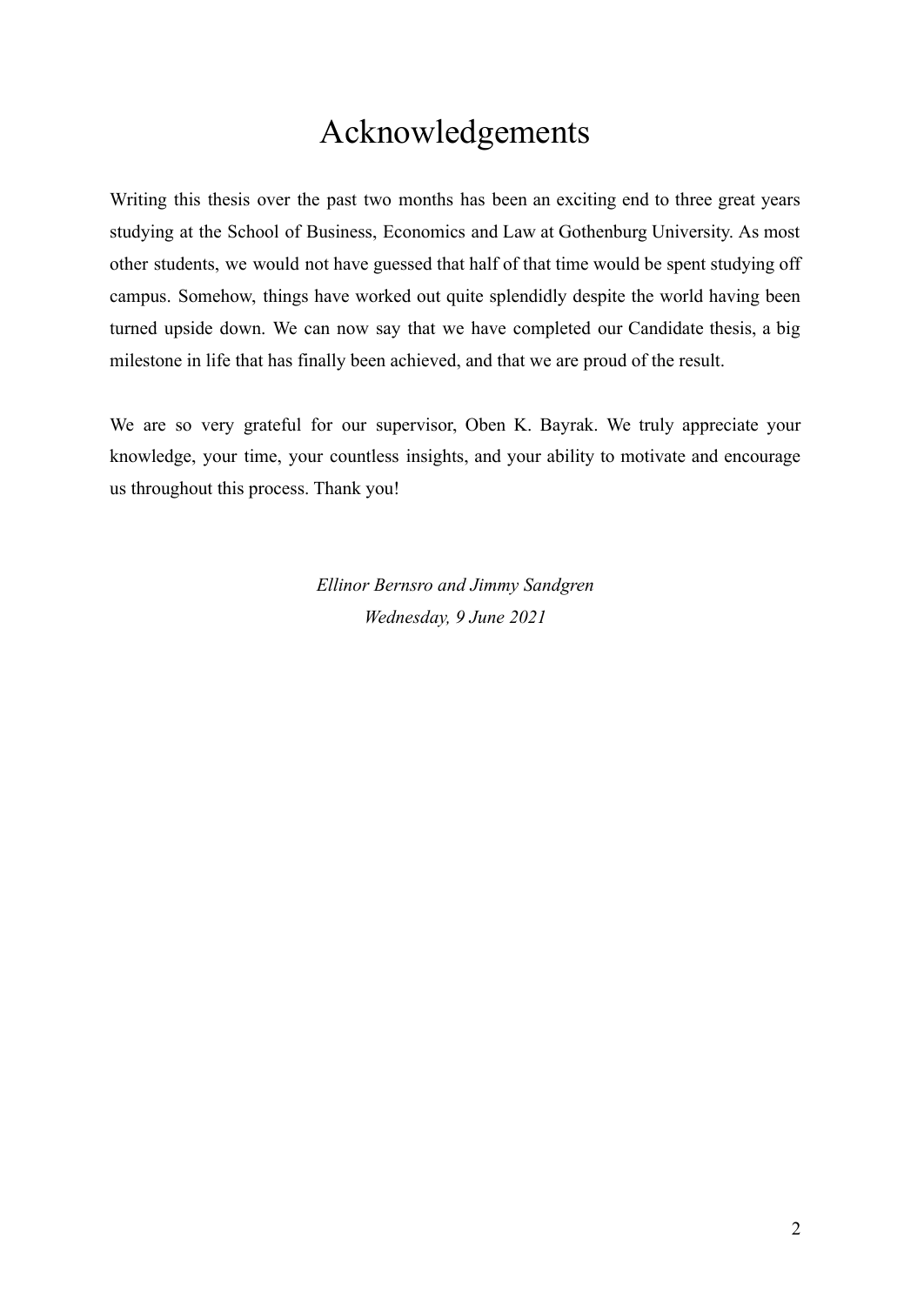# Acknowledgements

Writing this thesis over the past two months has been an exciting end to three great years studying at the School of Business, Economics and Law at Gothenburg University. As most other students, we would not have guessed that half of that time would be spent studying off campus. Somehow, things have worked out quite splendidly despite the world having been turned upside down. We can now say that we have completed our Candidate thesis, a big milestone in life that has finally been achieved, and that we are proud of the result.

We are so very grateful for our supervisor, Oben K. Bayrak. We truly appreciate your knowledge, your time, your countless insights, and your ability to motivate and encourage us throughout this process. Thank you!

*Ellinor Bernsro and Jimmy Sandgren*
*Wednesday, 9 June 2021*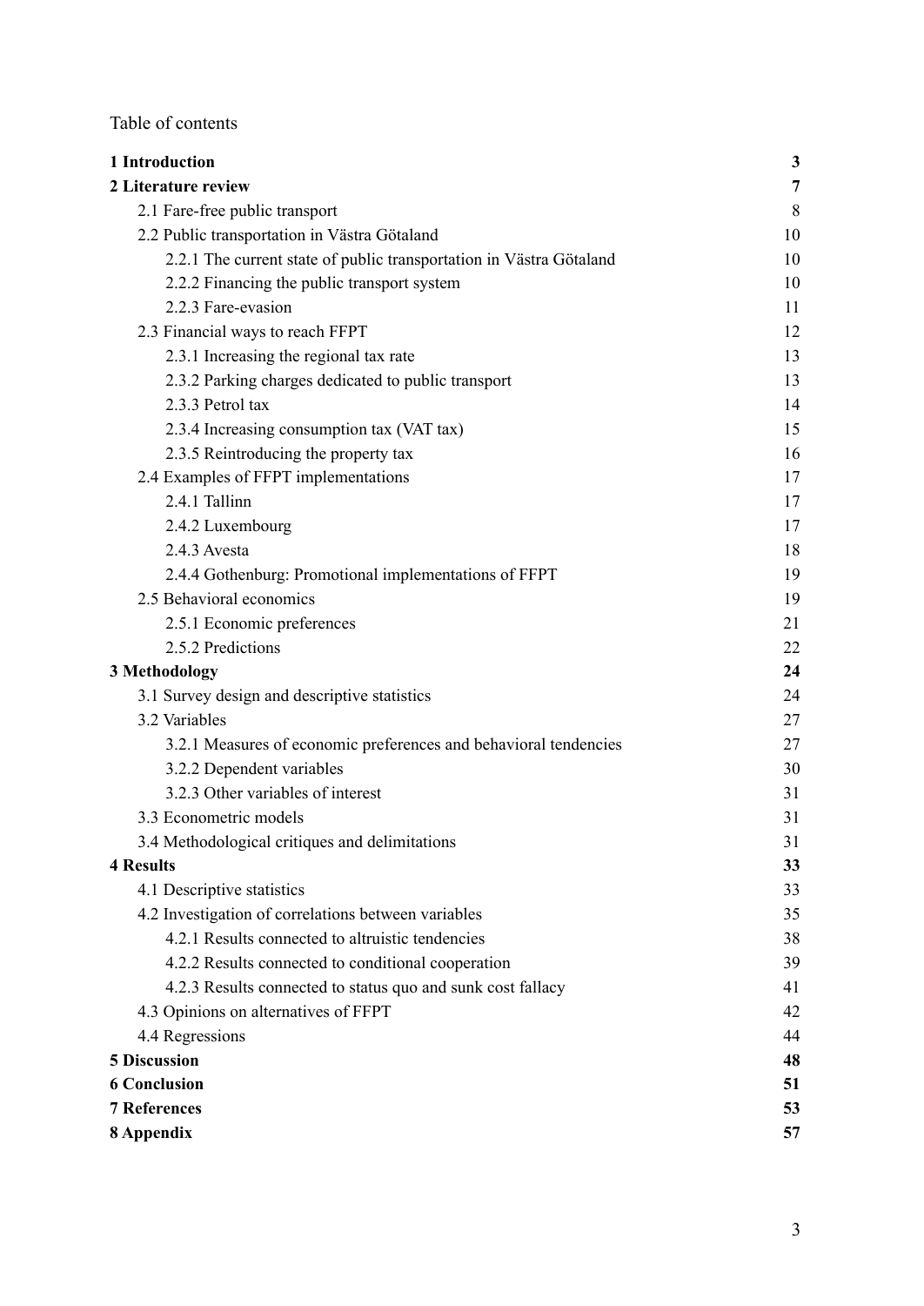Table of contents

| | |
|---|---|
| **1 Introduction** | **3** |
| **2 Literature review** | **7** |
| 2.1 Fare-free public transport | 8 |
| 2.2 Public transportation in Västra Götaland | 10 |
| 2.2.1 The current state of public transportation in Västra Götaland | 10 |
| 2.2.2 Financing the public transport system | 10 |
| 2.2.3 Fare-evasion | 11 |
| 2.3 Financial ways to reach FFPT | 12 |
| 2.3.1 Increasing the regional tax rate | 13 |
| 2.3.2 Parking charges dedicated to public transport | 13 |
| 2.3.3 Petrol tax | 14 |
| 2.3.4 Increasing consumption tax (VAT tax) | 15 |
| 2.3.5 Reintroducing the property tax | 16 |
| 2.4 Examples of FFPT implementations | 17 |
| 2.4.1 Tallinn | 17 |
| 2.4.2 Luxembourg | 17 |
| 2.4.3 Avesta | 18 |
| 2.4.4 Gothenburg: Promotional implementations of FFPT | 19 |
| 2.5 Behavioral economics | 19 |
| 2.5.1 Economic preferences | 21 |
| 2.5.2 Predictions | 22 |
| **3 Methodology** | **24** |
| 3.1 Survey design and descriptive statistics | 24 |
| 3.2 Variables | 27 |
| 3.2.1 Measures of economic preferences and behavioral tendencies | 27 |
| 3.2.2 Dependent variables | 30 |
| 3.2.3 Other variables of interest | 31 |
| 3.3 Econometric models | 31 |
| 3.4 Methodological critiques and delimitations | 31 |
| **4 Results** | **33** |
| 4.1 Descriptive statistics | 33 |
| 4.2 Investigation of correlations between variables | 35 |
| 4.2.1 Results connected to altruistic tendencies | 38 |
| 4.2.2 Results connected to conditional cooperation | 39 |
| 4.2.3 Results connected to status quo and sunk cost fallacy | 41 |
| 4.3 Opinions on alternatives of FFPT | 42 |
| 4.4 Regressions | 44 |
| **5 Discussion** | **48** |
| **6 Conclusion** | **51** |
| **7 References** | **53** |
| **8 Appendix** | **57** |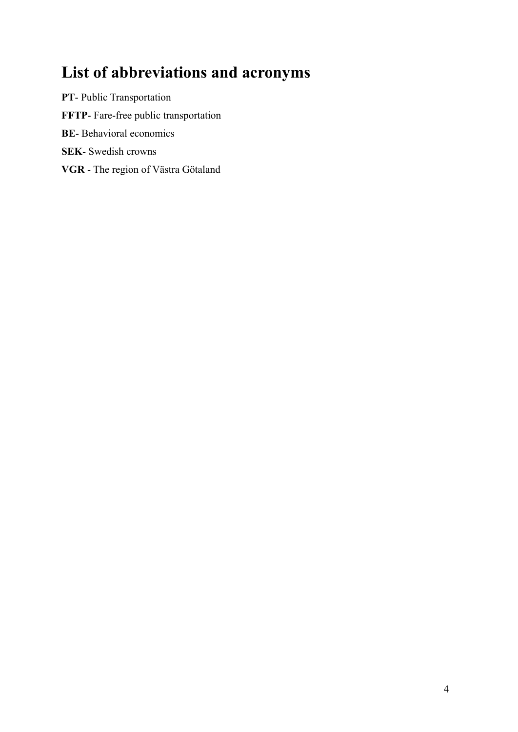# List of abbreviations and acronyms

**PT**- Public Transportation

**FFTP**- Fare-free public transportation

**BE**- Behavioral economics

**SEK**- Swedish crowns

**VGR** - The region of Västra Götaland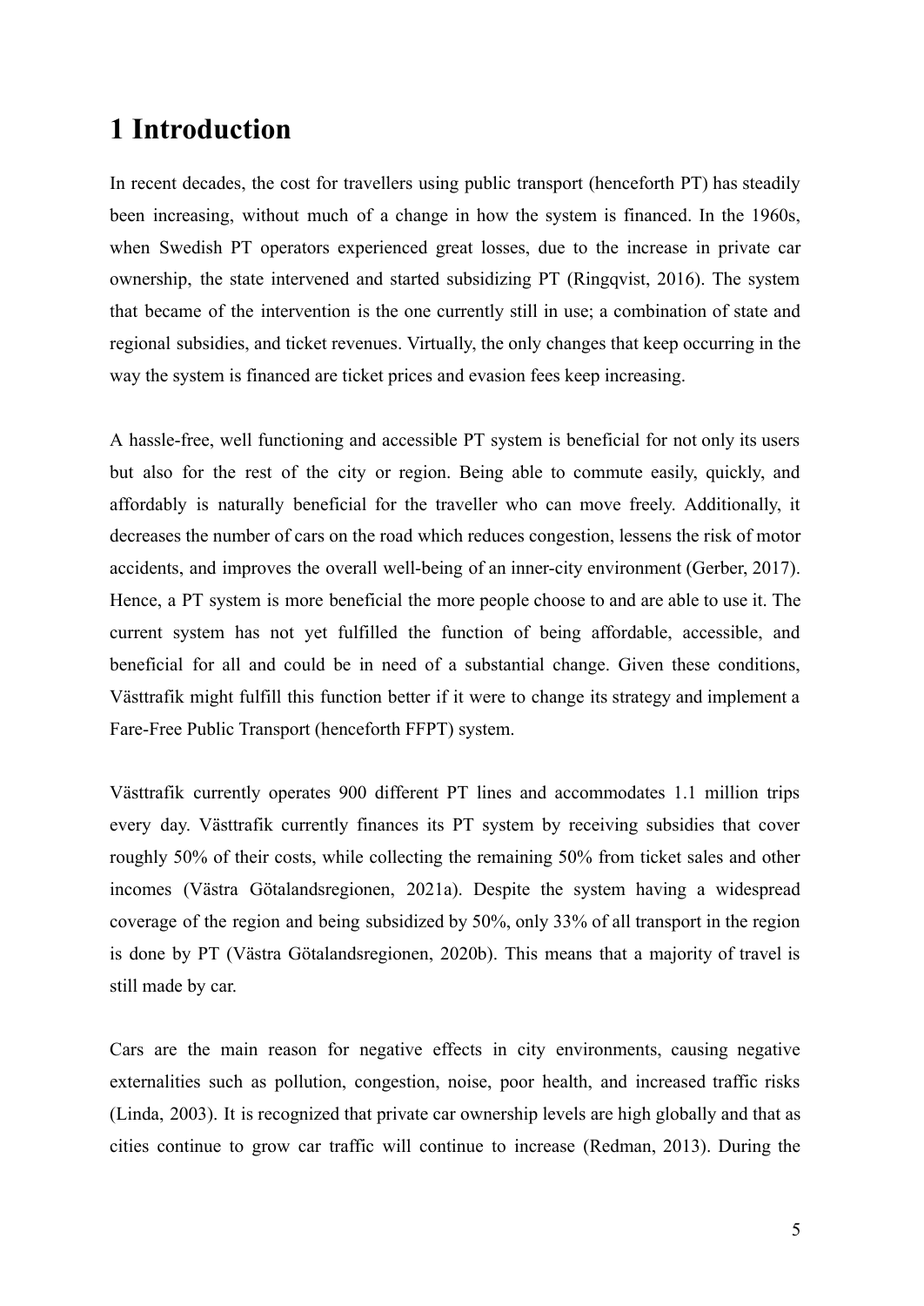# 1 Introduction

In recent decades, the cost for travellers using public transport (henceforth PT) has steadily been increasing, without much of a change in how the system is financed. In the 1960s, when Swedish PT operators experienced great losses, due to the increase in private car ownership, the state intervened and started subsidizing PT (Ringqvist, 2016). The system that became of the intervention is the one currently still in use; a combination of state and regional subsidies, and ticket revenues. Virtually, the only changes that keep occurring in the way the system is financed are ticket prices and evasion fees keep increasing.

A hassle-free, well functioning and accessible PT system is beneficial for not only its users but also for the rest of the city or region. Being able to commute easily, quickly, and affordably is naturally beneficial for the traveller who can move freely. Additionally, it decreases the number of cars on the road which reduces congestion, lessens the risk of motor accidents, and improves the overall well-being of an inner-city environment (Gerber, 2017). Hence, a PT system is more beneficial the more people choose to and are able to use it. The current system has not yet fulfilled the function of being affordable, accessible, and beneficial for all and could be in need of a substantial change. Given these conditions, Västtrafik might fulfill this function better if it were to change its strategy and implement a Fare-Free Public Transport (henceforth FFPT) system.

Västtrafik currently operates 900 different PT lines and accommodates 1.1 million trips every day. Västtrafik currently finances its PT system by receiving subsidies that cover roughly 50% of their costs, while collecting the remaining 50% from ticket sales and other incomes (Västra Götalandsregionen, 2021a). Despite the system having a widespread coverage of the region and being subsidized by 50%, only 33% of all transport in the region is done by PT (Västra Götalandsregionen, 2020b). This means that a majority of travel is still made by car.

Cars are the main reason for negative effects in city environments, causing negative externalities such as pollution, congestion, noise, poor health, and increased traffic risks (Linda, 2003). It is recognized that private car ownership levels are high globally and that as cities continue to grow car traffic will continue to increase (Redman, 2013). During the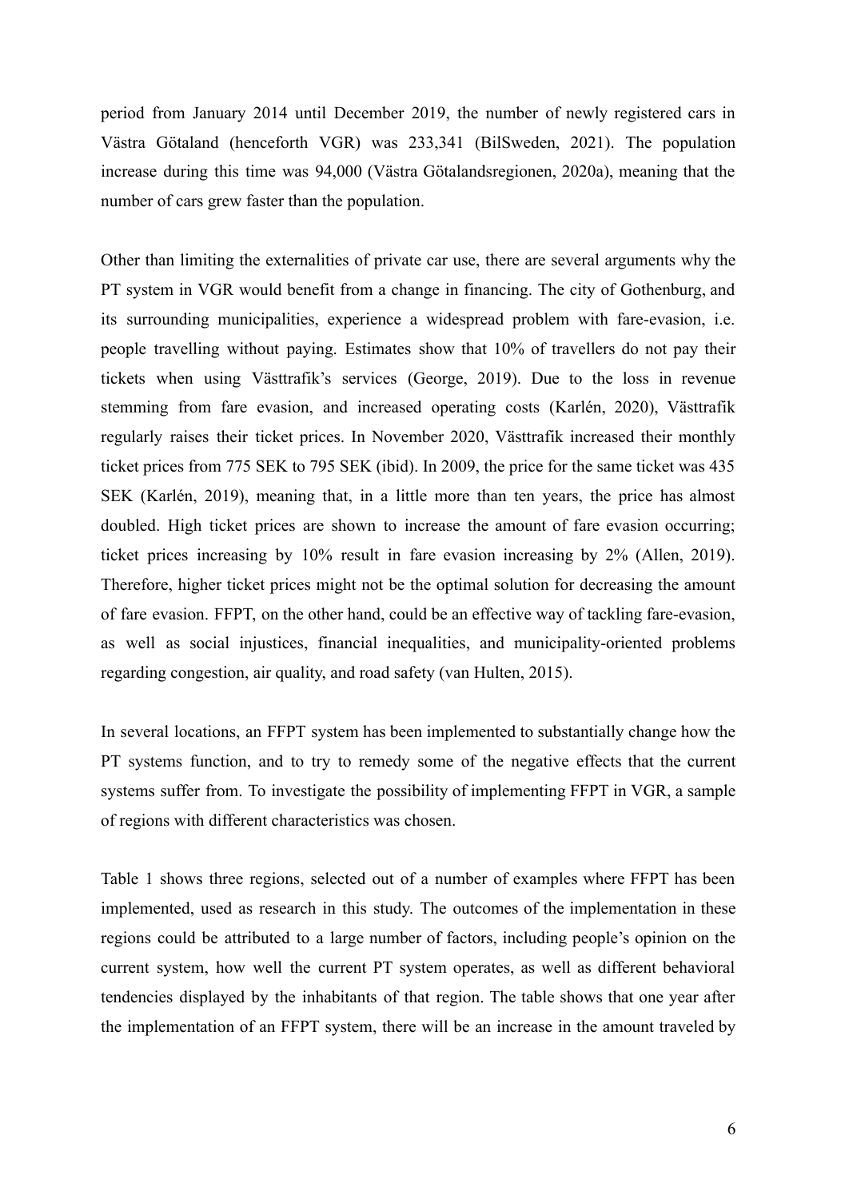period from January 2014 until December 2019, the number of newly registered cars in Västra Götaland (henceforth VGR) was 233,341 (BilSweden, 2021). The population increase during this time was 94,000 (Västra Götalandsregionen, 2020a), meaning that the number of cars grew faster than the population.

Other than limiting the externalities of private car use, there are several arguments why the PT system in VGR would benefit from a change in financing. The city of Gothenburg, and its surrounding municipalities, experience a widespread problem with fare-evasion, i.e. people travelling without paying. Estimates show that 10% of travellers do not pay their tickets when using Västtrafik's services (George, 2019). Due to the loss in revenue stemming from fare evasion, and increased operating costs (Karlén, 2020), Västtrafik regularly raises their ticket prices. In November 2020, Västtrafik increased their monthly ticket prices from 775 SEK to 795 SEK (ibid). In 2009, the price for the same ticket was 435 SEK (Karlén, 2019), meaning that, in a little more than ten years, the price has almost doubled. High ticket prices are shown to increase the amount of fare evasion occurring; ticket prices increasing by 10% result in fare evasion increasing by 2% (Allen, 2019). Therefore, higher ticket prices might not be the optimal solution for decreasing the amount of fare evasion. FFPT, on the other hand, could be an effective way of tackling fare-evasion, as well as social injustices, financial inequalities, and municipality-oriented problems regarding congestion, air quality, and road safety (van Hulten, 2015).

In several locations, an FFPT system has been implemented to substantially change how the PT systems function, and to try to remedy some of the negative effects that the current systems suffer from. To investigate the possibility of implementing FFPT in VGR, a sample of regions with different characteristics was chosen.

Table 1 shows three regions, selected out of a number of examples where FFPT has been implemented, used as research in this study. The outcomes of the implementation in these regions could be attributed to a large number of factors, including people's opinion on the current system, how well the current PT system operates, as well as different behavioral tendencies displayed by the inhabitants of that region. The table shows that one year after the implementation of an FFPT system, there will be an increase in the amount traveled by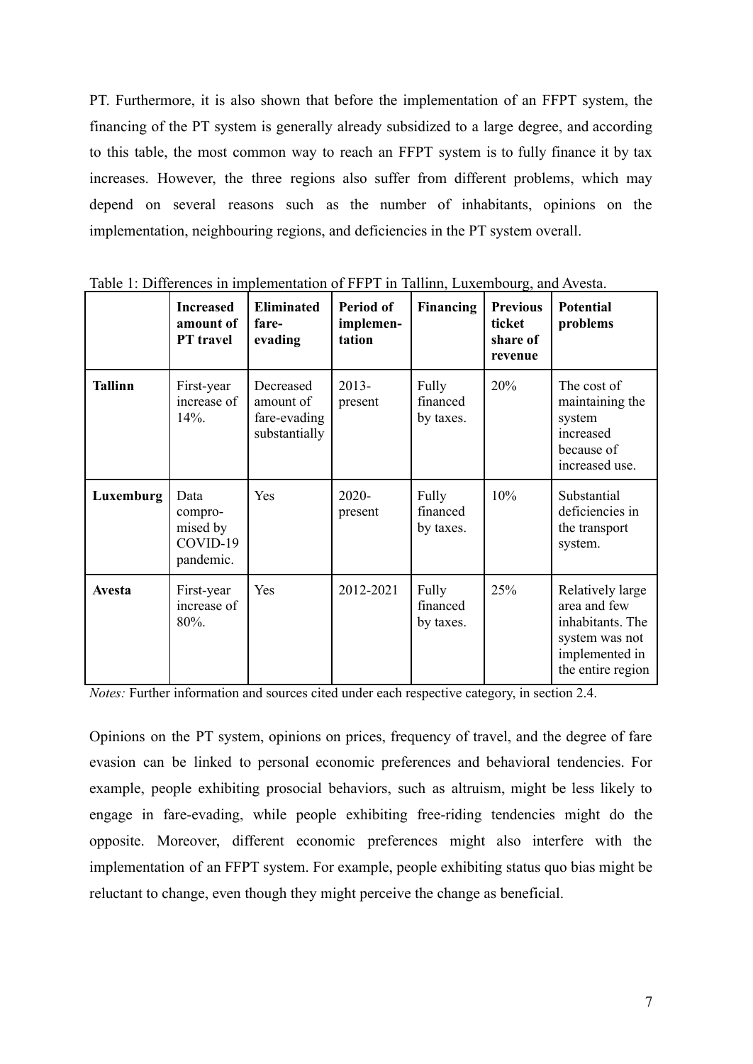PT. Furthermore, it is also shown that before the implementation of an FFPT system, the financing of the PT system is generally already subsidized to a large degree, and according to this table, the most common way to reach an FFPT system is to fully finance it by tax increases. However, the three regions also suffer from different problems, which may depend on several reasons such as the number of inhabitants, opinions on the implementation, neighbouring regions, and deficiencies in the PT system overall.

Table 1: Differences in implementation of FFPT in Tallinn, Luxembourg, and Avesta.

| | **Increased amount of PT travel** | **Eliminated fare-evading** | **Period of implementation** | **Financing** | **Previous ticket share of revenue** | **Potential problems** |
|---|---|---|---|---|---|---|
| **Tallinn** | First-year increase of 14%. | Decreased amount of fare-evading substantially | 2013-present | Fully financed by taxes. | 20% | The cost of maintaining the system increased because of increased use. |
| **Luxemburg** | Data compromised by COVID-19 pandemic. | Yes | 2020-present | Fully financed by taxes. | 10% | Substantial deficiencies in the transport system. |
| **Avesta** | First-year increase of 80%. | Yes | 2012-2021 | Fully financed by taxes. | 25% | Relatively large area and few inhabitants. The system was not implemented in the entire region |

*Notes:* Further information and sources cited under each respective category, in section 2.4.

Opinions on the PT system, opinions on prices, frequency of travel, and the degree of fare evasion can be linked to personal economic preferences and behavioral tendencies. For example, people exhibiting prosocial behaviors, such as altruism, might be less likely to engage in fare-evading, while people exhibiting free-riding tendencies might do the opposite. Moreover, different economic preferences might also interfere with the implementation of an FFPT system. For example, people exhibiting status quo bias might be reluctant to change, even though they might perceive the change as beneficial.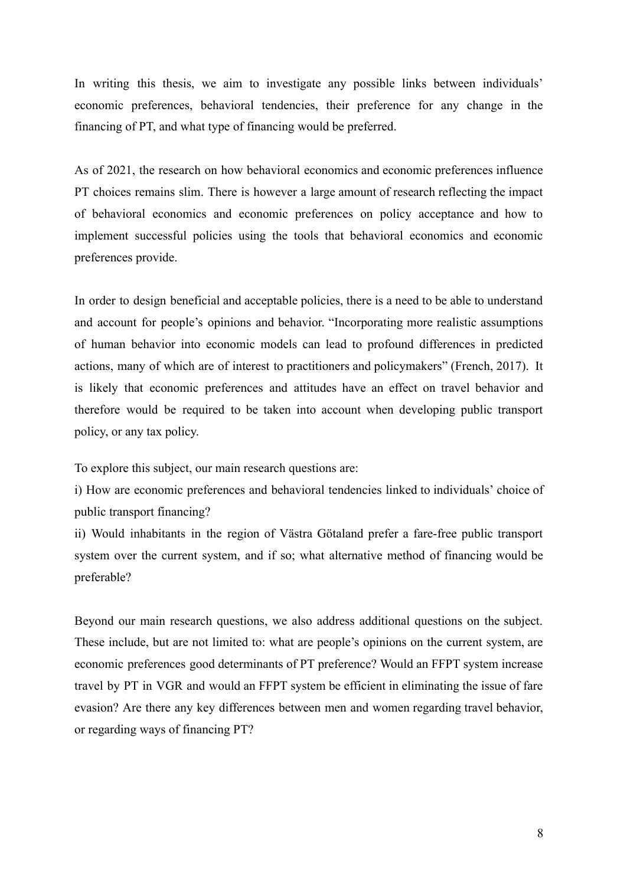In writing this thesis, we aim to investigate any possible links between individuals' economic preferences, behavioral tendencies, their preference for any change in the financing of PT, and what type of financing would be preferred.

As of 2021, the research on how behavioral economics and economic preferences influence PT choices remains slim. There is however a large amount of research reflecting the impact of behavioral economics and economic preferences on policy acceptance and how to implement successful policies using the tools that behavioral economics and economic preferences provide.

In order to design beneficial and acceptable policies, there is a need to be able to understand and account for people's opinions and behavior. "Incorporating more realistic assumptions of human behavior into economic models can lead to profound differences in predicted actions, many of which are of interest to practitioners and policymakers" (French, 2017). It is likely that economic preferences and attitudes have an effect on travel behavior and therefore would be required to be taken into account when developing public transport policy, or any tax policy.

To explore this subject, our main research questions are:

i) How are economic preferences and behavioral tendencies linked to individuals' choice of public transport financing?

ii) Would inhabitants in the region of Västra Götaland prefer a fare-free public transport system over the current system, and if so; what alternative method of financing would be preferable?

Beyond our main research questions, we also address additional questions on the subject. These include, but are not limited to: what are people's opinions on the current system, are economic preferences good determinants of PT preference? Would an FFPT system increase travel by PT in VGR and would an FFPT system be efficient in eliminating the issue of fare evasion? Are there any key differences between men and women regarding travel behavior, or regarding ways of financing PT?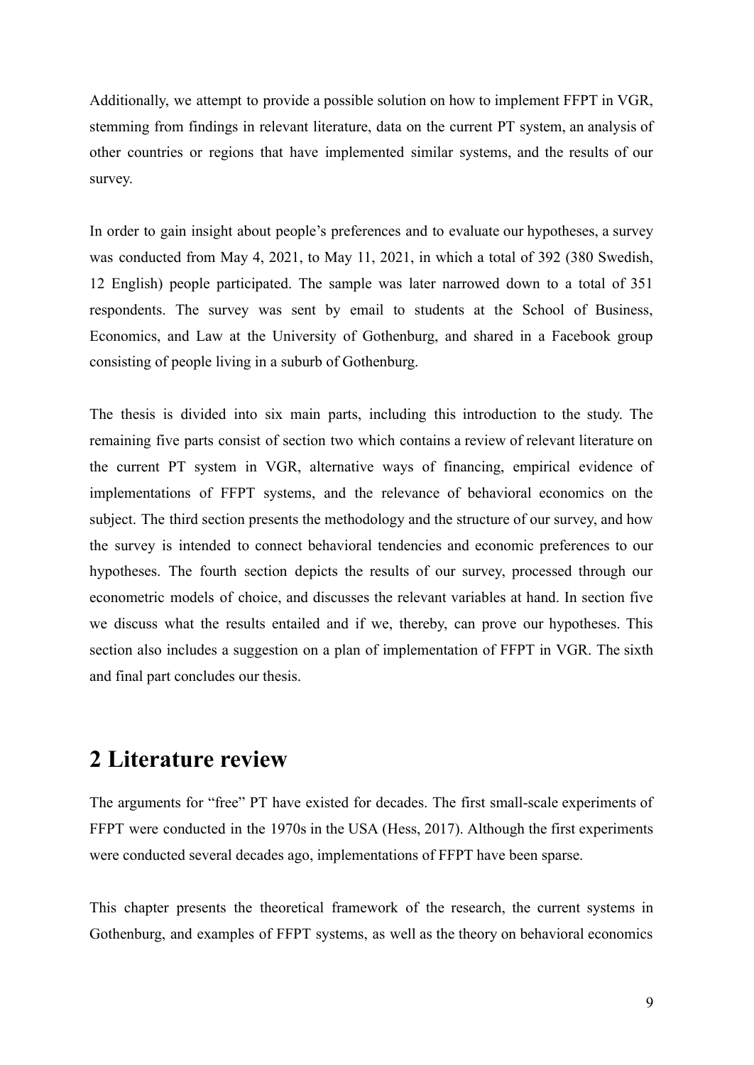Additionally, we attempt to provide a possible solution on how to implement FFPT in VGR, stemming from findings in relevant literature, data on the current PT system, an analysis of other countries or regions that have implemented similar systems, and the results of our survey.

In order to gain insight about people's preferences and to evaluate our hypotheses, a survey was conducted from May 4, 2021, to May 11, 2021, in which a total of 392 (380 Swedish, 12 English) people participated. The sample was later narrowed down to a total of 351 respondents. The survey was sent by email to students at the School of Business, Economics, and Law at the University of Gothenburg, and shared in a Facebook group consisting of people living in a suburb of Gothenburg.

The thesis is divided into six main parts, including this introduction to the study. The remaining five parts consist of section two which contains a review of relevant literature on the current PT system in VGR, alternative ways of financing, empirical evidence of implementations of FFPT systems, and the relevance of behavioral economics on the subject. The third section presents the methodology and the structure of our survey, and how the survey is intended to connect behavioral tendencies and economic preferences to our hypotheses. The fourth section depicts the results of our survey, processed through our econometric models of choice, and discusses the relevant variables at hand. In section five we discuss what the results entailed and if we, thereby, can prove our hypotheses. This section also includes a suggestion on a plan of implementation of FFPT in VGR. The sixth and final part concludes our thesis.

# 2 Literature review

The arguments for "free" PT have existed for decades. The first small-scale experiments of FFPT were conducted in the 1970s in the USA (Hess, 2017). Although the first experiments were conducted several decades ago, implementations of FFPT have been sparse.

This chapter presents the theoretical framework of the research, the current systems in Gothenburg, and examples of FFPT systems, as well as the theory on behavioral economics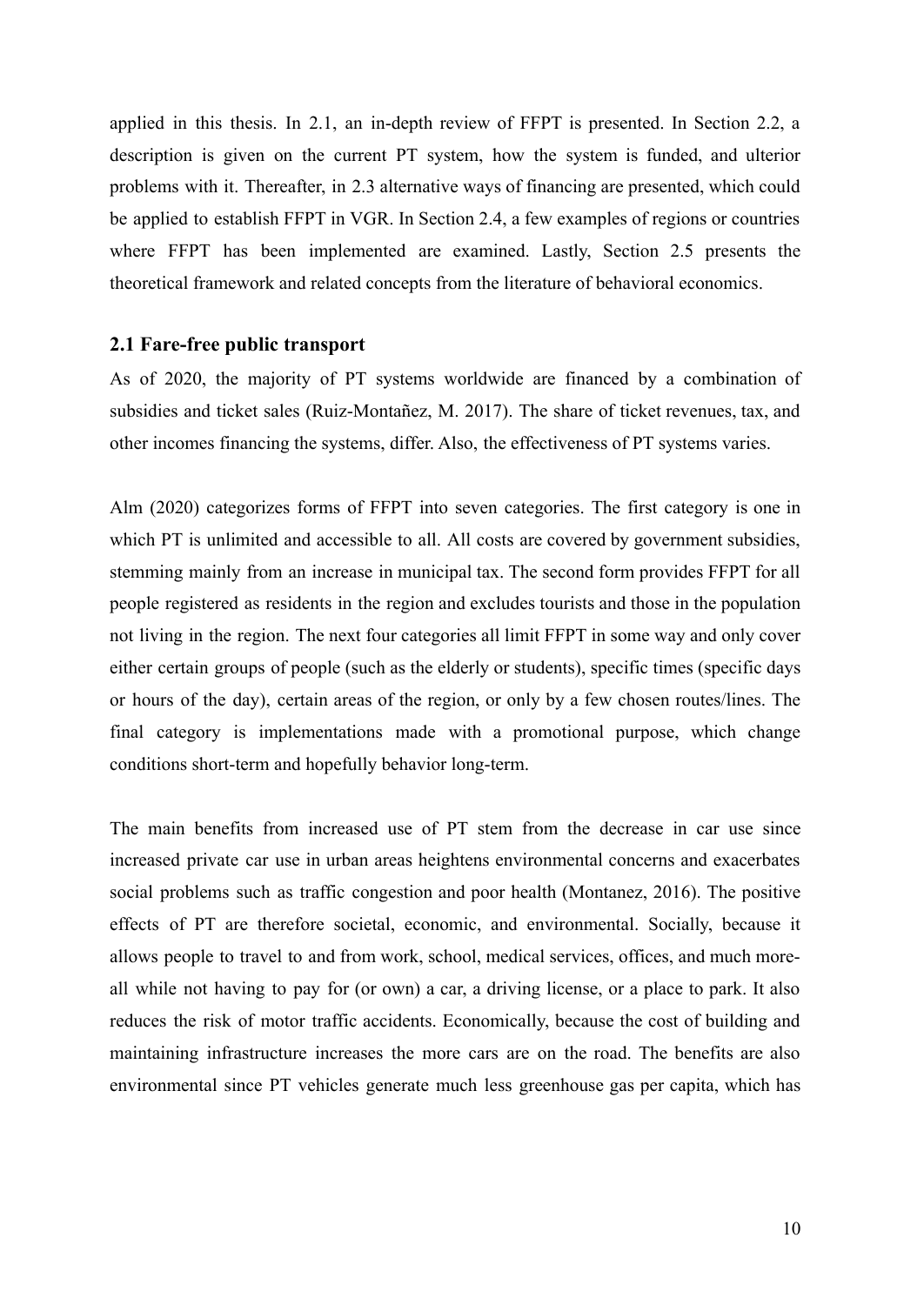applied in this thesis. In 2.1, an in-depth review of FFPT is presented. In Section 2.2, a description is given on the current PT system, how the system is funded, and ulterior problems with it. Thereafter, in 2.3 alternative ways of financing are presented, which could be applied to establish FFPT in VGR. In Section 2.4, a few examples of regions or countries where FFPT has been implemented are examined. Lastly, Section 2.5 presents the theoretical framework and related concepts from the literature of behavioral economics.

### 2.1 Fare-free public transport

As of 2020, the majority of PT systems worldwide are financed by a combination of subsidies and ticket sales (Ruiz-Montañez, M. 2017). The share of ticket revenues, tax, and other incomes financing the systems, differ. Also, the effectiveness of PT systems varies.

Alm (2020) categorizes forms of FFPT into seven categories. The first category is one in which PT is unlimited and accessible to all. All costs are covered by government subsidies, stemming mainly from an increase in municipal tax. The second form provides FFPT for all people registered as residents in the region and excludes tourists and those in the population not living in the region. The next four categories all limit FFPT in some way and only cover either certain groups of people (such as the elderly or students), specific times (specific days or hours of the day), certain areas of the region, or only by a few chosen routes/lines. The final category is implementations made with a promotional purpose, which change conditions short-term and hopefully behavior long-term.

The main benefits from increased use of PT stem from the decrease in car use since increased private car use in urban areas heightens environmental concerns and exacerbates social problems such as traffic congestion and poor health (Montanez, 2016). The positive effects of PT are therefore societal, economic, and environmental. Socially, because it allows people to travel to and from work, school, medical services, offices, and much more- all while not having to pay for (or own) a car, a driving license, or a place to park. It also reduces the risk of motor traffic accidents. Economically, because the cost of building and maintaining infrastructure increases the more cars are on the road. The benefits are also environmental since PT vehicles generate much less greenhouse gas per capita, which has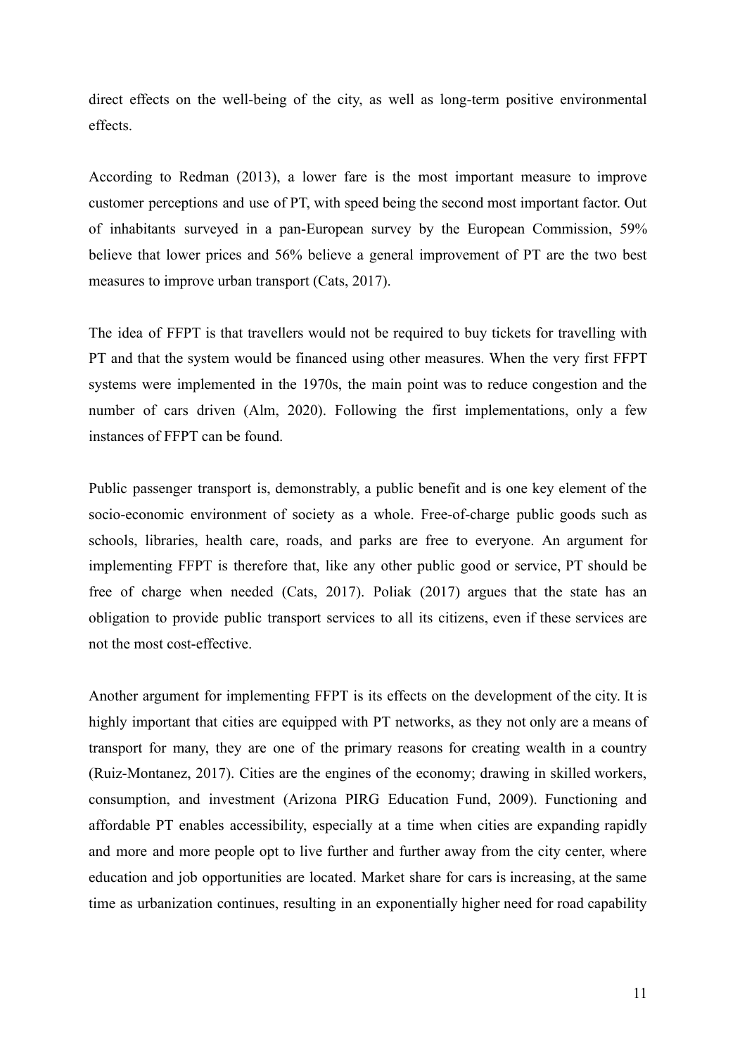direct effects on the well-being of the city, as well as long-term positive environmental effects.

According to Redman (2013), a lower fare is the most important measure to improve customer perceptions and use of PT, with speed being the second most important factor. Out of inhabitants surveyed in a pan-European survey by the European Commission, 59% believe that lower prices and 56% believe a general improvement of PT are the two best measures to improve urban transport (Cats, 2017).

The idea of FFPT is that travellers would not be required to buy tickets for travelling with PT and that the system would be financed using other measures. When the very first FFPT systems were implemented in the 1970s, the main point was to reduce congestion and the number of cars driven (Alm, 2020). Following the first implementations, only a few instances of FFPT can be found.

Public passenger transport is, demonstrably, a public benefit and is one key element of the socio-economic environment of society as a whole. Free-of-charge public goods such as schools, libraries, health care, roads, and parks are free to everyone. An argument for implementing FFPT is therefore that, like any other public good or service, PT should be free of charge when needed (Cats, 2017). Poliak (2017) argues that the state has an obligation to provide public transport services to all its citizens, even if these services are not the most cost-effective.

Another argument for implementing FFPT is its effects on the development of the city. It is highly important that cities are equipped with PT networks, as they not only are a means of transport for many, they are one of the primary reasons for creating wealth in a country (Ruiz-Montanez, 2017). Cities are the engines of the economy; drawing in skilled workers, consumption, and investment (Arizona PIRG Education Fund, 2009). Functioning and affordable PT enables accessibility, especially at a time when cities are expanding rapidly and more and more people opt to live further and further away from the city center, where education and job opportunities are located. Market share for cars is increasing, at the same time as urbanization continues, resulting in an exponentially higher need for road capability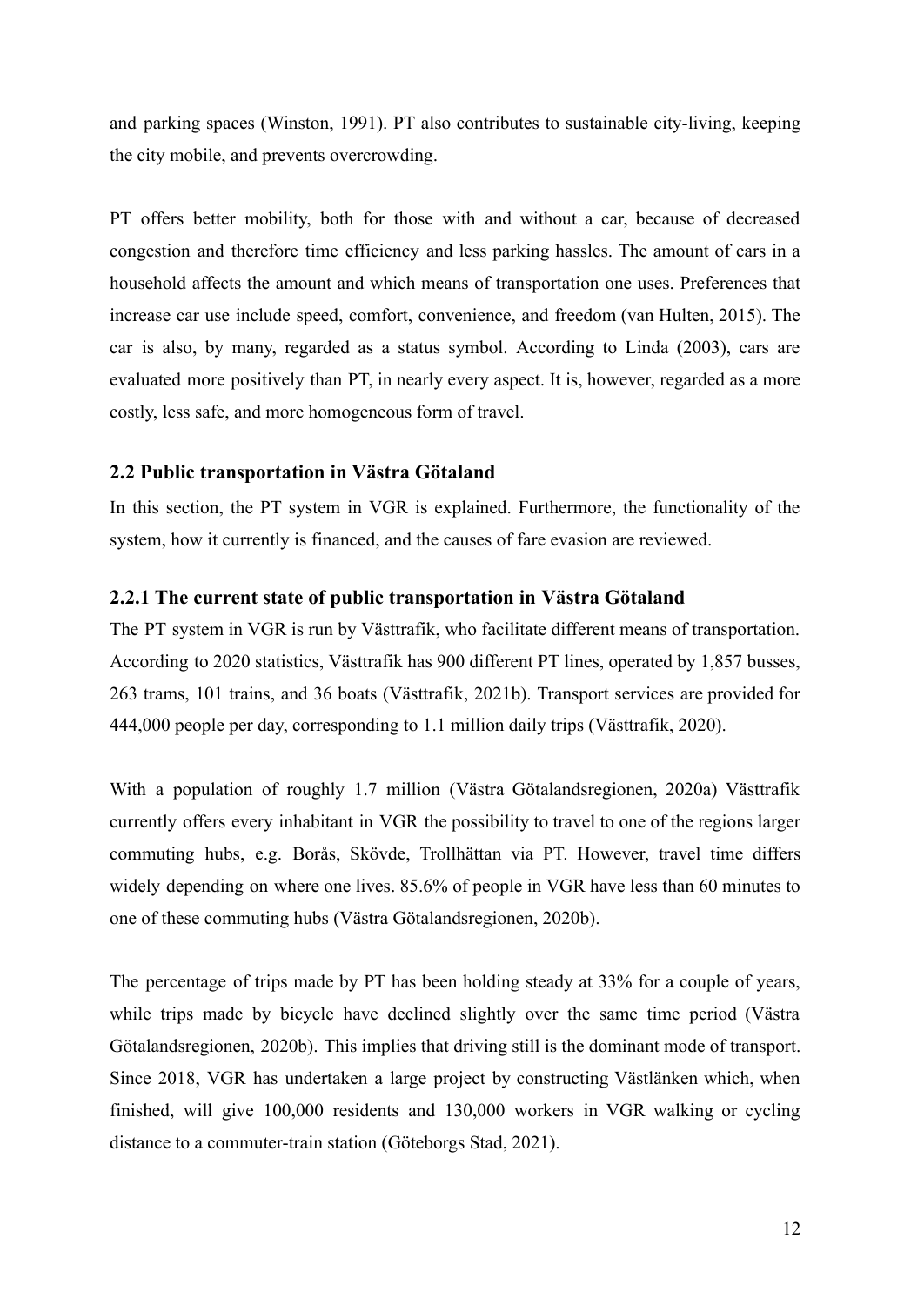and parking spaces (Winston, 1991). PT also contributes to sustainable city-living, keeping the city mobile, and prevents overcrowding.

PT offers better mobility, both for those with and without a car, because of decreased congestion and therefore time efficiency and less parking hassles. The amount of cars in a household affects the amount and which means of transportation one uses. Preferences that increase car use include speed, comfort, convenience, and freedom (van Hulten, 2015). The car is also, by many, regarded as a status symbol. According to Linda (2003), cars are evaluated more positively than PT, in nearly every aspect. It is, however, regarded as a more costly, less safe, and more homogeneous form of travel.

## 2.2 Public transportation in Västra Götaland

In this section, the PT system in VGR is explained. Furthermore, the functionality of the system, how it currently is financed, and the causes of fare evasion are reviewed.

### 2.2.1 The current state of public transportation in Västra Götaland

The PT system in VGR is run by Västtrafik, who facilitate different means of transportation. According to 2020 statistics, Västtrafik has 900 different PT lines, operated by 1,857 busses, 263 trams, 101 trains, and 36 boats (Västtrafik, 2021b). Transport services are provided for 444,000 people per day, corresponding to 1.1 million daily trips (Västtrafik, 2020).

With a population of roughly 1.7 million (Västra Götalandsregionen, 2020a) Västtrafik currently offers every inhabitant in VGR the possibility to travel to one of the regions larger commuting hubs, e.g. Borås, Skövde, Trollhättan via PT. However, travel time differs widely depending on where one lives. 85.6% of people in VGR have less than 60 minutes to one of these commuting hubs (Västra Götalandsregionen, 2020b).

The percentage of trips made by PT has been holding steady at 33% for a couple of years, while trips made by bicycle have declined slightly over the same time period (Västra Götalandsregionen, 2020b). This implies that driving still is the dominant mode of transport. Since 2018, VGR has undertaken a large project by constructing Västlänken which, when finished, will give 100,000 residents and 130,000 workers in VGR walking or cycling distance to a commuter-train station (Göteborgs Stad, 2021).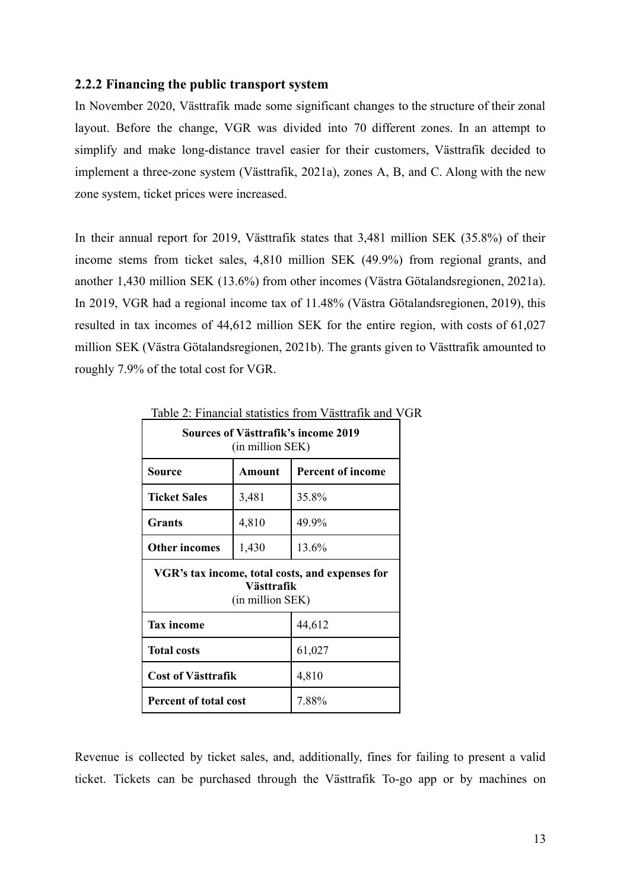### 2.2.2 Financing the public transport system

In November 2020, Västtrafik made some significant changes to the structure of their zonal layout. Before the change, VGR was divided into 70 different zones. In an attempt to simplify and make long-distance travel easier for their customers, Västtrafik decided to implement a three-zone system (Västtrafik, 2021a), zones A, B, and C. Along with the new zone system, ticket prices were increased.

In their annual report for 2019, Västtrafik states that 3,481 million SEK (35.8%) of their income stems from ticket sales, 4,810 million SEK (49.9%) from regional grants, and another 1,430 million SEK (13.6%) from other incomes (Västra Götalandsregionen, 2021a). In 2019, VGR had a regional income tax of 11.48% (Västra Götalandsregionen, 2019), this resulted in tax incomes of 44,612 million SEK for the entire region, with costs of 61,027 million SEK (Västra Götalandsregionen, 2021b). The grants given to Västtrafik amounted to roughly 7.9% of the total cost for VGR.

Table 2: Financial statistics from Västtrafik and VGR

| **Sources of Västtrafik's income 2019** (in million SEK) | | |
|---|---|---|
| **Source** | **Amount** | **Percent of income** |
| **Ticket Sales** | 3,481 | 35.8% |
| **Grants** | 4,810 | 49.9% |
| **Other incomes** | 1,430 | 13.6% |
| **VGR's tax income, total costs, and expenses for Västtrafik** (in million SEK) | | |
| **Tax income** | | 44,612 |
| **Total costs** | | 61,027 |
| **Cost of Västtrafik** | | 4,810 |
| **Percent of total cost** | | 7.88% |

Revenue is collected by ticket sales, and, additionally, fines for failing to present a valid ticket. Tickets can be purchased through the Västtrafik To-go app or by machines on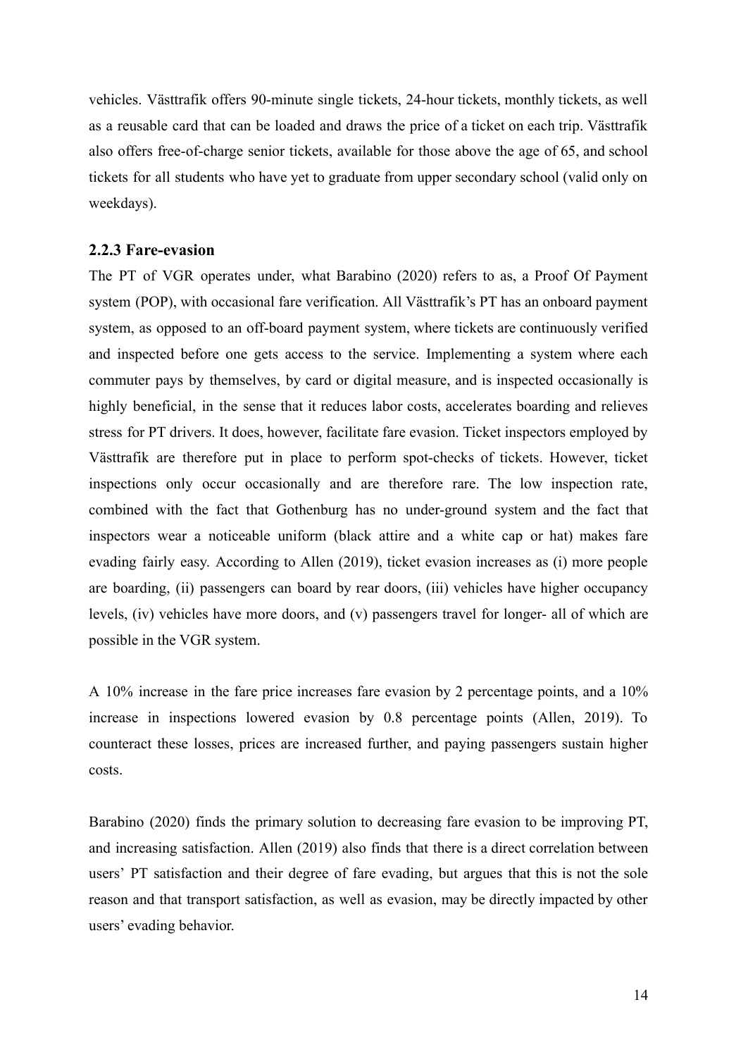vehicles. Västtrafik offers 90-minute single tickets, 24-hour tickets, monthly tickets, as well as a reusable card that can be loaded and draws the price of a ticket on each trip. Västtrafik also offers free-of-charge senior tickets, available for those above the age of 65, and school tickets for all students who have yet to graduate from upper secondary school (valid only on weekdays).

### 2.2.3 Fare-evasion

The PT of VGR operates under, what Barabino (2020) refers to as, a Proof Of Payment system (POP), with occasional fare verification. All Västtrafik's PT has an onboard payment system, as opposed to an off-board payment system, where tickets are continuously verified and inspected before one gets access to the service. Implementing a system where each commuter pays by themselves, by card or digital measure, and is inspected occasionally is highly beneficial, in the sense that it reduces labor costs, accelerates boarding and relieves stress for PT drivers. It does, however, facilitate fare evasion. Ticket inspectors employed by Västtrafik are therefore put in place to perform spot-checks of tickets. However, ticket inspections only occur occasionally and are therefore rare. The low inspection rate, combined with the fact that Gothenburg has no under-ground system and the fact that inspectors wear a noticeable uniform (black attire and a white cap or hat) makes fare evading fairly easy. According to Allen (2019), ticket evasion increases as (i) more people are boarding, (ii) passengers can board by rear doors, (iii) vehicles have higher occupancy levels, (iv) vehicles have more doors, and (v) passengers travel for longer- all of which are possible in the VGR system.

A 10% increase in the fare price increases fare evasion by 2 percentage points, and a 10% increase in inspections lowered evasion by 0.8 percentage points (Allen, 2019). To counteract these losses, prices are increased further, and paying passengers sustain higher costs.

Barabino (2020) finds the primary solution to decreasing fare evasion to be improving PT, and increasing satisfaction. Allen (2019) also finds that there is a direct correlation between users' PT satisfaction and their degree of fare evading, but argues that this is not the sole reason and that transport satisfaction, as well as evasion, may be directly impacted by other users' evading behavior.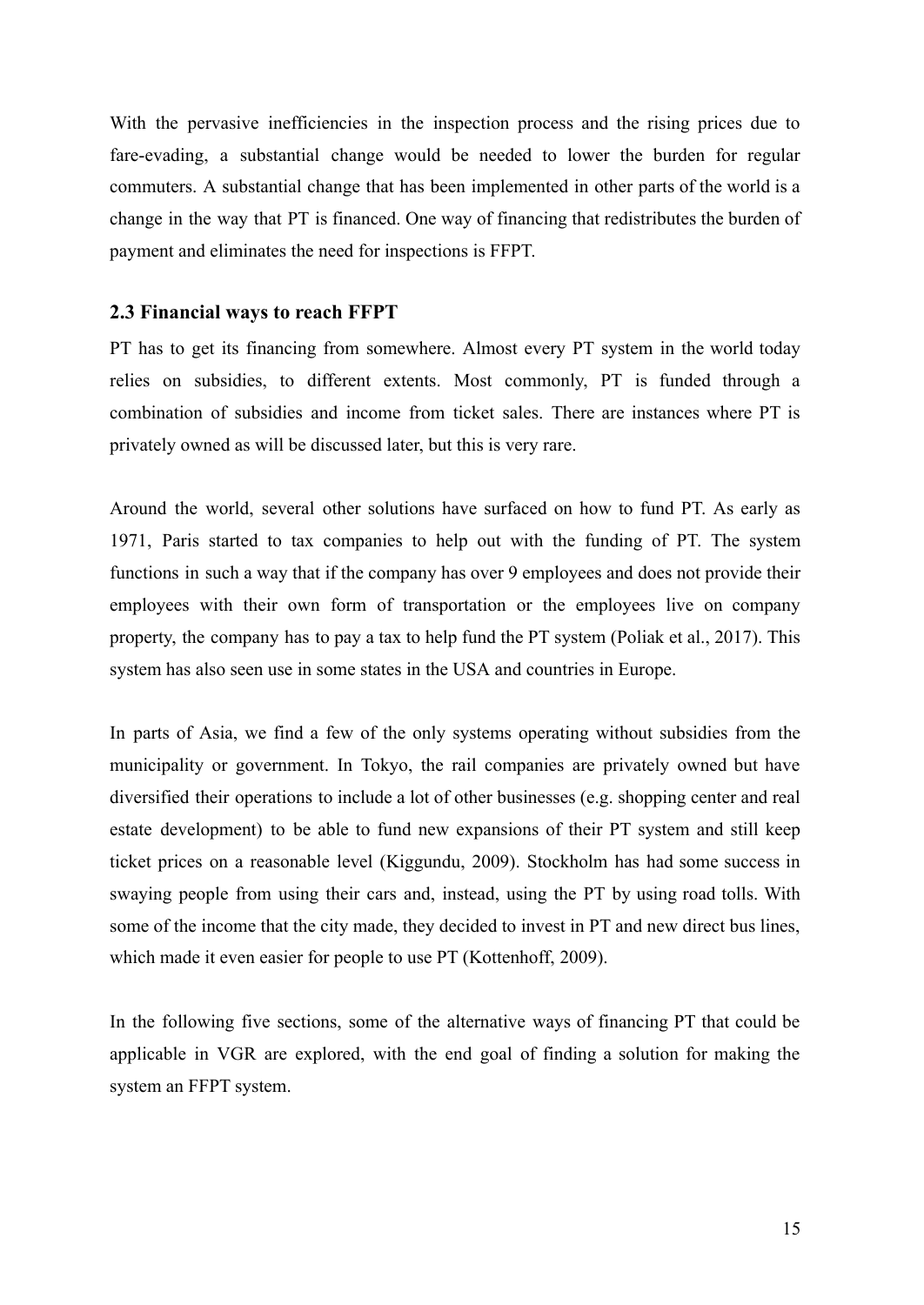With the pervasive inefficiencies in the inspection process and the rising prices due to fare-evading, a substantial change would be needed to lower the burden for regular commuters. A substantial change that has been implemented in other parts of the world is a change in the way that PT is financed. One way of financing that redistributes the burden of payment and eliminates the need for inspections is FFPT.

### 2.3 Financial ways to reach FFPT

PT has to get its financing from somewhere. Almost every PT system in the world today relies on subsidies, to different extents. Most commonly, PT is funded through a combination of subsidies and income from ticket sales. There are instances where PT is privately owned as will be discussed later, but this is very rare.

Around the world, several other solutions have surfaced on how to fund PT. As early as 1971, Paris started to tax companies to help out with the funding of PT. The system functions in such a way that if the company has over 9 employees and does not provide their employees with their own form of transportation or the employees live on company property, the company has to pay a tax to help fund the PT system (Poliak et al., 2017). This system has also seen use in some states in the USA and countries in Europe.

In parts of Asia, we find a few of the only systems operating without subsidies from the municipality or government. In Tokyo, the rail companies are privately owned but have diversified their operations to include a lot of other businesses (e.g. shopping center and real estate development) to be able to fund new expansions of their PT system and still keep ticket prices on a reasonable level (Kiggundu, 2009). Stockholm has had some success in swaying people from using their cars and, instead, using the PT by using road tolls. With some of the income that the city made, they decided to invest in PT and new direct bus lines, which made it even easier for people to use PT (Kottenhoff, 2009).

In the following five sections, some of the alternative ways of financing PT that could be applicable in VGR are explored, with the end goal of finding a solution for making the system an FFPT system.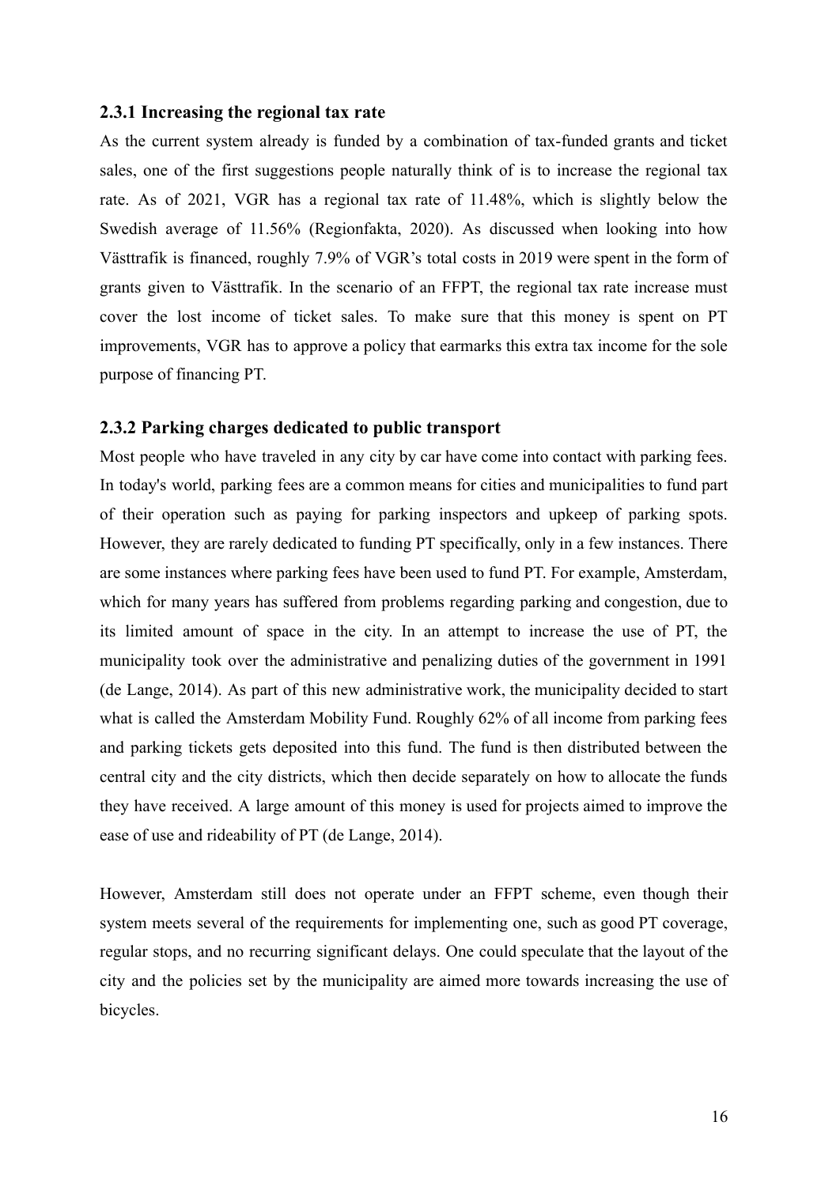### 2.3.1 Increasing the regional tax rate

As the current system already is funded by a combination of tax-funded grants and ticket sales, one of the first suggestions people naturally think of is to increase the regional tax rate. As of 2021, VGR has a regional tax rate of 11.48%, which is slightly below the Swedish average of 11.56% (Regionfakta, 2020). As discussed when looking into how Västtrafik is financed, roughly 7.9% of VGR's total costs in 2019 were spent in the form of grants given to Västtrafik. In the scenario of an FFPT, the regional tax rate increase must cover the lost income of ticket sales. To make sure that this money is spent on PT improvements, VGR has to approve a policy that earmarks this extra tax income for the sole purpose of financing PT.

### 2.3.2 Parking charges dedicated to public transport

Most people who have traveled in any city by car have come into contact with parking fees. In today's world, parking fees are a common means for cities and municipalities to fund part of their operation such as paying for parking inspectors and upkeep of parking spots. However, they are rarely dedicated to funding PT specifically, only in a few instances. There are some instances where parking fees have been used to fund PT. For example, Amsterdam, which for many years has suffered from problems regarding parking and congestion, due to its limited amount of space in the city. In an attempt to increase the use of PT, the municipality took over the administrative and penalizing duties of the government in 1991 (de Lange, 2014). As part of this new administrative work, the municipality decided to start what is called the Amsterdam Mobility Fund. Roughly 62% of all income from parking fees and parking tickets gets deposited into this fund. The fund is then distributed between the central city and the city districts, which then decide separately on how to allocate the funds they have received. A large amount of this money is used for projects aimed to improve the ease of use and rideability of PT (de Lange, 2014).

However, Amsterdam still does not operate under an FFPT scheme, even though their system meets several of the requirements for implementing one, such as good PT coverage, regular stops, and no recurring significant delays. One could speculate that the layout of the city and the policies set by the municipality are aimed more towards increasing the use of bicycles.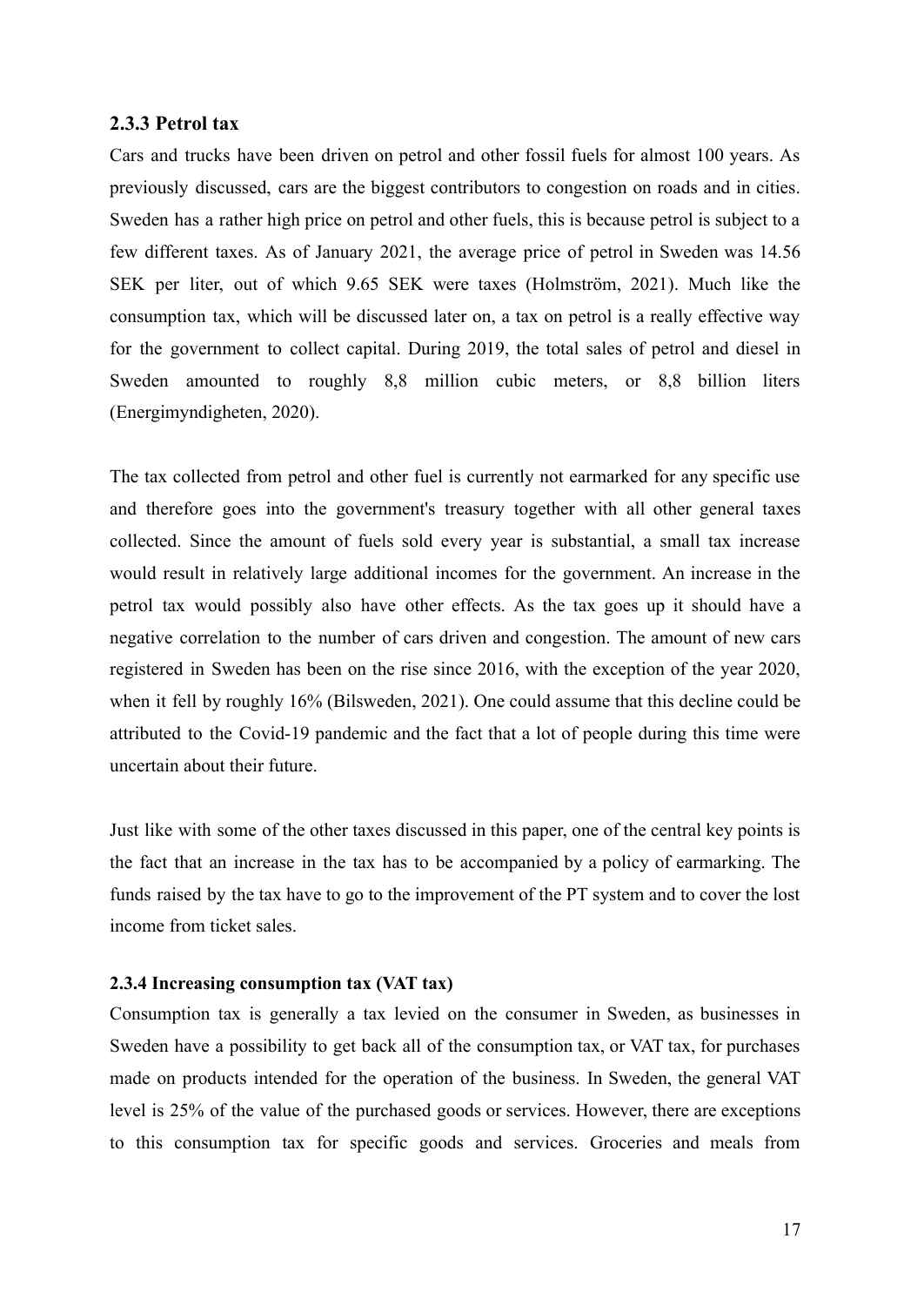### 2.3.3 Petrol tax

Cars and trucks have been driven on petrol and other fossil fuels for almost 100 years. As previously discussed, cars are the biggest contributors to congestion on roads and in cities. Sweden has a rather high price on petrol and other fuels, this is because petrol is subject to a few different taxes. As of January 2021, the average price of petrol in Sweden was 14.56 SEK per liter, out of which 9.65 SEK were taxes (Holmström, 2021). Much like the consumption tax, which will be discussed later on, a tax on petrol is a really effective way for the government to collect capital. During 2019, the total sales of petrol and diesel in Sweden amounted to roughly 8,8 million cubic meters, or 8,8 billion liters (Energimyndigheten, 2020).

The tax collected from petrol and other fuel is currently not earmarked for any specific use and therefore goes into the government's treasury together with all other general taxes collected. Since the amount of fuels sold every year is substantial, a small tax increase would result in relatively large additional incomes for the government. An increase in the petrol tax would possibly also have other effects. As the tax goes up it should have a negative correlation to the number of cars driven and congestion. The amount of new cars registered in Sweden has been on the rise since 2016, with the exception of the year 2020, when it fell by roughly 16% (Bilsweden, 2021). One could assume that this decline could be attributed to the Covid-19 pandemic and the fact that a lot of people during this time were uncertain about their future.

Just like with some of the other taxes discussed in this paper, one of the central key points is the fact that an increase in the tax has to be accompanied by a policy of earmarking. The funds raised by the tax have to go to the improvement of the PT system and to cover the lost income from ticket sales.

### 2.3.4 Increasing consumption tax (VAT tax)

Consumption tax is generally a tax levied on the consumer in Sweden, as businesses in Sweden have a possibility to get back all of the consumption tax, or VAT tax, for purchases made on products intended for the operation of the business. In Sweden, the general VAT level is 25% of the value of the purchased goods or services. However, there are exceptions to this consumption tax for specific goods and services. Groceries and meals from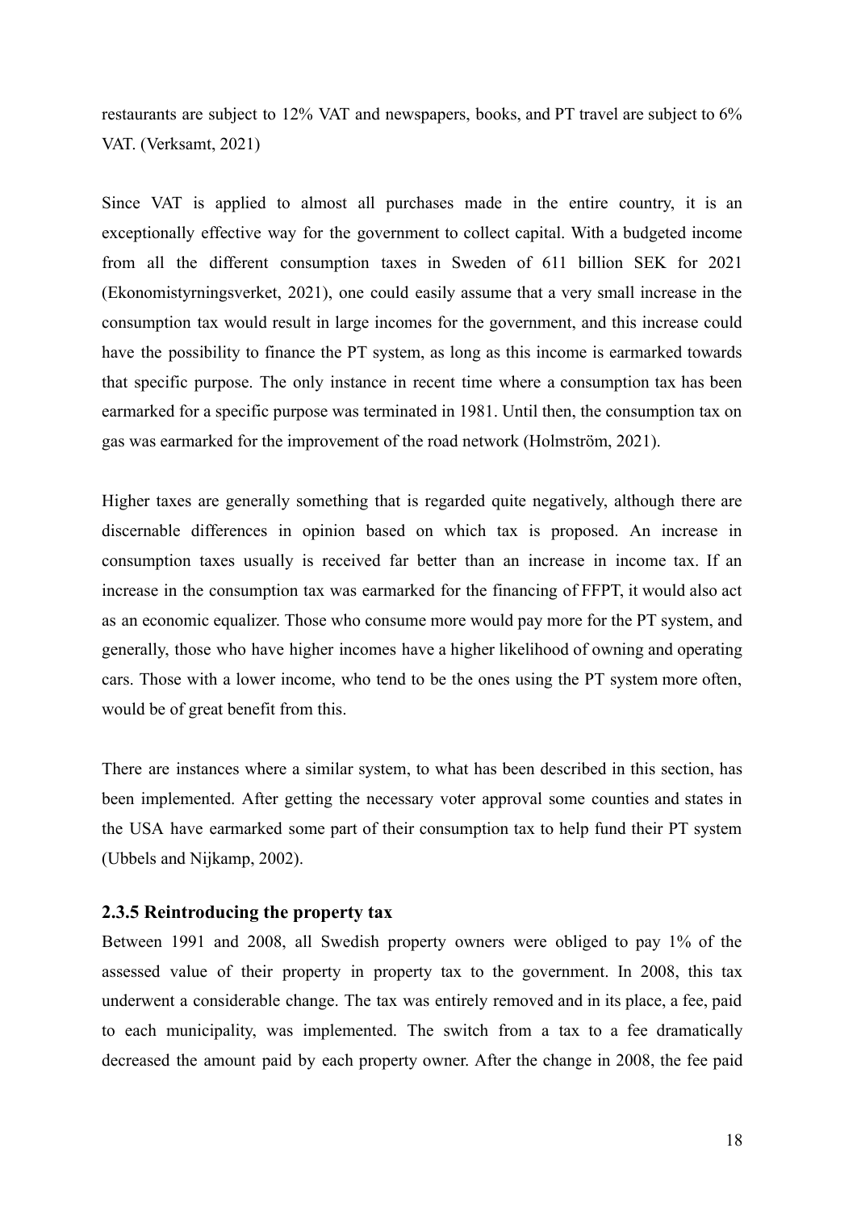restaurants are subject to 12% VAT and newspapers, books, and PT travel are subject to 6% VAT. (Verksamt, 2021)

Since VAT is applied to almost all purchases made in the entire country, it is an exceptionally effective way for the government to collect capital. With a budgeted income from all the different consumption taxes in Sweden of 611 billion SEK for 2021 (Ekonomistyrningsverket, 2021), one could easily assume that a very small increase in the consumption tax would result in large incomes for the government, and this increase could have the possibility to finance the PT system, as long as this income is earmarked towards that specific purpose. The only instance in recent time where a consumption tax has been earmarked for a specific purpose was terminated in 1981. Until then, the consumption tax on gas was earmarked for the improvement of the road network (Holmström, 2021).

Higher taxes are generally something that is regarded quite negatively, although there are discernable differences in opinion based on which tax is proposed. An increase in consumption taxes usually is received far better than an increase in income tax. If an increase in the consumption tax was earmarked for the financing of FFPT, it would also act as an economic equalizer. Those who consume more would pay more for the PT system, and generally, those who have higher incomes have a higher likelihood of owning and operating cars. Those with a lower income, who tend to be the ones using the PT system more often, would be of great benefit from this.

There are instances where a similar system, to what has been described in this section, has been implemented. After getting the necessary voter approval some counties and states in the USA have earmarked some part of their consumption tax to help fund their PT system (Ubbels and Nijkamp, 2002).

### 2.3.5 Reintroducing the property tax

Between 1991 and 2008, all Swedish property owners were obliged to pay 1% of the assessed value of their property in property tax to the government. In 2008, this tax underwent a considerable change. The tax was entirely removed and in its place, a fee, paid to each municipality, was implemented. The switch from a tax to a fee dramatically decreased the amount paid by each property owner. After the change in 2008, the fee paid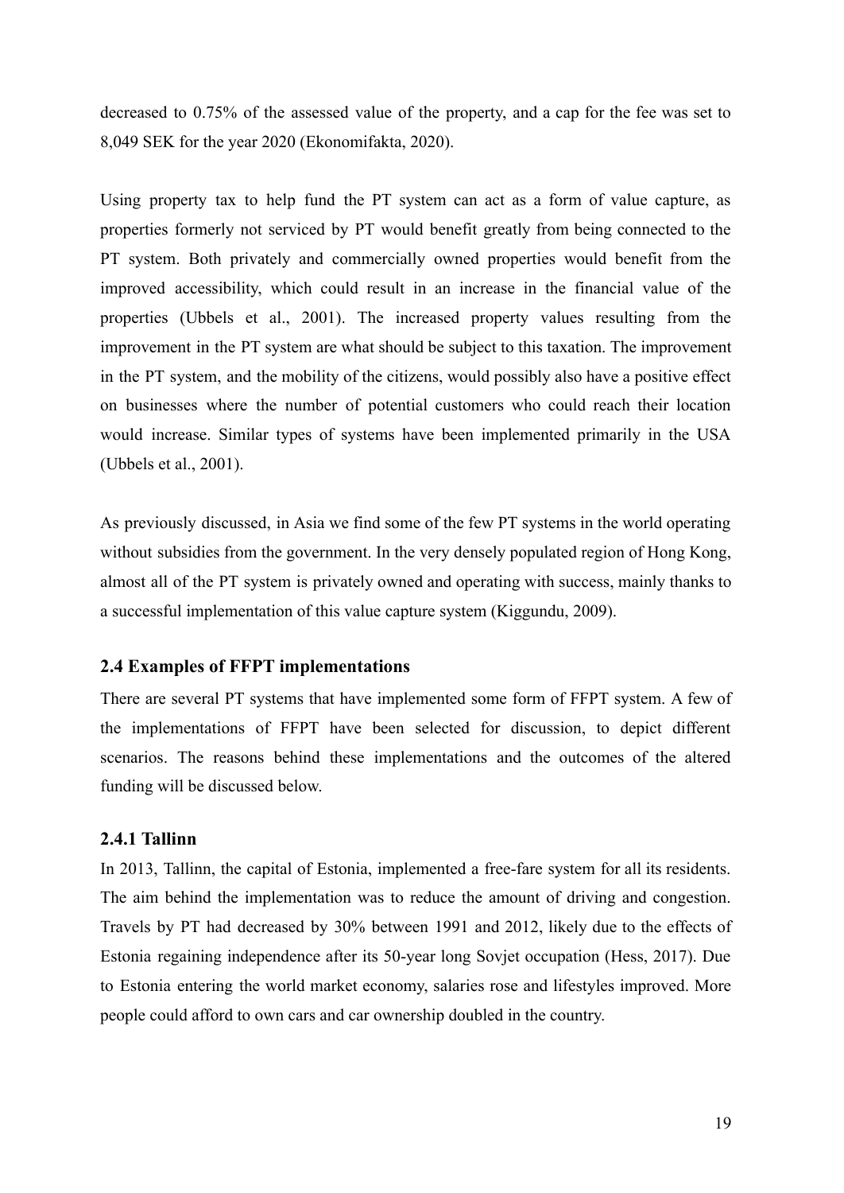decreased to 0.75% of the assessed value of the property, and a cap for the fee was set to 8,049 SEK for the year 2020 (Ekonomifakta, 2020).

Using property tax to help fund the PT system can act as a form of value capture, as properties formerly not serviced by PT would benefit greatly from being connected to the PT system. Both privately and commercially owned properties would benefit from the improved accessibility, which could result in an increase in the financial value of the properties (Ubbels et al., 2001). The increased property values resulting from the improvement in the PT system are what should be subject to this taxation. The improvement in the PT system, and the mobility of the citizens, would possibly also have a positive effect on businesses where the number of potential customers who could reach their location would increase. Similar types of systems have been implemented primarily in the USA (Ubbels et al., 2001).

As previously discussed, in Asia we find some of the few PT systems in the world operating without subsidies from the government. In the very densely populated region of Hong Kong, almost all of the PT system is privately owned and operating with success, mainly thanks to a successful implementation of this value capture system (Kiggundu, 2009).

### 2.4 Examples of FFPT implementations

There are several PT systems that have implemented some form of FFPT system. A few of the implementations of FFPT have been selected for discussion, to depict different scenarios. The reasons behind these implementations and the outcomes of the altered funding will be discussed below.

#### 2.4.1 Tallinn

In 2013, Tallinn, the capital of Estonia, implemented a free-fare system for all its residents. The aim behind the implementation was to reduce the amount of driving and congestion. Travels by PT had decreased by 30% between 1991 and 2012, likely due to the effects of Estonia regaining independence after its 50-year long Sovjet occupation (Hess, 2017). Due to Estonia entering the world market economy, salaries rose and lifestyles improved. More people could afford to own cars and car ownership doubled in the country.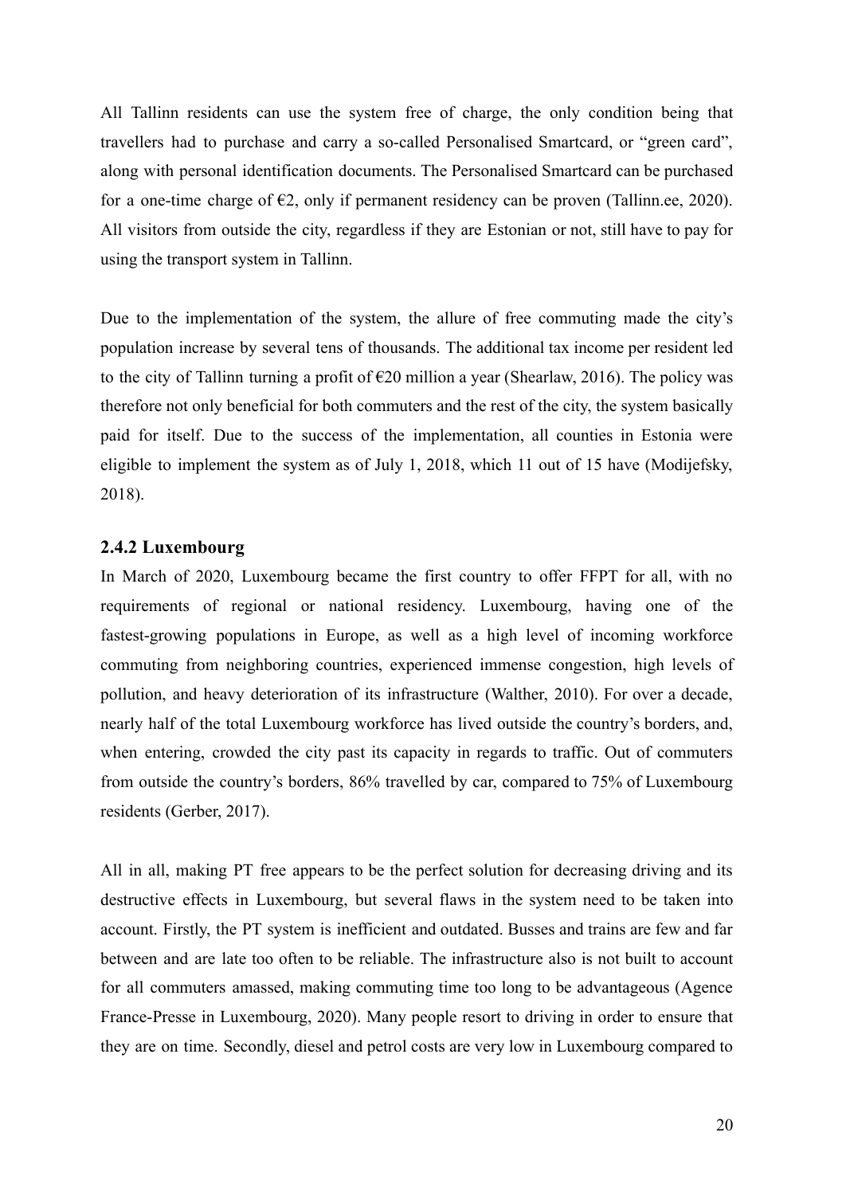All Tallinn residents can use the system free of charge, the only condition being that travellers had to purchase and carry a so-called Personalised Smartcard, or "green card", along with personal identification documents. The Personalised Smartcard can be purchased for a one-time charge of €2, only if permanent residency can be proven (Tallinn.ee, 2020). All visitors from outside the city, regardless if they are Estonian or not, still have to pay for using the transport system in Tallinn.

Due to the implementation of the system, the allure of free commuting made the city's population increase by several tens of thousands. The additional tax income per resident led to the city of Tallinn turning a profit of €20 million a year (Shearlaw, 2016). The policy was therefore not only beneficial for both commuters and the rest of the city, the system basically paid for itself. Due to the success of the implementation, all counties in Estonia were eligible to implement the system as of July 1, 2018, which 11 out of 15 have (Modijefsky, 2018).

### 2.4.2 Luxembourg

In March of 2020, Luxembourg became the first country to offer FFPT for all, with no requirements of regional or national residency. Luxembourg, having one of the fastest-growing populations in Europe, as well as a high level of incoming workforce commuting from neighboring countries, experienced immense congestion, high levels of pollution, and heavy deterioration of its infrastructure (Walther, 2010). For over a decade, nearly half of the total Luxembourg workforce has lived outside the country's borders, and, when entering, crowded the city past its capacity in regards to traffic. Out of commuters from outside the country's borders, 86% travelled by car, compared to 75% of Luxembourg residents (Gerber, 2017).

All in all, making PT free appears to be the perfect solution for decreasing driving and its destructive effects in Luxembourg, but several flaws in the system need to be taken into account. Firstly, the PT system is inefficient and outdated. Busses and trains are few and far between and are late too often to be reliable. The infrastructure also is not built to account for all commuters amassed, making commuting time too long to be advantageous (Agence France-Presse in Luxembourg, 2020). Many people resort to driving in order to ensure that they are on time. Secondly, diesel and petrol costs are very low in Luxembourg compared to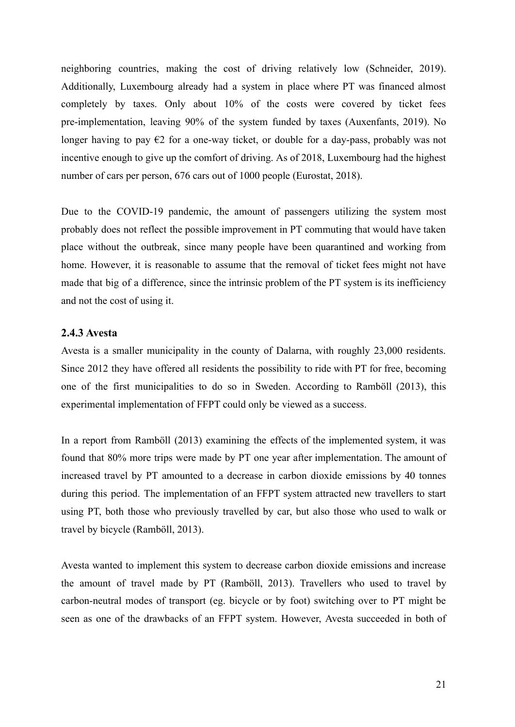neighboring countries, making the cost of driving relatively low (Schneider, 2019). Additionally, Luxembourg already had a system in place where PT was financed almost completely by taxes. Only about 10% of the costs were covered by ticket fees pre-implementation, leaving 90% of the system funded by taxes (Auxenfants, 2019). No longer having to pay €2 for a one-way ticket, or double for a day-pass, probably was not incentive enough to give up the comfort of driving. As of 2018, Luxembourg had the highest number of cars per person, 676 cars out of 1000 people (Eurostat, 2018).

Due to the COVID-19 pandemic, the amount of passengers utilizing the system most probably does not reflect the possible improvement in PT commuting that would have taken place without the outbreak, since many people have been quarantined and working from home. However, it is reasonable to assume that the removal of ticket fees might not have made that big of a difference, since the intrinsic problem of the PT system is its inefficiency and not the cost of using it.

### 2.4.3 Avesta

Avesta is a smaller municipality in the county of Dalarna, with roughly 23,000 residents. Since 2012 they have offered all residents the possibility to ride with PT for free, becoming one of the first municipalities to do so in Sweden. According to Ramböll (2013), this experimental implementation of FFPT could only be viewed as a success.

In a report from Ramböll (2013) examining the effects of the implemented system, it was found that 80% more trips were made by PT one year after implementation. The amount of increased travel by PT amounted to a decrease in carbon dioxide emissions by 40 tonnes during this period. The implementation of an FFPT system attracted new travellers to start using PT, both those who previously travelled by car, but also those who used to walk or travel by bicycle (Ramböll, 2013).

Avesta wanted to implement this system to decrease carbon dioxide emissions and increase the amount of travel made by PT (Ramböll, 2013). Travellers who used to travel by carbon-neutral modes of transport (eg. bicycle or by foot) switching over to PT might be seen as one of the drawbacks of an FFPT system. However, Avesta succeeded in both of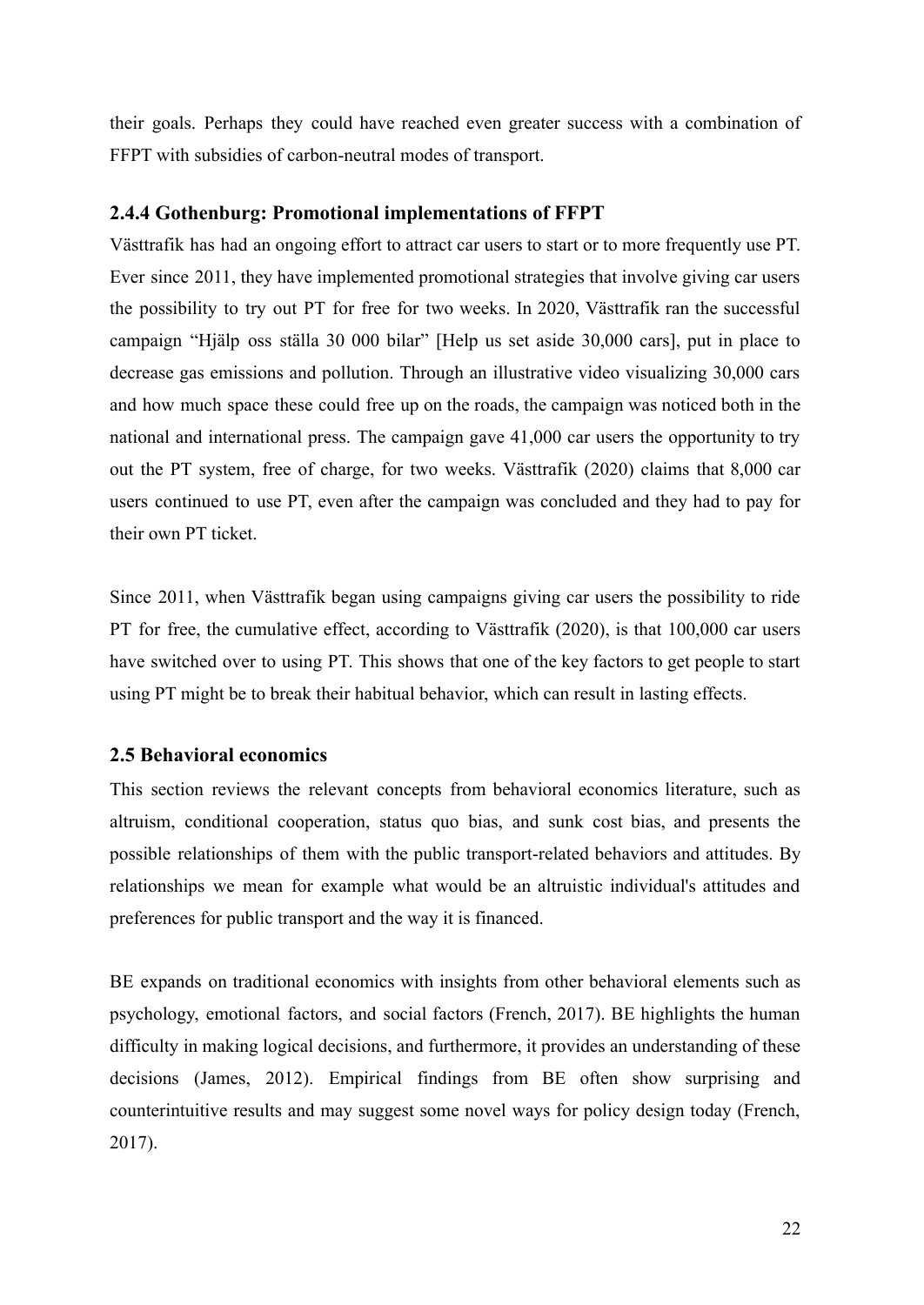their goals. Perhaps they could have reached even greater success with a combination of FFPT with subsidies of carbon-neutral modes of transport.

### 2.4.4 Gothenburg: Promotional implementations of FFPT

Västtrafik has had an ongoing effort to attract car users to start or to more frequently use PT. Ever since 2011, they have implemented promotional strategies that involve giving car users the possibility to try out PT for free for two weeks. In 2020, Västtrafik ran the successful campaign "Hjälp oss ställa 30 000 bilar" [Help us set aside 30,000 cars], put in place to decrease gas emissions and pollution. Through an illustrative video visualizing 30,000 cars and how much space these could free up on the roads, the campaign was noticed both in the national and international press. The campaign gave 41,000 car users the opportunity to try out the PT system, free of charge, for two weeks. Västtrafik (2020) claims that 8,000 car users continued to use PT, even after the campaign was concluded and they had to pay for their own PT ticket.

Since 2011, when Västtrafik began using campaigns giving car users the possibility to ride PT for free, the cumulative effect, according to Västtrafik (2020), is that 100,000 car users have switched over to using PT. This shows that one of the key factors to get people to start using PT might be to break their habitual behavior, which can result in lasting effects.

## 2.5 Behavioral economics

This section reviews the relevant concepts from behavioral economics literature, such as altruism, conditional cooperation, status quo bias, and sunk cost bias, and presents the possible relationships of them with the public transport-related behaviors and attitudes. By relationships we mean for example what would be an altruistic individual's attitudes and preferences for public transport and the way it is financed.

BE expands on traditional economics with insights from other behavioral elements such as psychology, emotional factors, and social factors (French, 2017). BE highlights the human difficulty in making logical decisions, and furthermore, it provides an understanding of these decisions (James, 2012). Empirical findings from BE often show surprising and counterintuitive results and may suggest some novel ways for policy design today (French, 2017).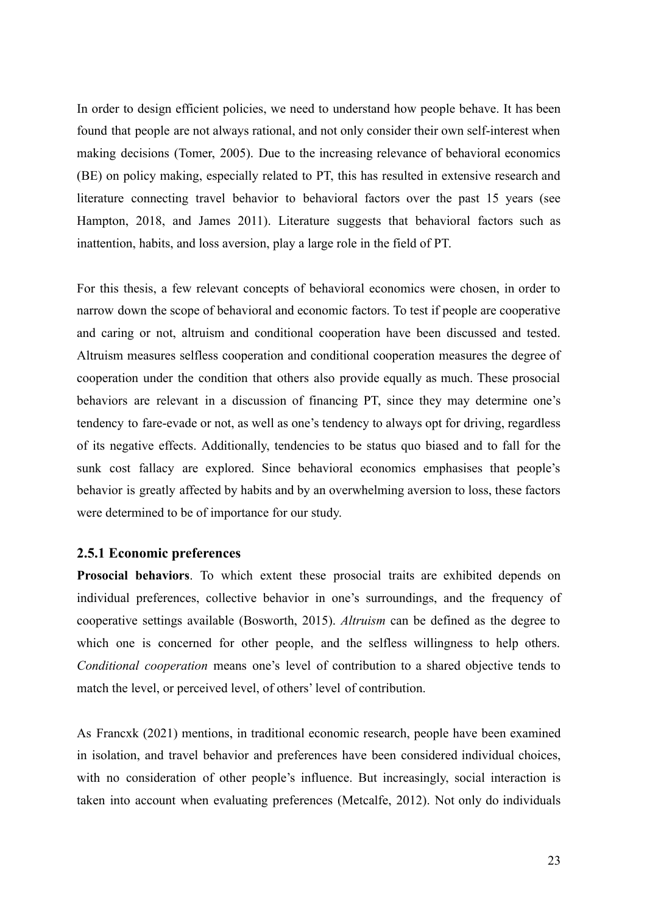In order to design efficient policies, we need to understand how people behave. It has been found that people are not always rational, and not only consider their own self-interest when making decisions (Tomer, 2005). Due to the increasing relevance of behavioral economics (BE) on policy making, especially related to PT, this has resulted in extensive research and literature connecting travel behavior to behavioral factors over the past 15 years (see Hampton, 2018, and James 2011). Literature suggests that behavioral factors such as inattention, habits, and loss aversion, play a large role in the field of PT.

For this thesis, a few relevant concepts of behavioral economics were chosen, in order to narrow down the scope of behavioral and economic factors. To test if people are cooperative and caring or not, altruism and conditional cooperation have been discussed and tested. Altruism measures selfless cooperation and conditional cooperation measures the degree of cooperation under the condition that others also provide equally as much. These prosocial behaviors are relevant in a discussion of financing PT, since they may determine one's tendency to fare-evade or not, as well as one's tendency to always opt for driving, regardless of its negative effects. Additionally, tendencies to be status quo biased and to fall for the sunk cost fallacy are explored. Since behavioral economics emphasises that people's behavior is greatly affected by habits and by an overwhelming aversion to loss, these factors were determined to be of importance for our study.

### 2.5.1 Economic preferences

**Prosocial behaviors**. To which extent these prosocial traits are exhibited depends on individual preferences, collective behavior in one's surroundings, and the frequency of cooperative settings available (Bosworth, 2015). *Altruism* can be defined as the degree to which one is concerned for other people, and the selfless willingness to help others. *Conditional cooperation* means one's level of contribution to a shared objective tends to match the level, or perceived level, of others' level of contribution.

As Francxk (2021) mentions, in traditional economic research, people have been examined in isolation, and travel behavior and preferences have been considered individual choices, with no consideration of other people's influence. But increasingly, social interaction is taken into account when evaluating preferences (Metcalfe, 2012). Not only do individuals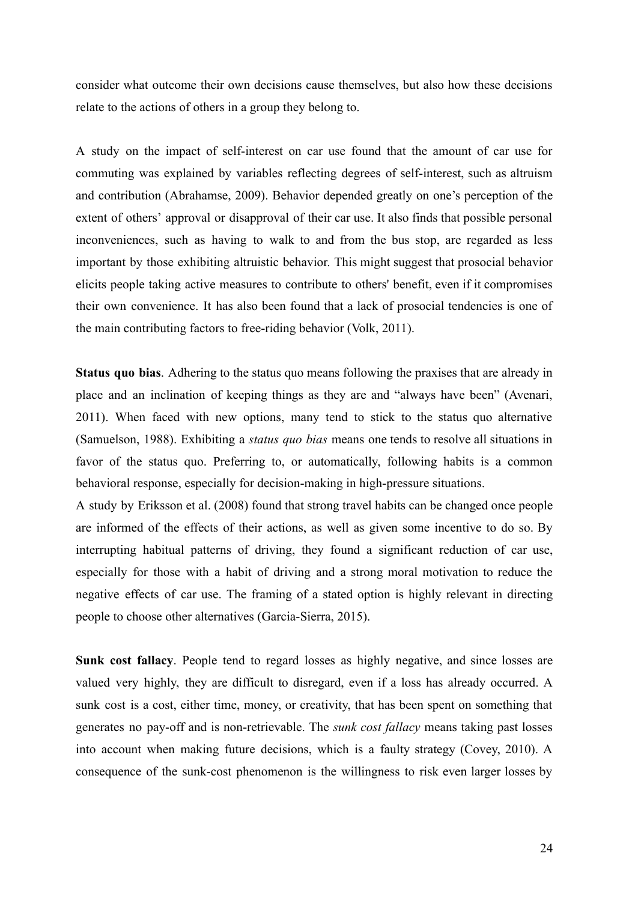consider what outcome their own decisions cause themselves, but also how these decisions relate to the actions of others in a group they belong to.

A study on the impact of self-interest on car use found that the amount of car use for commuting was explained by variables reflecting degrees of self-interest, such as altruism and contribution (Abrahamse, 2009). Behavior depended greatly on one's perception of the extent of others' approval or disapproval of their car use. It also finds that possible personal inconveniences, such as having to walk to and from the bus stop, are regarded as less important by those exhibiting altruistic behavior. This might suggest that prosocial behavior elicits people taking active measures to contribute to others' benefit, even if it compromises their own convenience. It has also been found that a lack of prosocial tendencies is one of the main contributing factors to free-riding behavior (Volk, 2011).

**Status quo bias**. Adhering to the status quo means following the praxises that are already in place and an inclination of keeping things as they are and "always have been" (Avenari, 2011). When faced with new options, many tend to stick to the status quo alternative (Samuelson, 1988). Exhibiting a *status quo bias* means one tends to resolve all situations in favor of the status quo. Preferring to, or automatically, following habits is a common behavioral response, especially for decision-making in high-pressure situations.
A study by Eriksson et al. (2008) found that strong travel habits can be changed once people are informed of the effects of their actions, as well as given some incentive to do so. By interrupting habitual patterns of driving, they found a significant reduction of car use, especially for those with a habit of driving and a strong moral motivation to reduce the negative effects of car use. The framing of a stated option is highly relevant in directing people to choose other alternatives (Garcia-Sierra, 2015).

**Sunk cost fallacy**. People tend to regard losses as highly negative, and since losses are valued very highly, they are difficult to disregard, even if a loss has already occurred. A sunk cost is a cost, either time, money, or creativity, that has been spent on something that generates no pay-off and is non-retrievable. The *sunk cost fallacy* means taking past losses into account when making future decisions, which is a faulty strategy (Covey, 2010). A consequence of the sunk-cost phenomenon is the willingness to risk even larger losses by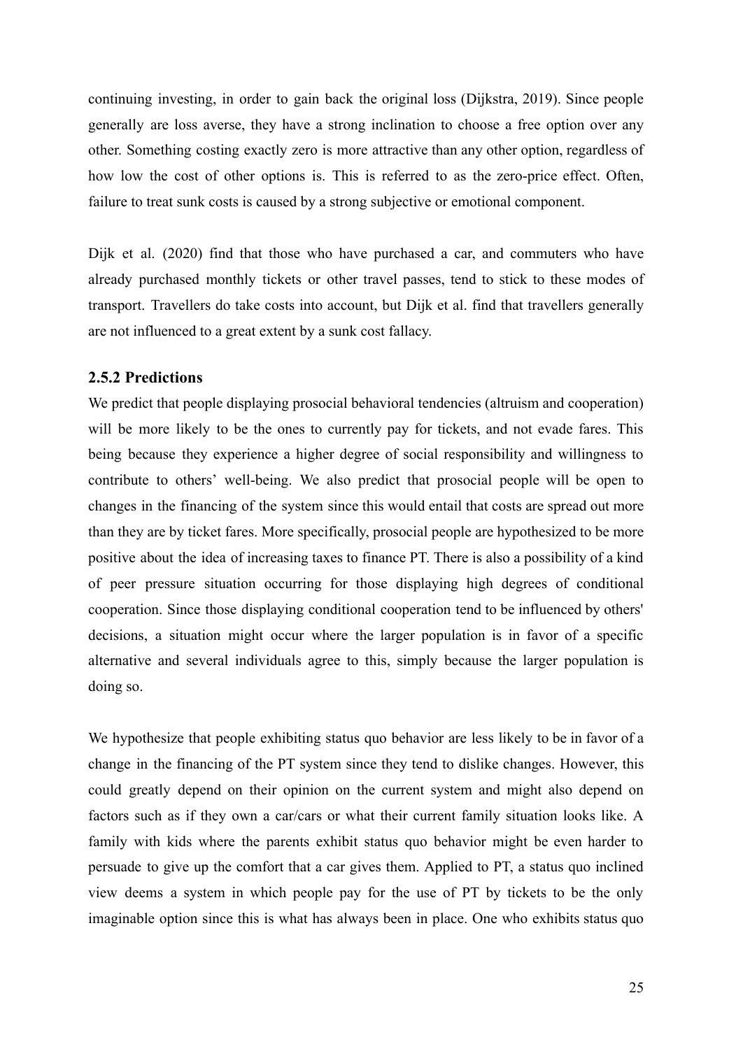continuing investing, in order to gain back the original loss (Dijkstra, 2019). Since people generally are loss averse, they have a strong inclination to choose a free option over any other. Something costing exactly zero is more attractive than any other option, regardless of how low the cost of other options is. This is referred to as the zero-price effect. Often, failure to treat sunk costs is caused by a strong subjective or emotional component.

Dijk et al. (2020) find that those who have purchased a car, and commuters who have already purchased monthly tickets or other travel passes, tend to stick to these modes of transport. Travellers do take costs into account, but Dijk et al. find that travellers generally are not influenced to a great extent by a sunk cost fallacy.

### 2.5.2 Predictions

We predict that people displaying prosocial behavioral tendencies (altruism and cooperation) will be more likely to be the ones to currently pay for tickets, and not evade fares. This being because they experience a higher degree of social responsibility and willingness to contribute to others' well-being. We also predict that prosocial people will be open to changes in the financing of the system since this would entail that costs are spread out more than they are by ticket fares. More specifically, prosocial people are hypothesized to be more positive about the idea of increasing taxes to finance PT. There is also a possibility of a kind of peer pressure situation occurring for those displaying high degrees of conditional cooperation. Since those displaying conditional cooperation tend to be influenced by others' decisions, a situation might occur where the larger population is in favor of a specific alternative and several individuals agree to this, simply because the larger population is doing so.

We hypothesize that people exhibiting status quo behavior are less likely to be in favor of a change in the financing of the PT system since they tend to dislike changes. However, this could greatly depend on their opinion on the current system and might also depend on factors such as if they own a car/cars or what their current family situation looks like. A family with kids where the parents exhibit status quo behavior might be even harder to persuade to give up the comfort that a car gives them. Applied to PT, a status quo inclined view deems a system in which people pay for the use of PT by tickets to be the only imaginable option since this is what has always been in place. One who exhibits status quo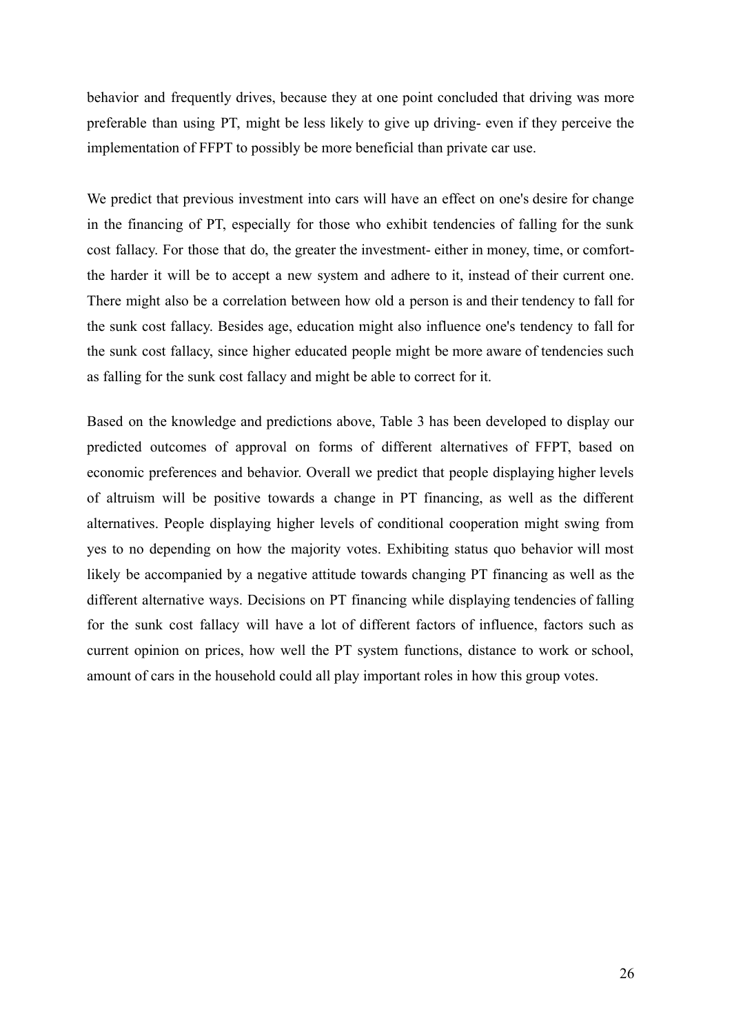behavior and frequently drives, because they at one point concluded that driving was more preferable than using PT, might be less likely to give up driving- even if they perceive the implementation of FFPT to possibly be more beneficial than private car use.

We predict that previous investment into cars will have an effect on one's desire for change in the financing of PT, especially for those who exhibit tendencies of falling for the sunk cost fallacy. For those that do, the greater the investment- either in money, time, or comfort- the harder it will be to accept a new system and adhere to it, instead of their current one. There might also be a correlation between how old a person is and their tendency to fall for the sunk cost fallacy. Besides age, education might also influence one's tendency to fall for the sunk cost fallacy, since higher educated people might be more aware of tendencies such as falling for the sunk cost fallacy and might be able to correct for it.

Based on the knowledge and predictions above, Table 3 has been developed to display our predicted outcomes of approval on forms of different alternatives of FFPT, based on economic preferences and behavior. Overall we predict that people displaying higher levels of altruism will be positive towards a change in PT financing, as well as the different alternatives. People displaying higher levels of conditional cooperation might swing from yes to no depending on how the majority votes. Exhibiting status quo behavior will most likely be accompanied by a negative attitude towards changing PT financing as well as the different alternative ways. Decisions on PT financing while displaying tendencies of falling for the sunk cost fallacy will have a lot of different factors of influence, factors such as current opinion on prices, how well the PT system functions, distance to work or school, amount of cars in the household could all play important roles in how this group votes.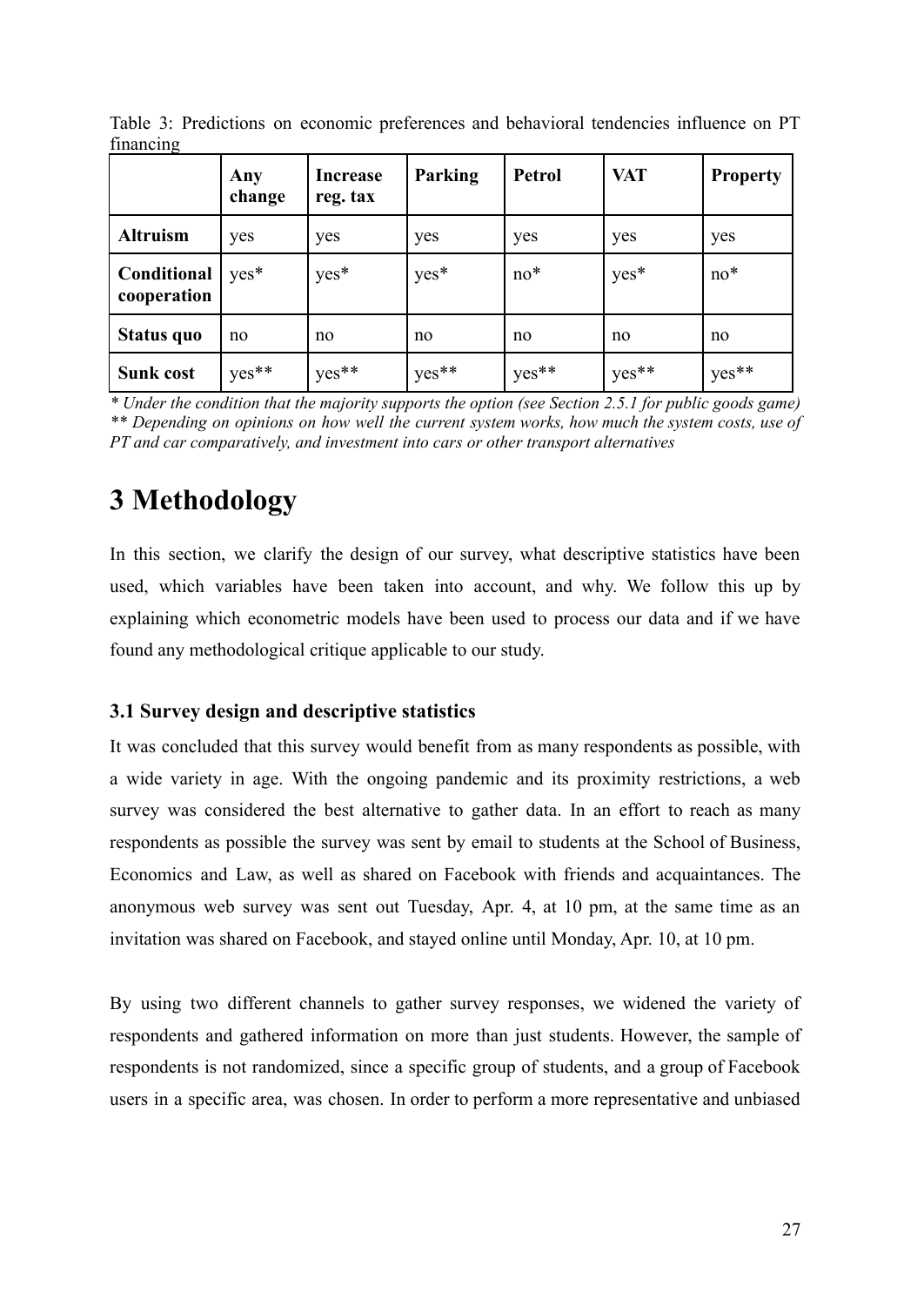Table 3: Predictions on economic preferences and behavioral tendencies influence on PT financing

| | Any change | Increase reg. tax | Parking | Petrol | VAT | Property |
|---|---|---|---|---|---|---|
| **Altruism** | yes | yes | yes | yes | yes | yes |
| **Conditional cooperation** | yes* | yes* | yes* | no* | yes* | no* |
| **Status quo** | no | no | no | no | no | no |
| **Sunk cost** | yes** | yes** | yes** | yes** | yes** | yes** |

*\* Under the condition that the majority supports the option (see Section 2.5.1 for public goods game)*
*\*\* Depending on opinions on how well the current system works, how much the system costs, use of PT and car comparatively, and investment into cars or other transport alternatives*

# 3 Methodology

In this section, we clarify the design of our survey, what descriptive statistics have been used, which variables have been taken into account, and why. We follow this up by explaining which econometric models have been used to process our data and if we have found any methodological critique applicable to our study.

### 3.1 Survey design and descriptive statistics

It was concluded that this survey would benefit from as many respondents as possible, with a wide variety in age. With the ongoing pandemic and its proximity restrictions, a web survey was considered the best alternative to gather data. In an effort to reach as many respondents as possible the survey was sent by email to students at the School of Business, Economics and Law, as well as shared on Facebook with friends and acquaintances. The anonymous web survey was sent out Tuesday, Apr. 4, at 10 pm, at the same time as an invitation was shared on Facebook, and stayed online until Monday, Apr. 10, at 10 pm.

By using two different channels to gather survey responses, we widened the variety of respondents and gathered information on more than just students. However, the sample of respondents is not randomized, since a specific group of students, and a group of Facebook users in a specific area, was chosen. In order to perform a more representative and unbiased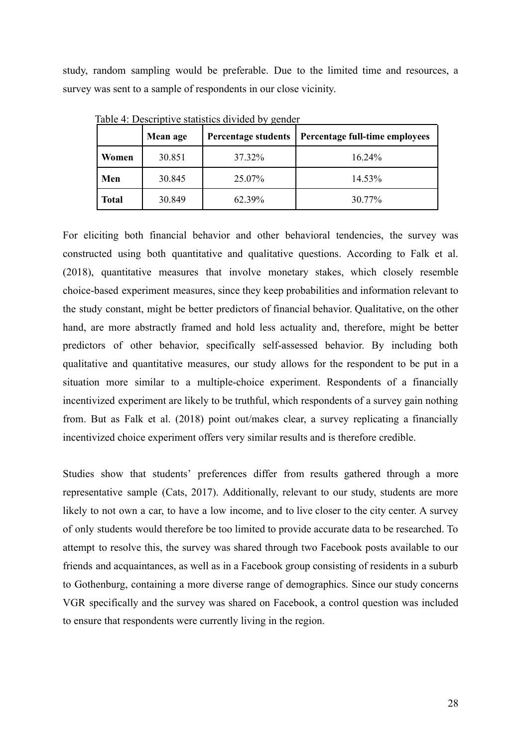study, random sampling would be preferable. Due to the limited time and resources, a survey was sent to a sample of respondents in our close vicinity.

Table 4: Descriptive statistics divided by gender

| | Mean age | Percentage students | Percentage full-time employees |
|---|---|---|---|
| **Women** | 30.851 | 37.32% | 16.24% |
| **Men** | 30.845 | 25.07% | 14.53% |
| **Total** | 30.849 | 62.39% | 30.77% |

For eliciting both financial behavior and other behavioral tendencies, the survey was constructed using both quantitative and qualitative questions. According to Falk et al. (2018), quantitative measures that involve monetary stakes, which closely resemble choice-based experiment measures, since they keep probabilities and information relevant to the study constant, might be better predictors of financial behavior. Qualitative, on the other hand, are more abstractly framed and hold less actuality and, therefore, might be better predictors of other behavior, specifically self-assessed behavior. By including both qualitative and quantitative measures, our study allows for the respondent to be put in a situation more similar to a multiple-choice experiment. Respondents of a financially incentivized experiment are likely to be truthful, which respondents of a survey gain nothing from. But as Falk et al. (2018) point out/makes clear, a survey replicating a financially incentivized choice experiment offers very similar results and is therefore credible.

Studies show that students' preferences differ from results gathered through a more representative sample (Cats, 2017). Additionally, relevant to our study, students are more likely to not own a car, to have a low income, and to live closer to the city center. A survey of only students would therefore be too limited to provide accurate data to be researched. To attempt to resolve this, the survey was shared through two Facebook posts available to our friends and acquaintances, as well as in a Facebook group consisting of residents in a suburb to Gothenburg, containing a more diverse range of demographics. Since our study concerns VGR specifically and the survey was shared on Facebook, a control question was included to ensure that respondents were currently living in the region.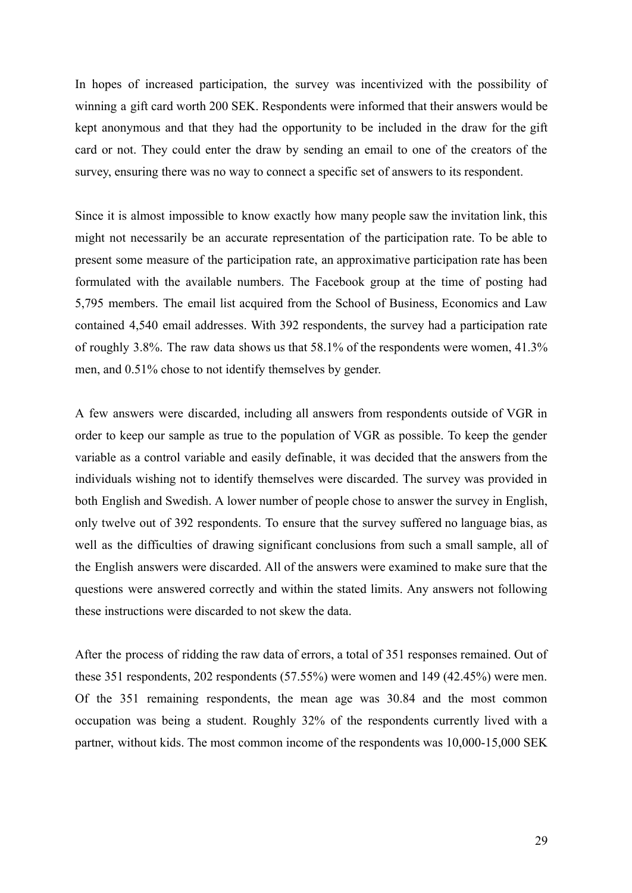In hopes of increased participation, the survey was incentivized with the possibility of winning a gift card worth 200 SEK. Respondents were informed that their answers would be kept anonymous and that they had the opportunity to be included in the draw for the gift card or not. They could enter the draw by sending an email to one of the creators of the survey, ensuring there was no way to connect a specific set of answers to its respondent.

Since it is almost impossible to know exactly how many people saw the invitation link, this might not necessarily be an accurate representation of the participation rate. To be able to present some measure of the participation rate, an approximative participation rate has been formulated with the available numbers. The Facebook group at the time of posting had 5,795 members. The email list acquired from the School of Business, Economics and Law contained 4,540 email addresses. With 392 respondents, the survey had a participation rate of roughly 3.8%. The raw data shows us that 58.1% of the respondents were women, 41.3% men, and 0.51% chose to not identify themselves by gender.

A few answers were discarded, including all answers from respondents outside of VGR in order to keep our sample as true to the population of VGR as possible. To keep the gender variable as a control variable and easily definable, it was decided that the answers from the individuals wishing not to identify themselves were discarded. The survey was provided in both English and Swedish. A lower number of people chose to answer the survey in English, only twelve out of 392 respondents. To ensure that the survey suffered no language bias, as well as the difficulties of drawing significant conclusions from such a small sample, all of the English answers were discarded. All of the answers were examined to make sure that the questions were answered correctly and within the stated limits. Any answers not following these instructions were discarded to not skew the data.

After the process of ridding the raw data of errors, a total of 351 responses remained. Out of these 351 respondents, 202 respondents (57.55%) were women and 149 (42.45%) were men. Of the 351 remaining respondents, the mean age was 30.84 and the most common occupation was being a student. Roughly 32% of the respondents currently lived with a partner, without kids. The most common income of the respondents was 10,000-15,000 SEK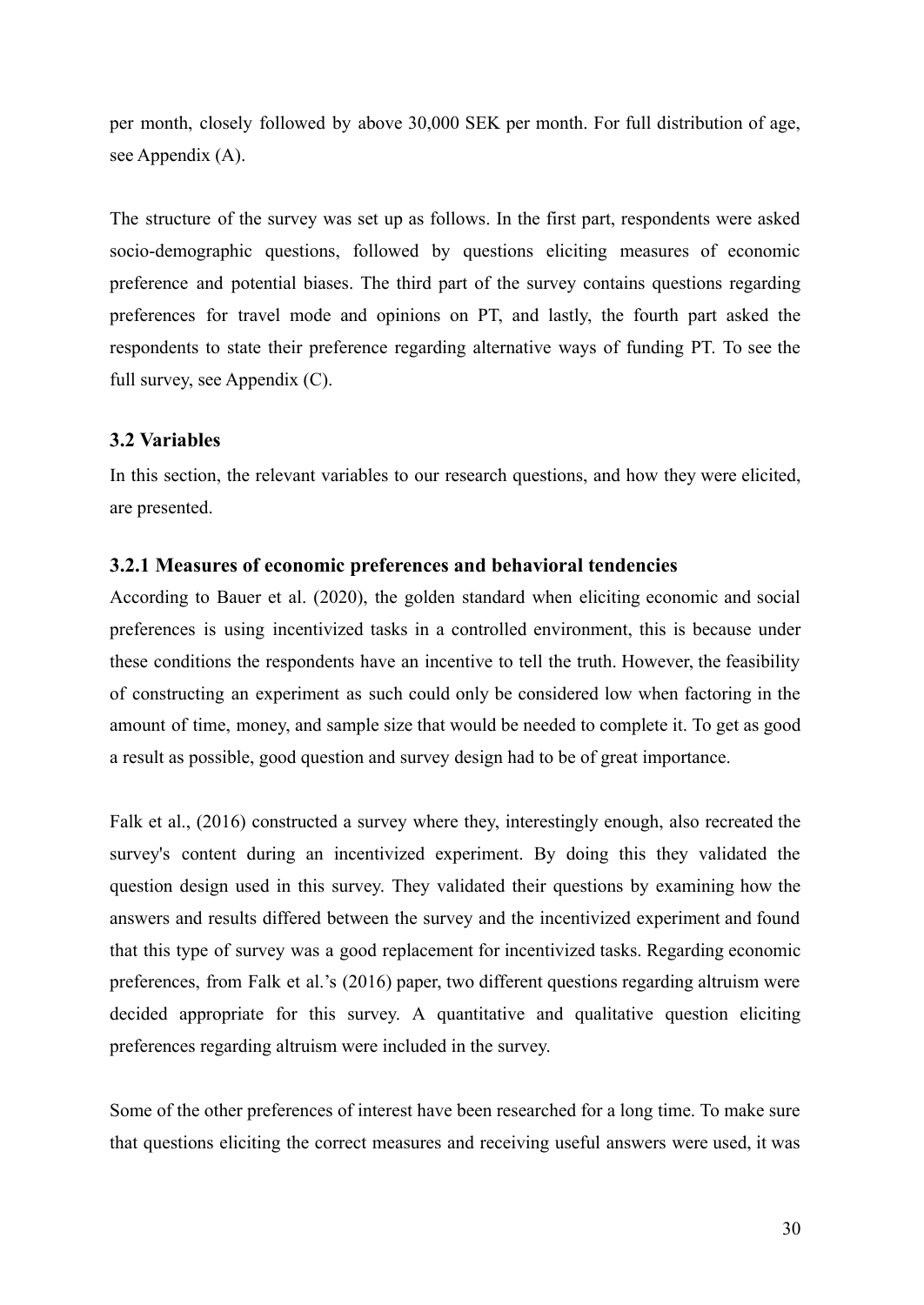per month, closely followed by above 30,000 SEK per month. For full distribution of age, see Appendix (A).

The structure of the survey was set up as follows. In the first part, respondents were asked socio-demographic questions, followed by questions eliciting measures of economic preference and potential biases. The third part of the survey contains questions regarding preferences for travel mode and opinions on PT, and lastly, the fourth part asked the respondents to state their preference regarding alternative ways of funding PT. To see the full survey, see Appendix (C).

### 3.2 Variables

In this section, the relevant variables to our research questions, and how they were elicited, are presented.

#### 3.2.1 Measures of economic preferences and behavioral tendencies

According to Bauer et al. (2020), the golden standard when eliciting economic and social preferences is using incentivized tasks in a controlled environment, this is because under these conditions the respondents have an incentive to tell the truth. However, the feasibility of constructing an experiment as such could only be considered low when factoring in the amount of time, money, and sample size that would be needed to complete it. To get as good a result as possible, good question and survey design had to be of great importance.

Falk et al., (2016) constructed a survey where they, interestingly enough, also recreated the survey's content during an incentivized experiment. By doing this they validated the question design used in this survey. They validated their questions by examining how the answers and results differed between the survey and the incentivized experiment and found that this type of survey was a good replacement for incentivized tasks. Regarding economic preferences, from Falk et al.'s (2016) paper, two different questions regarding altruism were decided appropriate for this survey. A quantitative and qualitative question eliciting preferences regarding altruism were included in the survey.

Some of the other preferences of interest have been researched for a long time. To make sure that questions eliciting the correct measures and receiving useful answers were used, it was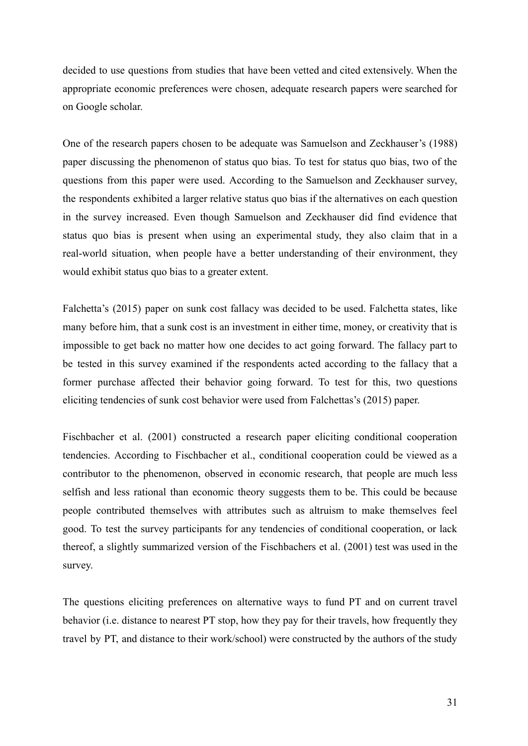decided to use questions from studies that have been vetted and cited extensively. When the appropriate economic preferences were chosen, adequate research papers were searched for on Google scholar.

One of the research papers chosen to be adequate was Samuelson and Zeckhauser's (1988) paper discussing the phenomenon of status quo bias. To test for status quo bias, two of the questions from this paper were used. According to the Samuelson and Zeckhauser survey, the respondents exhibited a larger relative status quo bias if the alternatives on each question in the survey increased. Even though Samuelson and Zeckhauser did find evidence that status quo bias is present when using an experimental study, they also claim that in a real-world situation, when people have a better understanding of their environment, they would exhibit status quo bias to a greater extent.

Falchetta's (2015) paper on sunk cost fallacy was decided to be used. Falchetta states, like many before him, that a sunk cost is an investment in either time, money, or creativity that is impossible to get back no matter how one decides to act going forward. The fallacy part to be tested in this survey examined if the respondents acted according to the fallacy that a former purchase affected their behavior going forward. To test for this, two questions eliciting tendencies of sunk cost behavior were used from Falchettas's (2015) paper.

Fischbacher et al. (2001) constructed a research paper eliciting conditional cooperation tendencies. According to Fischbacher et al., conditional cooperation could be viewed as a contributor to the phenomenon, observed in economic research, that people are much less selfish and less rational than economic theory suggests them to be. This could be because people contributed themselves with attributes such as altruism to make themselves feel good. To test the survey participants for any tendencies of conditional cooperation, or lack thereof, a slightly summarized version of the Fischbachers et al. (2001) test was used in the survey.

The questions eliciting preferences on alternative ways to fund PT and on current travel behavior (i.e. distance to nearest PT stop, how they pay for their travels, how frequently they travel by PT, and distance to their work/school) were constructed by the authors of the study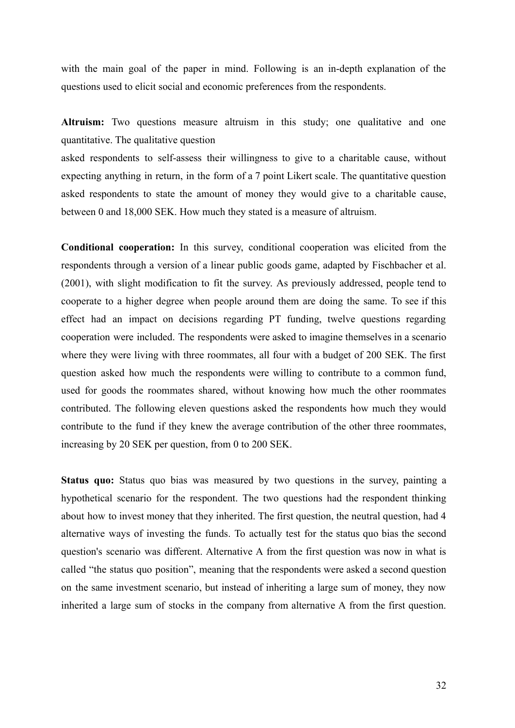with the main goal of the paper in mind. Following is an in-depth explanation of the questions used to elicit social and economic preferences from the respondents.

**Altruism:** Two questions measure altruism in this study; one qualitative and one quantitative. The qualitative question
asked respondents to self-assess their willingness to give to a charitable cause, without expecting anything in return, in the form of a 7 point Likert scale. The quantitative question asked respondents to state the amount of money they would give to a charitable cause, between 0 and 18,000 SEK. How much they stated is a measure of altruism.

**Conditional cooperation:** In this survey, conditional cooperation was elicited from the respondents through a version of a linear public goods game, adapted by Fischbacher et al. (2001), with slight modification to fit the survey. As previously addressed, people tend to cooperate to a higher degree when people around them are doing the same. To see if this effect had an impact on decisions regarding PT funding, twelve questions regarding cooperation were included. The respondents were asked to imagine themselves in a scenario where they were living with three roommates, all four with a budget of 200 SEK. The first question asked how much the respondents were willing to contribute to a common fund, used for goods the roommates shared, without knowing how much the other roommates contributed. The following eleven questions asked the respondents how much they would contribute to the fund if they knew the average contribution of the other three roommates, increasing by 20 SEK per question, from 0 to 200 SEK.

**Status quo:** Status quo bias was measured by two questions in the survey, painting a hypothetical scenario for the respondent. The two questions had the respondent thinking about how to invest money that they inherited. The first question, the neutral question, had 4 alternative ways of investing the funds. To actually test for the status quo bias the second question's scenario was different. Alternative A from the first question was now in what is called "the status quo position", meaning that the respondents were asked a second question on the same investment scenario, but instead of inheriting a large sum of money, they now inherited a large sum of stocks in the company from alternative A from the first question.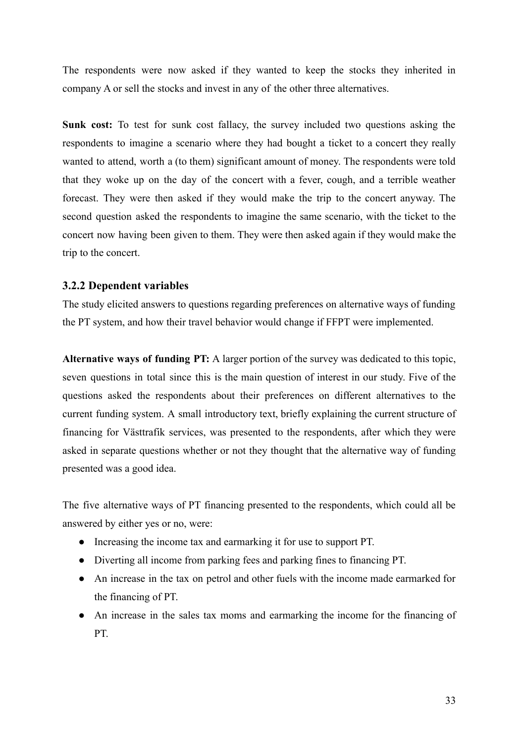The respondents were now asked if they wanted to keep the stocks they inherited in company A or sell the stocks and invest in any of the other three alternatives.

**Sunk cost:** To test for sunk cost fallacy, the survey included two questions asking the respondents to imagine a scenario where they had bought a ticket to a concert they really wanted to attend, worth a (to them) significant amount of money. The respondents were told that they woke up on the day of the concert with a fever, cough, and a terrible weather forecast. They were then asked if they would make the trip to the concert anyway. The second question asked the respondents to imagine the same scenario, with the ticket to the concert now having been given to them. They were then asked again if they would make the trip to the concert.

### 3.2.2 Dependent variables

The study elicited answers to questions regarding preferences on alternative ways of funding the PT system, and how their travel behavior would change if FFPT were implemented.

**Alternative ways of funding PT:** A larger portion of the survey was dedicated to this topic, seven questions in total since this is the main question of interest in our study. Five of the questions asked the respondents about their preferences on different alternatives to the current funding system. A small introductory text, briefly explaining the current structure of financing for Västtrafik services, was presented to the respondents, after which they were asked in separate questions whether or not they thought that the alternative way of funding presented was a good idea.

The five alternative ways of PT financing presented to the respondents, which could all be answered by either yes or no, were:

- Increasing the income tax and earmarking it for use to support PT.
- Diverting all income from parking fees and parking fines to financing PT.
- An increase in the tax on petrol and other fuels with the income made earmarked for the financing of PT.
- An increase in the sales tax moms and earmarking the income for the financing of PT.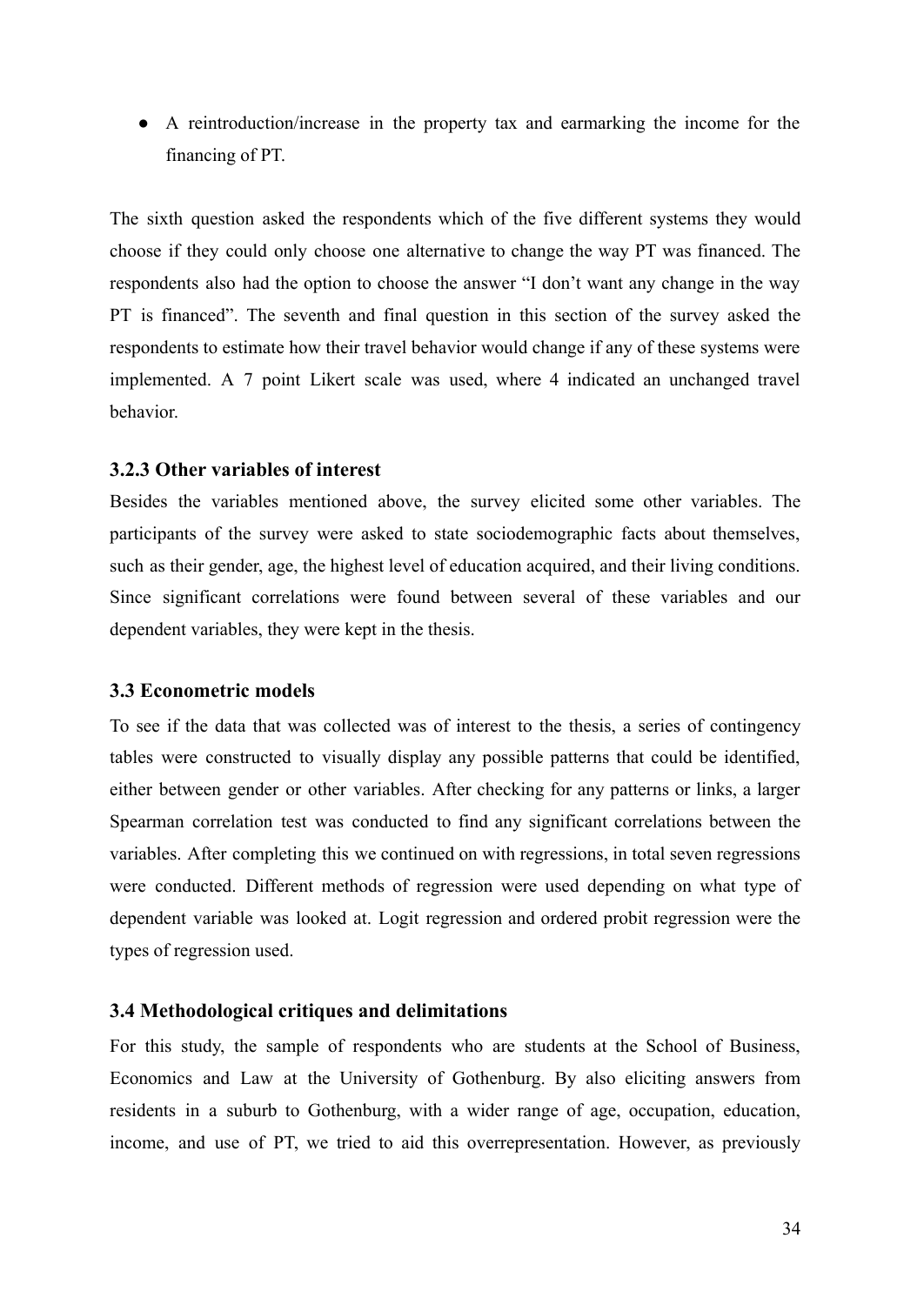- A reintroduction/increase in the property tax and earmarking the income for the financing of PT.

The sixth question asked the respondents which of the five different systems they would choose if they could only choose one alternative to change the way PT was financed. The respondents also had the option to choose the answer "I don't want any change in the way PT is financed". The seventh and final question in this section of the survey asked the respondents to estimate how their travel behavior would change if any of these systems were implemented. A 7 point Likert scale was used, where 4 indicated an unchanged travel behavior.

### 3.2.3 Other variables of interest

Besides the variables mentioned above, the survey elicited some other variables. The participants of the survey were asked to state sociodemographic facts about themselves, such as their gender, age, the highest level of education acquired, and their living conditions. Since significant correlations were found between several of these variables and our dependent variables, they were kept in the thesis.

### 3.3 Econometric models

To see if the data that was collected was of interest to the thesis, a series of contingency tables were constructed to visually display any possible patterns that could be identified, either between gender or other variables. After checking for any patterns or links, a larger Spearman correlation test was conducted to find any significant correlations between the variables. After completing this we continued on with regressions, in total seven regressions were conducted. Different methods of regression were used depending on what type of dependent variable was looked at. Logit regression and ordered probit regression were the types of regression used.

### 3.4 Methodological critiques and delimitations

For this study, the sample of respondents who are students at the School of Business, Economics and Law at the University of Gothenburg. By also eliciting answers from residents in a suburb to Gothenburg, with a wider range of age, occupation, education, income, and use of PT, we tried to aid this overrepresentation. However, as previously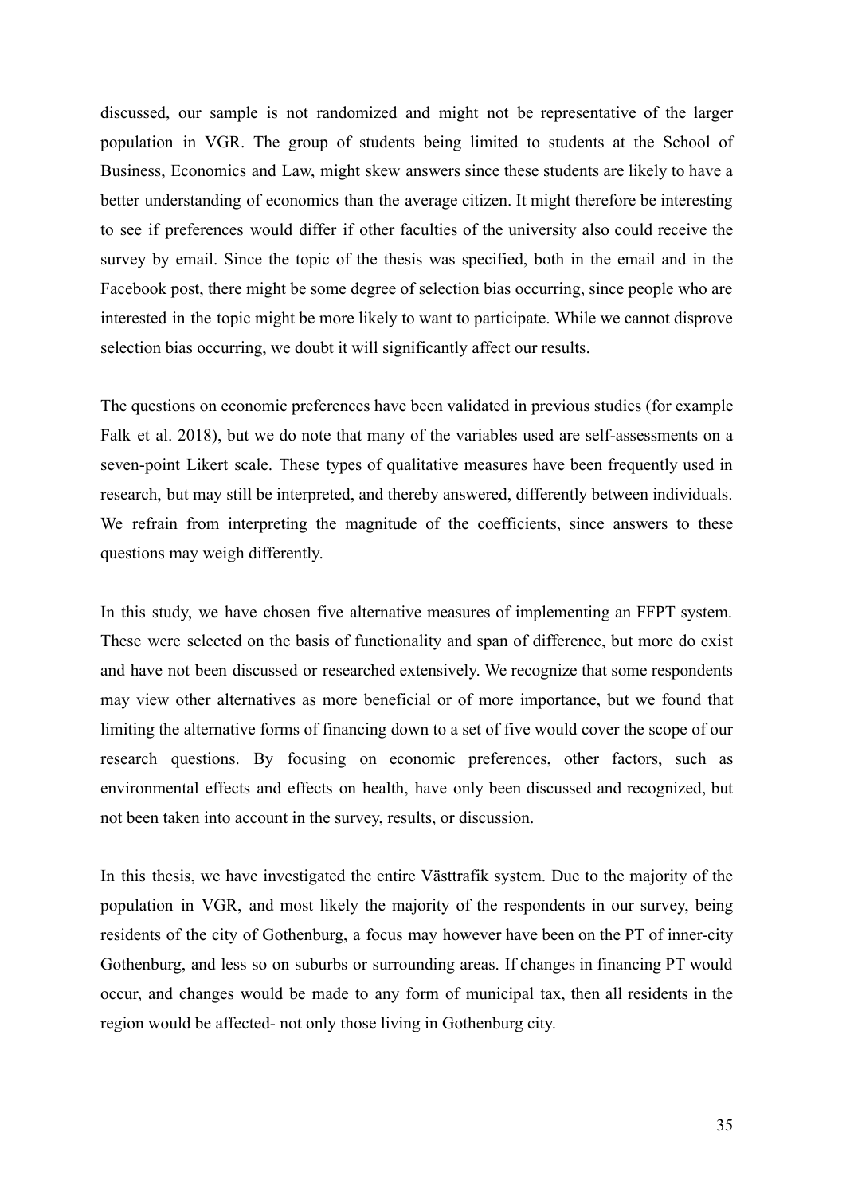discussed, our sample is not randomized and might not be representative of the larger population in VGR. The group of students being limited to students at the School of Business, Economics and Law, might skew answers since these students are likely to have a better understanding of economics than the average citizen. It might therefore be interesting to see if preferences would differ if other faculties of the university also could receive the survey by email. Since the topic of the thesis was specified, both in the email and in the Facebook post, there might be some degree of selection bias occurring, since people who are interested in the topic might be more likely to want to participate. While we cannot disprove selection bias occurring, we doubt it will significantly affect our results.

The questions on economic preferences have been validated in previous studies (for example Falk et al. 2018), but we do note that many of the variables used are self-assessments on a seven-point Likert scale. These types of qualitative measures have been frequently used in research, but may still be interpreted, and thereby answered, differently between individuals. We refrain from interpreting the magnitude of the coefficients, since answers to these questions may weigh differently.

In this study, we have chosen five alternative measures of implementing an FFPT system. These were selected on the basis of functionality and span of difference, but more do exist and have not been discussed or researched extensively. We recognize that some respondents may view other alternatives as more beneficial or of more importance, but we found that limiting the alternative forms of financing down to a set of five would cover the scope of our research questions. By focusing on economic preferences, other factors, such as environmental effects and effects on health, have only been discussed and recognized, but not been taken into account in the survey, results, or discussion.

In this thesis, we have investigated the entire Västtrafik system. Due to the majority of the population in VGR, and most likely the majority of the respondents in our survey, being residents of the city of Gothenburg, a focus may however have been on the PT of inner-city Gothenburg, and less so on suburbs or surrounding areas. If changes in financing PT would occur, and changes would be made to any form of municipal tax, then all residents in the region would be affected- not only those living in Gothenburg city.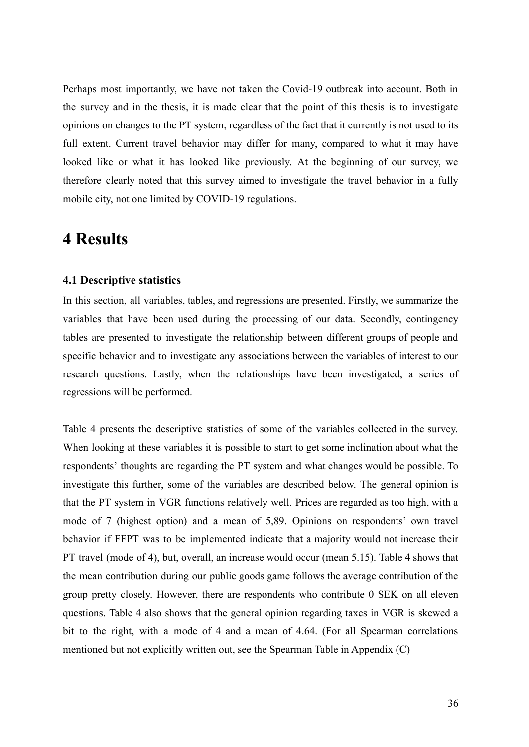Perhaps most importantly, we have not taken the Covid-19 outbreak into account. Both in the survey and in the thesis, it is made clear that the point of this thesis is to investigate opinions on changes to the PT system, regardless of the fact that it currently is not used to its full extent. Current travel behavior may differ for many, compared to what it may have looked like or what it has looked like previously. At the beginning of our survey, we therefore clearly noted that this survey aimed to investigate the travel behavior in a fully mobile city, not one limited by COVID-19 regulations.

# 4 Results

### 4.1 Descriptive statistics

In this section, all variables, tables, and regressions are presented. Firstly, we summarize the variables that have been used during the processing of our data. Secondly, contingency tables are presented to investigate the relationship between different groups of people and specific behavior and to investigate any associations between the variables of interest to our research questions. Lastly, when the relationships have been investigated, a series of regressions will be performed.

Table 4 presents the descriptive statistics of some of the variables collected in the survey. When looking at these variables it is possible to start to get some inclination about what the respondents' thoughts are regarding the PT system and what changes would be possible. To investigate this further, some of the variables are described below. The general opinion is that the PT system in VGR functions relatively well. Prices are regarded as too high, with a mode of 7 (highest option) and a mean of 5,89. Opinions on respondents' own travel behavior if FFPT was to be implemented indicate that a majority would not increase their PT travel (mode of 4), but, overall, an increase would occur (mean 5.15). Table 4 shows that the mean contribution during our public goods game follows the average contribution of the group pretty closely. However, there are respondents who contribute 0 SEK on all eleven questions. Table 4 also shows that the general opinion regarding taxes in VGR is skewed a bit to the right, with a mode of 4 and a mean of 4.64. (For all Spearman correlations mentioned but not explicitly written out, see the Spearman Table in Appendix (C)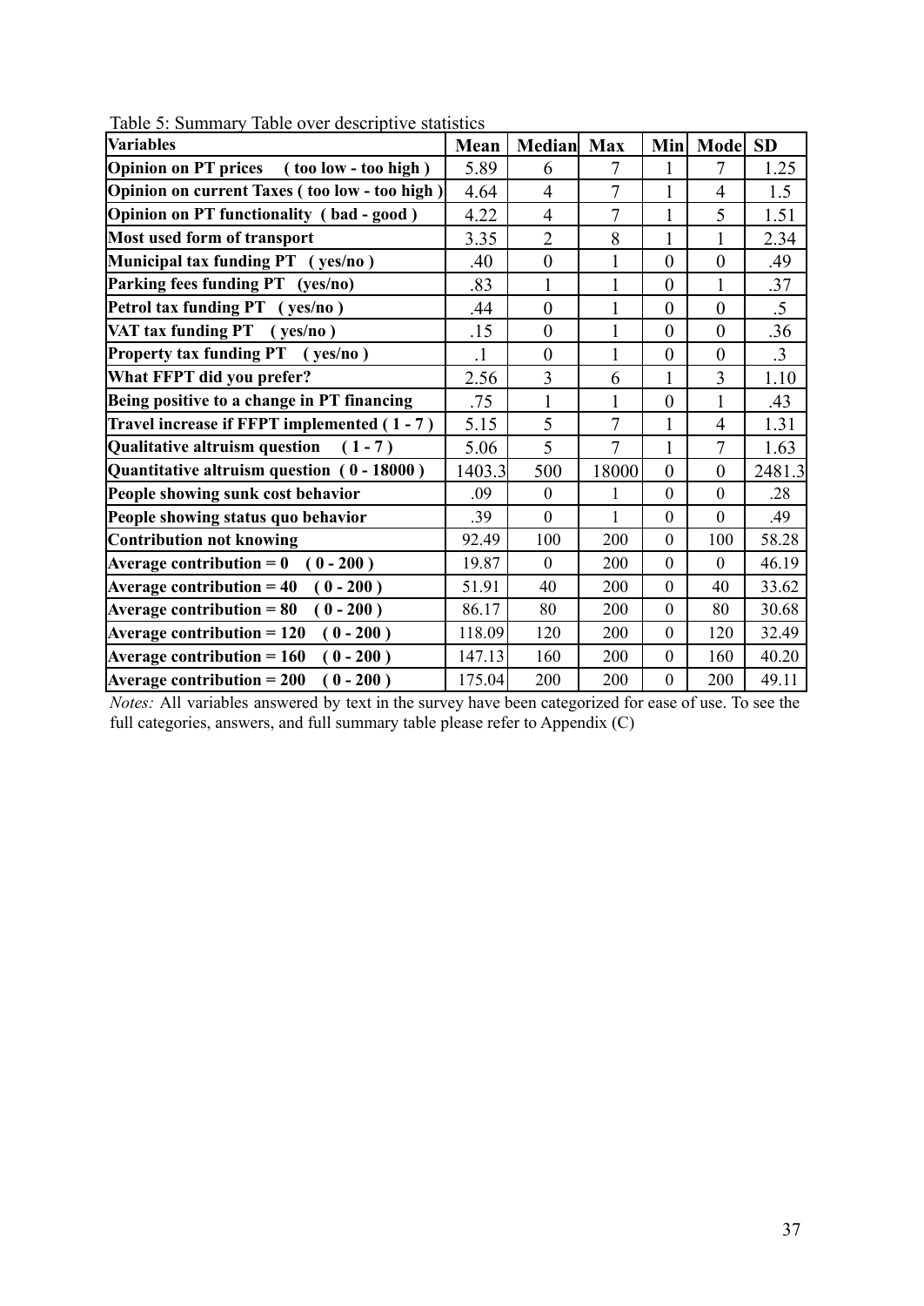Table 5: Summary Table over descriptive statistics

| Variables | Mean | Median | Max | Min | Mode | SD |
|---|---|---|---|---|---|---|
| **Opinion on PT prices ( too low - too high )** | 5.89 | 6 | 7 | 1 | 7 | 1.25 |
| **Opinion on current Taxes ( too low - too high )** | 4.64 | 4 | 7 | 1 | 4 | 1.5 |
| **Opinion on PT functionality ( bad - good )** | 4.22 | 4 | 7 | 1 | 5 | 1.51 |
| **Most used form of transport** | 3.35 | 2 | 8 | 1 | 1 | 2.34 |
| **Municipal tax funding PT ( yes/no )** | .40 | 0 | 1 | 0 | 0 | .49 |
| **Parking fees funding PT (yes/no)** | .83 | 1 | 1 | 0 | 1 | .37 |
| **Petrol tax funding PT ( yes/no )** | .44 | 0 | 1 | 0 | 0 | .5 |
| **VAT tax funding PT ( yes/no )** | .15 | 0 | 1 | 0 | 0 | .36 |
| **Property tax funding PT ( yes/no )** | .1 | 0 | 1 | 0 | 0 | .3 |
| **What FFPT did you prefer?** | 2.56 | 3 | 6 | 1 | 3 | 1.10 |
| **Being positive to a change in PT financing** | .75 | 1 | 1 | 0 | 1 | .43 |
| **Travel increase if FFPT implemented ( 1 - 7 )** | 5.15 | 5 | 7 | 1 | 4 | 1.31 |
| **Qualitative altruism question ( 1 - 7 )** | 5.06 | 5 | 7 | 1 | 7 | 1.63 |
| **Quantitative altruism question ( 0 - 18000 )** | 1403.3 | 500 | 18000 | 0 | 0 | 2481.3 |
| **People showing sunk cost behavior** | .09 | 0 | 1 | 0 | 0 | .28 |
| **People showing status quo behavior** | .39 | 0 | 1 | 0 | 0 | .49 |
| **Contribution not knowing** | 92.49 | 100 | 200 | 0 | 100 | 58.28 |
| **Average contribution = 0 ( 0 - 200 )** | 19.87 | 0 | 200 | 0 | 0 | 46.19 |
| **Average contribution = 40 ( 0 - 200 )** | 51.91 | 40 | 200 | 0 | 40 | 33.62 |
| **Average contribution = 80 ( 0 - 200 )** | 86.17 | 80 | 200 | 0 | 80 | 30.68 |
| **Average contribution = 120 ( 0 - 200 )** | 118.09 | 120 | 200 | 0 | 120 | 32.49 |
| **Average contribution = 160 ( 0 - 200 )** | 147.13 | 160 | 200 | 0 | 160 | 40.20 |
| **Average contribution = 200 ( 0 - 200 )** | 175.04 | 200 | 200 | 0 | 200 | 49.11 |

*Notes:* All variables answered by text in the survey have been categorized for ease of use. To see the full categories, answers, and full summary table please refer to Appendix (C)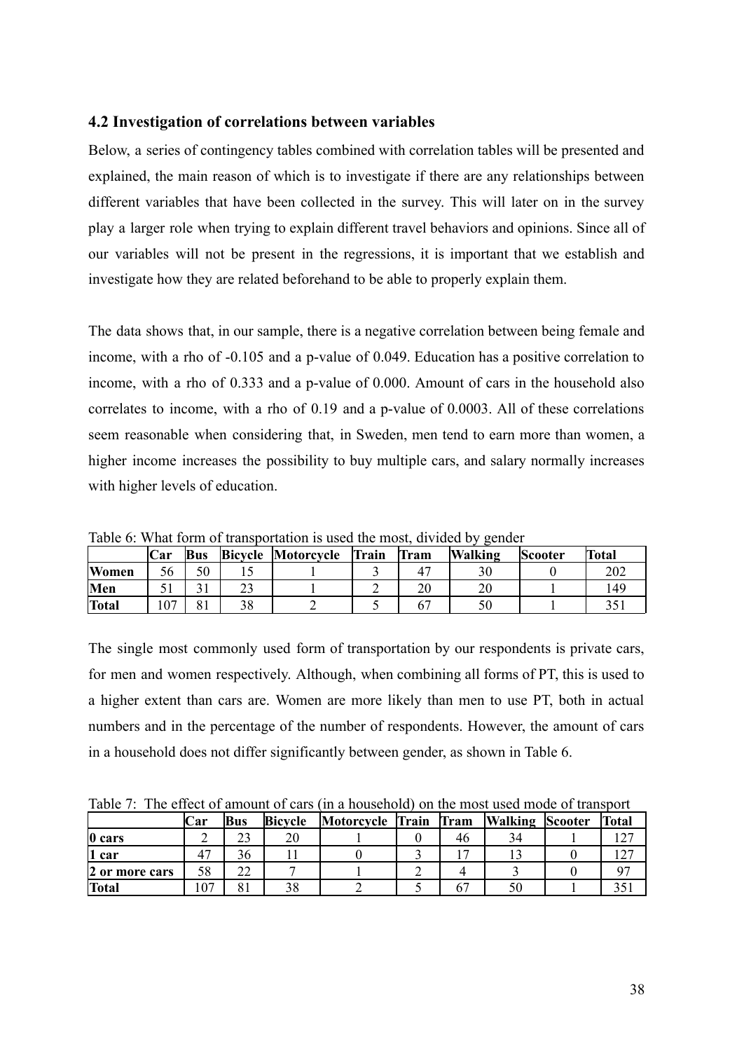### 4.2 Investigation of correlations between variables

Below, a series of contingency tables combined with correlation tables will be presented and explained, the main reason of which is to investigate if there are any relationships between different variables that have been collected in the survey. This will later on in the survey play a larger role when trying to explain different travel behaviors and opinions. Since all of our variables will not be present in the regressions, it is important that we establish and investigate how they are related beforehand to be able to properly explain them.

The data shows that, in our sample, there is a negative correlation between being female and income, with a rho of -0.105 and a p-value of 0.049. Education has a positive correlation to income, with a rho of 0.333 and a p-value of 0.000. Amount of cars in the household also correlates to income, with a rho of 0.19 and a p-value of 0.0003. All of these correlations seem reasonable when considering that, in Sweden, men tend to earn more than women, a higher income increases the possibility to buy multiple cars, and salary normally increases with higher levels of education.

Table 6: What form of transportation is used the most, divided by gender

| | Car | Bus | Bicycle | Motorcycle | Train | Tram | Walking | Scooter | Total |
|---|---|---|---|---|---|---|---|---|---|
| **Women** | 56 | 50 | 15 | 1 | 3 | 47 | 30 | 0 | 202 |
| **Men** | 51 | 31 | 23 | 1 | 2 | 20 | 20 | 1 | 149 |
| **Total** | 107 | 81 | 38 | 2 | 5 | 67 | 50 | 1 | 351 |

The single most commonly used form of transportation by our respondents is private cars, for men and women respectively. Although, when combining all forms of PT, this is used to a higher extent than cars are. Women are more likely than men to use PT, both in actual numbers and in the percentage of the number of respondents. However, the amount of cars in a household does not differ significantly between gender, as shown in Table 6.

Table 7: The effect of amount of cars (in a household) on the most used mode of transport

| | Car | Bus | Bicycle | Motorcycle | Train | Tram | Walking | Scooter | Total |
|---|---|---|---|---|---|---|---|---|---|
| **0 cars** | 2 | 23 | 20 | 1 | 0 | 46 | 34 | 1 | 127 |
| **1 car** | 47 | 36 | 11 | 0 | 3 | 17 | 13 | 0 | 127 |
| **2 or more cars** | 58 | 22 | 7 | 1 | 2 | 4 | 3 | 0 | 97 |
| **Total** | 107 | 81 | 38 | 2 | 5 | 67 | 50 | 1 | 351 |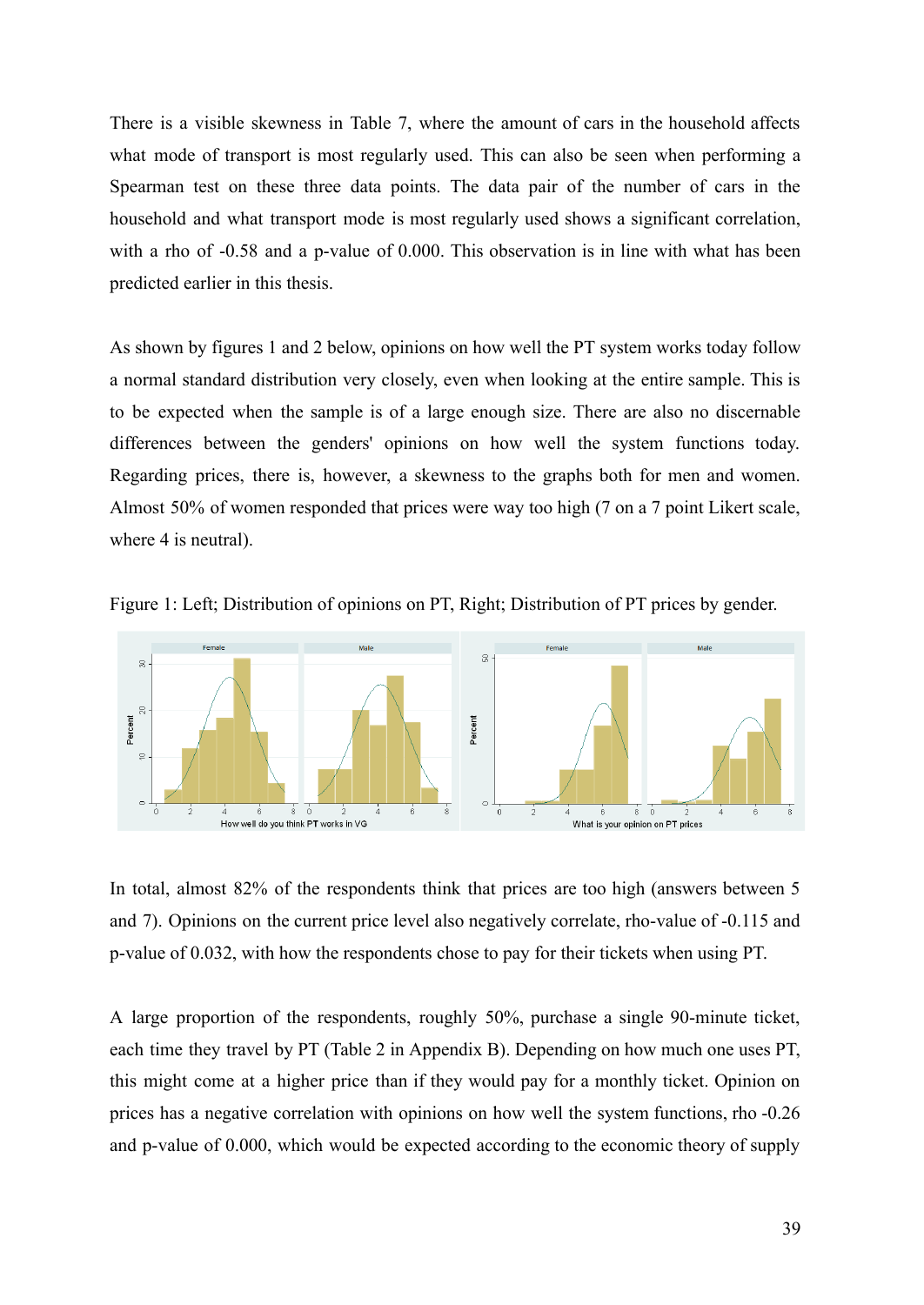There is a visible skewness in Table 7, where the amount of cars in the household affects what mode of transport is most regularly used. This can also be seen when performing a Spearman test on these three data points. The data pair of the number of cars in the household and what transport mode is most regularly used shows a significant correlation, with a rho of -0.58 and a p-value of 0.000. This observation is in line with what has been predicted earlier in this thesis.

As shown by figures 1 and 2 below, opinions on how well the PT system works today follow a normal standard distribution very closely, even when looking at the entire sample. This is to be expected when the sample is of a large enough size. There are also no discernable differences between the genders' opinions on how well the system functions today. Regarding prices, there is, however, a skewness to the graphs both for men and women. Almost 50% of women responded that prices were way too high (7 on a 7 point Likert scale, where 4 is neutral).

Figure 1: Left; Distribution of opinions on PT, Right; Distribution of PT prices by gender.

In total, almost 82% of the respondents think that prices are too high (answers between 5 and 7). Opinions on the current price level also negatively correlate, rho-value of -0.115 and p-value of 0.032, with how the respondents chose to pay for their tickets when using PT.

A large proportion of the respondents, roughly 50%, purchase a single 90-minute ticket, each time they travel by PT (Table 2 in Appendix B). Depending on how much one uses PT, this might come at a higher price than if they would pay for a monthly ticket. Opinion on prices has a negative correlation with opinions on how well the system functions, rho -0.26 and p-value of 0.000, which would be expected according to the economic theory of supply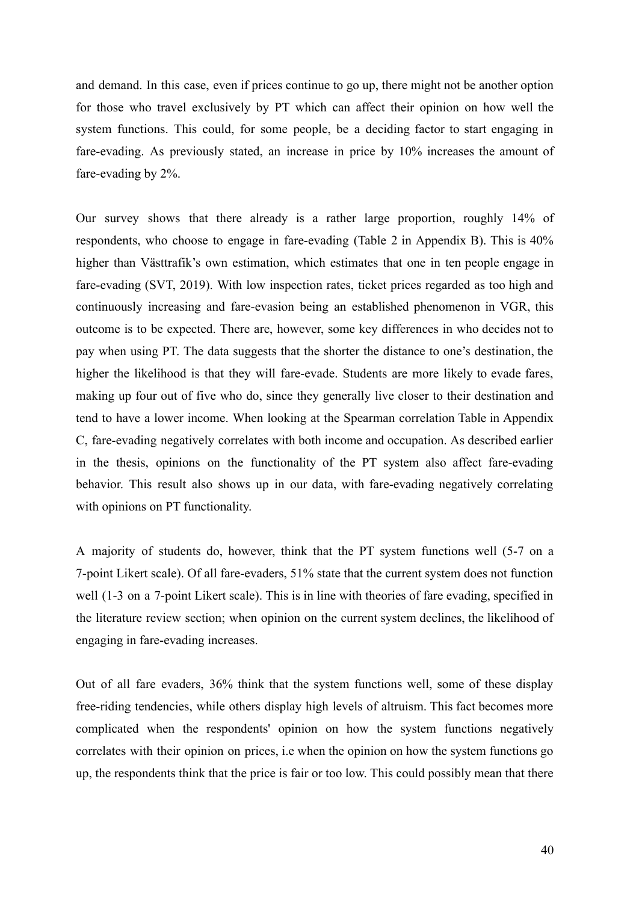and demand. In this case, even if prices continue to go up, there might not be another option for those who travel exclusively by PT which can affect their opinion on how well the system functions. This could, for some people, be a deciding factor to start engaging in fare-evading. As previously stated, an increase in price by 10% increases the amount of fare-evading by 2%.

Our survey shows that there already is a rather large proportion, roughly 14% of respondents, who choose to engage in fare-evading (Table 2 in Appendix B). This is 40% higher than Västtrafik's own estimation, which estimates that one in ten people engage in fare-evading (SVT, 2019). With low inspection rates, ticket prices regarded as too high and continuously increasing and fare-evasion being an established phenomenon in VGR, this outcome is to be expected. There are, however, some key differences in who decides not to pay when using PT. The data suggests that the shorter the distance to one's destination, the higher the likelihood is that they will fare-evade. Students are more likely to evade fares, making up four out of five who do, since they generally live closer to their destination and tend to have a lower income. When looking at the Spearman correlation Table in Appendix C, fare-evading negatively correlates with both income and occupation. As described earlier in the thesis, opinions on the functionality of the PT system also affect fare-evading behavior. This result also shows up in our data, with fare-evading negatively correlating with opinions on PT functionality.

A majority of students do, however, think that the PT system functions well (5-7 on a 7-point Likert scale). Of all fare-evaders, 51% state that the current system does not function well (1-3 on a 7-point Likert scale). This is in line with theories of fare evading, specified in the literature review section; when opinion on the current system declines, the likelihood of engaging in fare-evading increases.

Out of all fare evaders, 36% think that the system functions well, some of these display free-riding tendencies, while others display high levels of altruism. This fact becomes more complicated when the respondents' opinion on how the system functions negatively correlates with their opinion on prices, i.e when the opinion on how the system functions go up, the respondents think that the price is fair or too low. This could possibly mean that there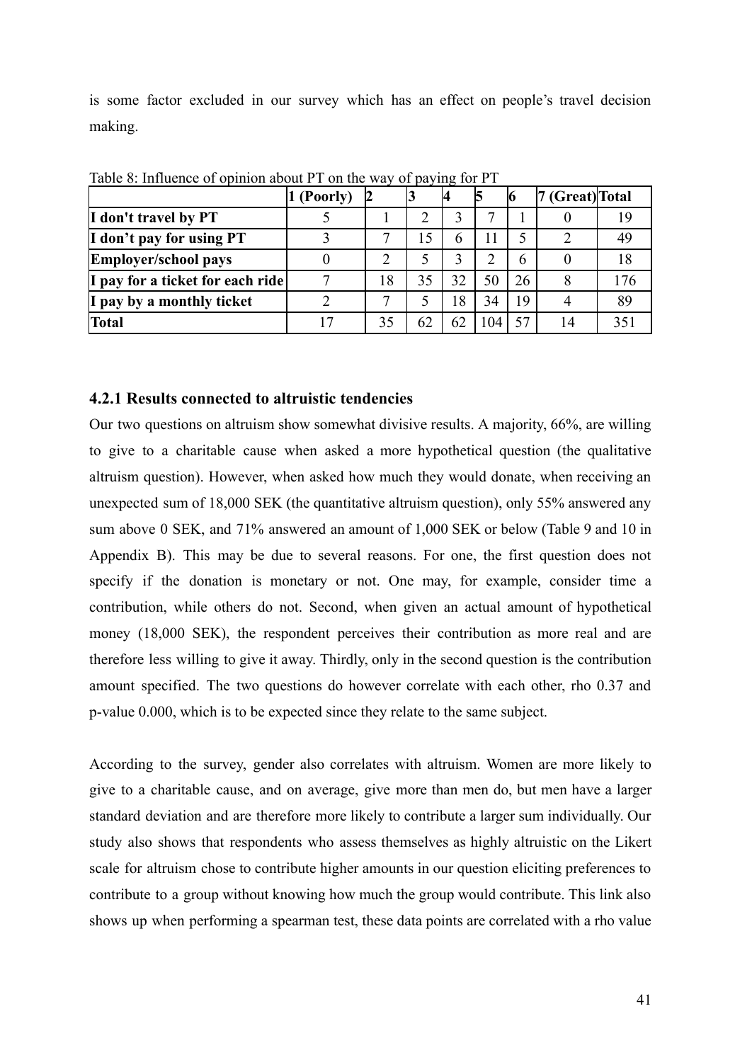is some factor excluded in our survey which has an effect on people's travel decision making.

Table 8: Influence of opinion about PT on the way of paying for PT

| | 1 (Poorly) | 2 | 3 | 4 | 5 | 6 | 7 (Great) | Total |
|---|---|---|---|---|---|---|---|---|
| **I don't travel by PT** | 5 | 1 | 2 | 3 | 7 | 1 | 0 | 19 |
| **I don't pay for using PT** | 3 | 7 | 15 | 6 | 11 | 5 | 2 | 49 |
| **Employer/school pays** | 0 | 2 | 5 | 3 | 2 | 6 | 0 | 18 |
| **I pay for a ticket for each ride** | 7 | 18 | 35 | 32 | 50 | 26 | 8 | 176 |
| **I pay by a monthly ticket** | 2 | 7 | 5 | 18 | 34 | 19 | 4 | 89 |
| **Total** | 17 | 35 | 62 | 62 | 104 | 57 | 14 | 351 |

### 4.2.1 Results connected to altruistic tendencies

Our two questions on altruism show somewhat divisive results. A majority, 66%, are willing to give to a charitable cause when asked a more hypothetical question (the qualitative altruism question). However, when asked how much they would donate, when receiving an unexpected sum of 18,000 SEK (the quantitative altruism question), only 55% answered any sum above 0 SEK, and 71% answered an amount of 1,000 SEK or below (Table 9 and 10 in Appendix B). This may be due to several reasons. For one, the first question does not specify if the donation is monetary or not. One may, for example, consider time a contribution, while others do not. Second, when given an actual amount of hypothetical money (18,000 SEK), the respondent perceives their contribution as more real and are therefore less willing to give it away. Thirdly, only in the second question is the contribution amount specified. The two questions do however correlate with each other, rho 0.37 and p-value 0.000, which is to be expected since they relate to the same subject.

According to the survey, gender also correlates with altruism. Women are more likely to give to a charitable cause, and on average, give more than men do, but men have a larger standard deviation and are therefore more likely to contribute a larger sum individually. Our study also shows that respondents who assess themselves as highly altruistic on the Likert scale for altruism chose to contribute higher amounts in our question eliciting preferences to contribute to a group without knowing how much the group would contribute. This link also shows up when performing a spearman test, these data points are correlated with a rho value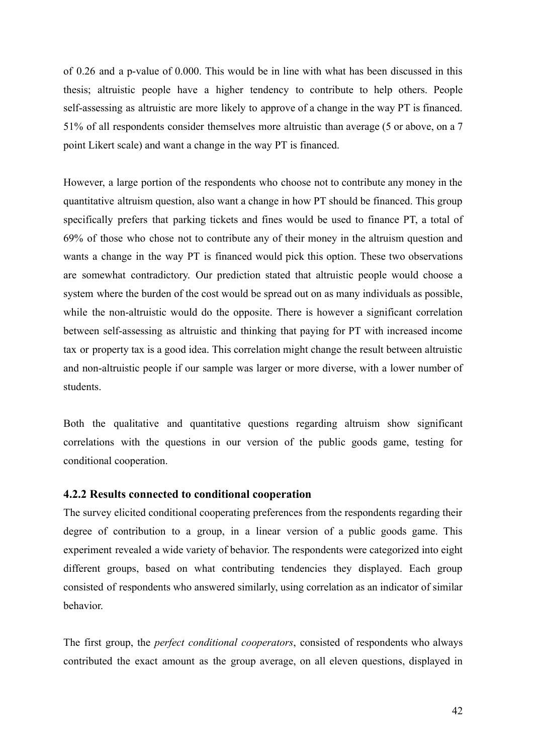of 0.26 and a p-value of 0.000. This would be in line with what has been discussed in this thesis; altruistic people have a higher tendency to contribute to help others. People self-assessing as altruistic are more likely to approve of a change in the way PT is financed. 51% of all respondents consider themselves more altruistic than average (5 or above, on a 7 point Likert scale) and want a change in the way PT is financed.

However, a large portion of the respondents who choose not to contribute any money in the quantitative altruism question, also want a change in how PT should be financed. This group specifically prefers that parking tickets and fines would be used to finance PT, a total of 69% of those who chose not to contribute any of their money in the altruism question and wants a change in the way PT is financed would pick this option. These two observations are somewhat contradictory. Our prediction stated that altruistic people would choose a system where the burden of the cost would be spread out on as many individuals as possible, while the non-altruistic would do the opposite. There is however a significant correlation between self-assessing as altruistic and thinking that paying for PT with increased income tax or property tax is a good idea. This correlation might change the result between altruistic and non-altruistic people if our sample was larger or more diverse, with a lower number of students.

Both the qualitative and quantitative questions regarding altruism show significant correlations with the questions in our version of the public goods game, testing for conditional cooperation.

### 4.2.2 Results connected to conditional cooperation

The survey elicited conditional cooperating preferences from the respondents regarding their degree of contribution to a group, in a linear version of a public goods game. This experiment revealed a wide variety of behavior. The respondents were categorized into eight different groups, based on what contributing tendencies they displayed. Each group consisted of respondents who answered similarly, using correlation as an indicator of similar behavior.

The first group, the *perfect conditional cooperators*, consisted of respondents who always contributed the exact amount as the group average, on all eleven questions, displayed in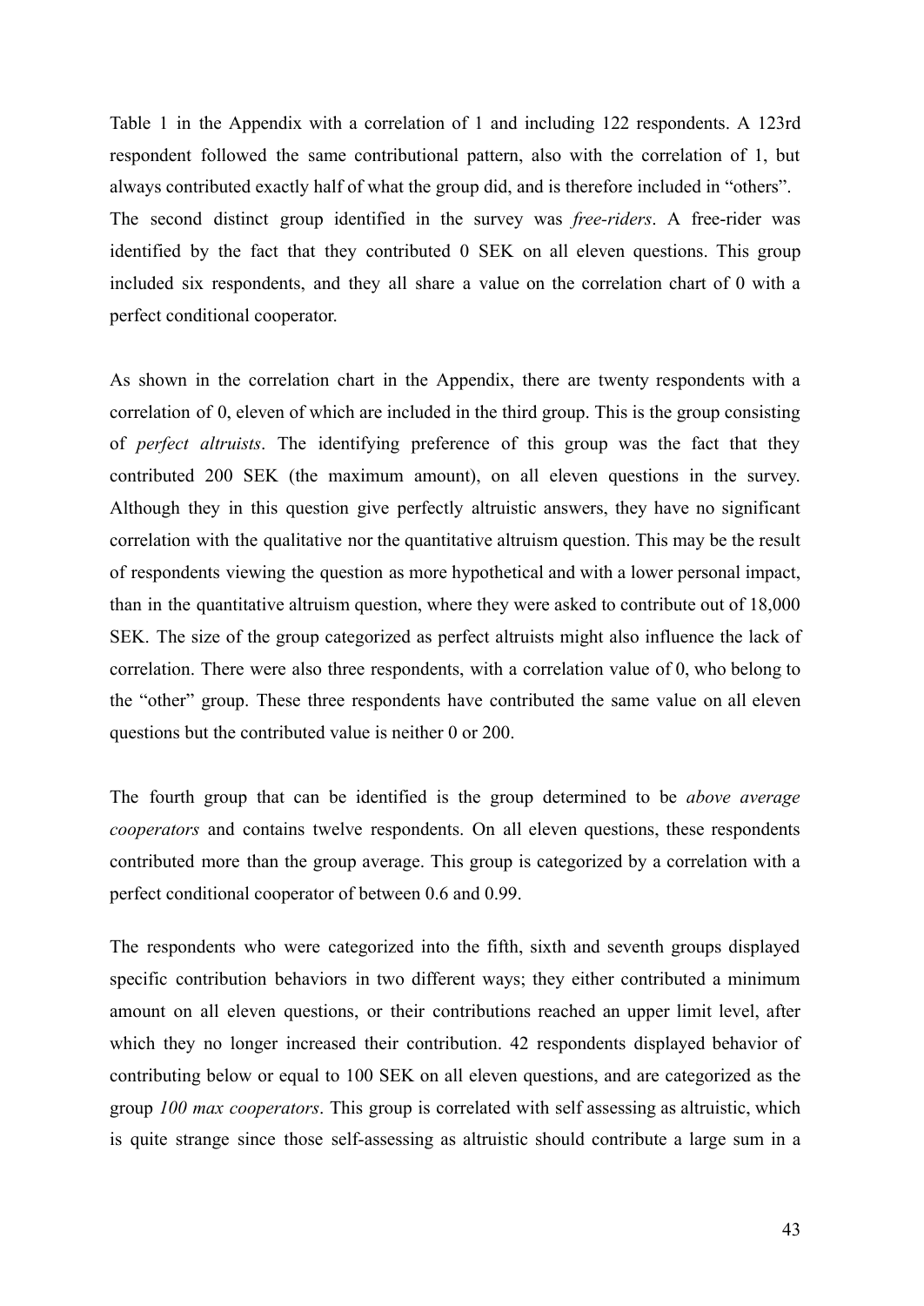Table 1 in the Appendix with a correlation of 1 and including 122 respondents. A 123rd respondent followed the same contributional pattern, also with the correlation of 1, but always contributed exactly half of what the group did, and is therefore included in "others". The second distinct group identified in the survey was *free-riders*. A free-rider was identified by the fact that they contributed 0 SEK on all eleven questions. This group included six respondents, and they all share a value on the correlation chart of 0 with a perfect conditional cooperator.

As shown in the correlation chart in the Appendix, there are twenty respondents with a correlation of 0, eleven of which are included in the third group. This is the group consisting of *perfect altruists*. The identifying preference of this group was the fact that they contributed 200 SEK (the maximum amount), on all eleven questions in the survey. Although they in this question give perfectly altruistic answers, they have no significant correlation with the qualitative nor the quantitative altruism question. This may be the result of respondents viewing the question as more hypothetical and with a lower personal impact, than in the quantitative altruism question, where they were asked to contribute out of 18,000 SEK. The size of the group categorized as perfect altruists might also influence the lack of correlation. There were also three respondents, with a correlation value of 0, who belong to the "other" group. These three respondents have contributed the same value on all eleven questions but the contributed value is neither 0 or 200.

The fourth group that can be identified is the group determined to be *above average cooperators* and contains twelve respondents. On all eleven questions, these respondents contributed more than the group average. This group is categorized by a correlation with a perfect conditional cooperator of between 0.6 and 0.99.

The respondents who were categorized into the fifth, sixth and seventh groups displayed specific contribution behaviors in two different ways; they either contributed a minimum amount on all eleven questions, or their contributions reached an upper limit level, after which they no longer increased their contribution. 42 respondents displayed behavior of contributing below or equal to 100 SEK on all eleven questions, and are categorized as the group *100 max cooperators*. This group is correlated with self assessing as altruistic, which is quite strange since those self-assessing as altruistic should contribute a large sum in a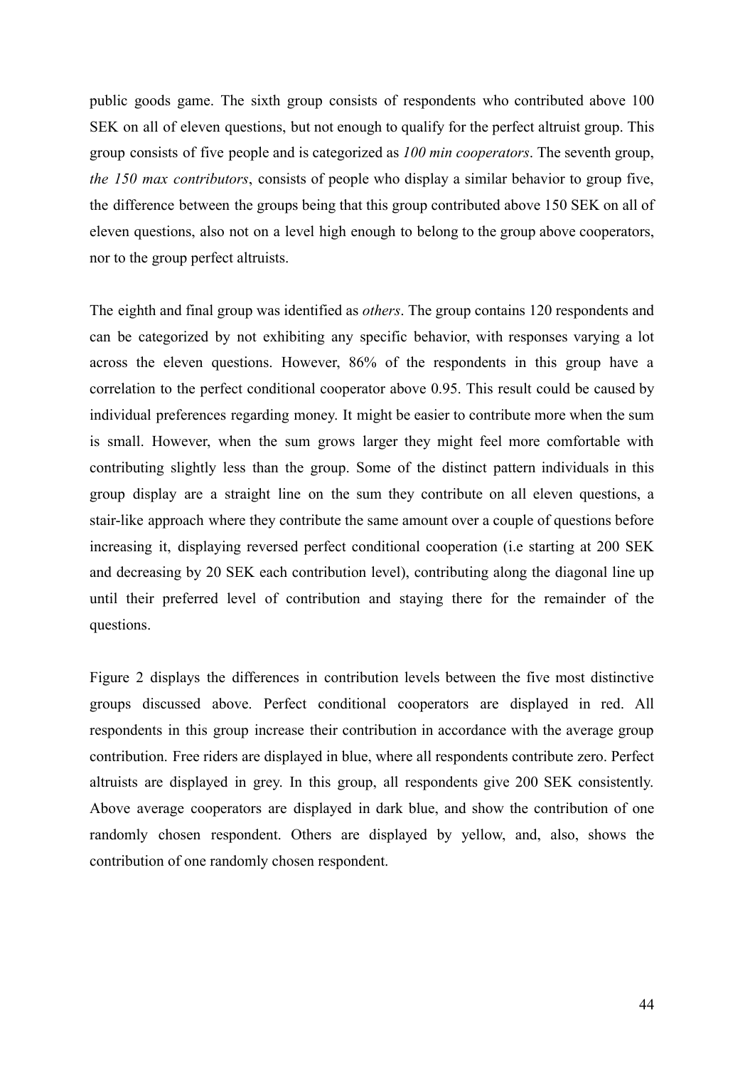public goods game. The sixth group consists of respondents who contributed above 100 SEK on all of eleven questions, but not enough to qualify for the perfect altruist group. This group consists of five people and is categorized as *100 min cooperators*. The seventh group, *the 150 max contributors*, consists of people who display a similar behavior to group five, the difference between the groups being that this group contributed above 150 SEK on all of eleven questions, also not on a level high enough to belong to the group above cooperators, nor to the group perfect altruists.

The eighth and final group was identified as *others*. The group contains 120 respondents and can be categorized by not exhibiting any specific behavior, with responses varying a lot across the eleven questions. However, 86% of the respondents in this group have a correlation to the perfect conditional cooperator above 0.95. This result could be caused by individual preferences regarding money. It might be easier to contribute more when the sum is small. However, when the sum grows larger they might feel more comfortable with contributing slightly less than the group. Some of the distinct pattern individuals in this group display are a straight line on the sum they contribute on all eleven questions, a stair-like approach where they contribute the same amount over a couple of questions before increasing it, displaying reversed perfect conditional cooperation (i.e starting at 200 SEK and decreasing by 20 SEK each contribution level), contributing along the diagonal line up until their preferred level of contribution and staying there for the remainder of the questions.

Figure 2 displays the differences in contribution levels between the five most distinctive groups discussed above. Perfect conditional cooperators are displayed in red. All respondents in this group increase their contribution in accordance with the average group contribution. Free riders are displayed in blue, where all respondents contribute zero. Perfect altruists are displayed in grey. In this group, all respondents give 200 SEK consistently. Above average cooperators are displayed in dark blue, and show the contribution of one randomly chosen respondent. Others are displayed by yellow, and, also, shows the contribution of one randomly chosen respondent.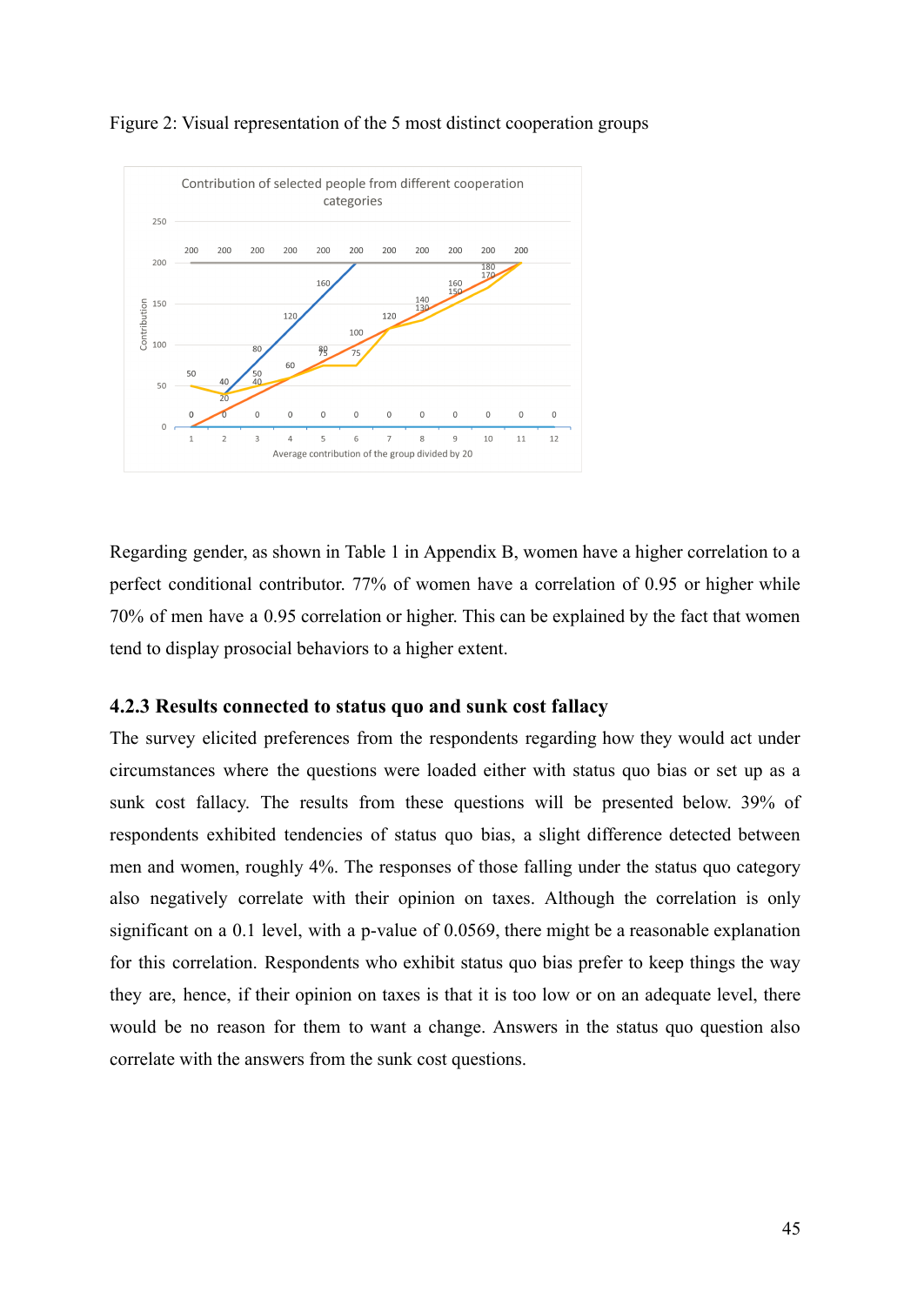Figure 2: Visual representation of the 5 most distinct cooperation groups

Regarding gender, as shown in Table 1 in Appendix B, women have a higher correlation to a perfect conditional contributor. 77% of women have a correlation of 0.95 or higher while 70% of men have a 0.95 correlation or higher. This can be explained by the fact that women tend to display prosocial behaviors to a higher extent.

### 4.2.3 Results connected to status quo and sunk cost fallacy

The survey elicited preferences from the respondents regarding how they would act under circumstances where the questions were loaded either with status quo bias or set up as a sunk cost fallacy. The results from these questions will be presented below. 39% of respondents exhibited tendencies of status quo bias, a slight difference detected between men and women, roughly 4%. The responses of those falling under the status quo category also negatively correlate with their opinion on taxes. Although the correlation is only significant on a 0.1 level, with a p-value of 0.0569, there might be a reasonable explanation for this correlation. Respondents who exhibit status quo bias prefer to keep things the way they are, hence, if their opinion on taxes is that it is too low or on an adequate level, there would be no reason for them to want a change. Answers in the status quo question also correlate with the answers from the sunk cost questions.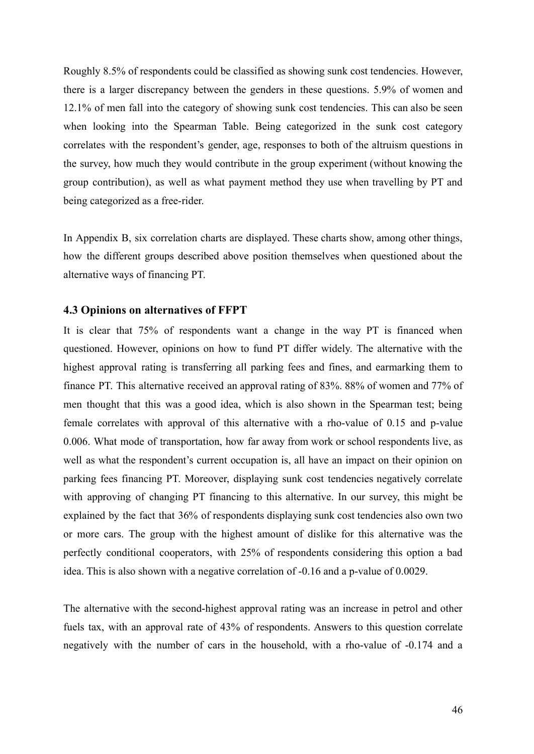Roughly 8.5% of respondents could be classified as showing sunk cost tendencies. However, there is a larger discrepancy between the genders in these questions. 5.9% of women and 12.1% of men fall into the category of showing sunk cost tendencies. This can also be seen when looking into the Spearman Table. Being categorized in the sunk cost category correlates with the respondent's gender, age, responses to both of the altruism questions in the survey, how much they would contribute in the group experiment (without knowing the group contribution), as well as what payment method they use when travelling by PT and being categorized as a free-rider.

In Appendix B, six correlation charts are displayed. These charts show, among other things, how the different groups described above position themselves when questioned about the alternative ways of financing PT.

### 4.3 Opinions on alternatives of FFPT

It is clear that 75% of respondents want a change in the way PT is financed when questioned. However, opinions on how to fund PT differ widely. The alternative with the highest approval rating is transferring all parking fees and fines, and earmarking them to finance PT. This alternative received an approval rating of 83%. 88% of women and 77% of men thought that this was a good idea, which is also shown in the Spearman test; being female correlates with approval of this alternative with a rho-value of 0.15 and p-value 0.006. What mode of transportation, how far away from work or school respondents live, as well as what the respondent's current occupation is, all have an impact on their opinion on parking fees financing PT. Moreover, displaying sunk cost tendencies negatively correlate with approving of changing PT financing to this alternative. In our survey, this might be explained by the fact that 36% of respondents displaying sunk cost tendencies also own two or more cars. The group with the highest amount of dislike for this alternative was the perfectly conditional cooperators, with 25% of respondents considering this option a bad idea. This is also shown with a negative correlation of -0.16 and a p-value of 0.0029.

The alternative with the second-highest approval rating was an increase in petrol and other fuels tax, with an approval rate of 43% of respondents. Answers to this question correlate negatively with the number of cars in the household, with a rho-value of -0.174 and a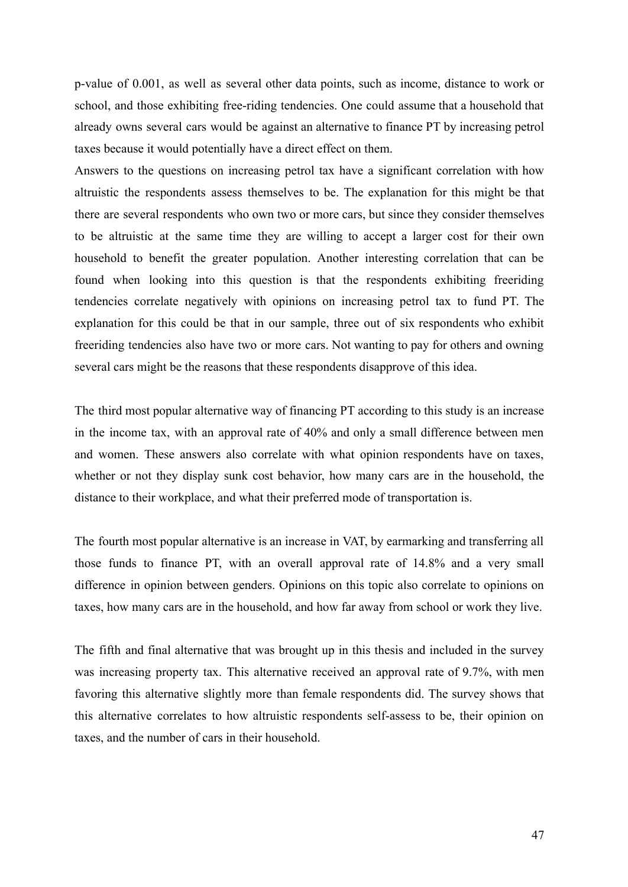p-value of 0.001, as well as several other data points, such as income, distance to work or school, and those exhibiting free-riding tendencies. One could assume that a household that already owns several cars would be against an alternative to finance PT by increasing petrol taxes because it would potentially have a direct effect on them.
Answers to the questions on increasing petrol tax have a significant correlation with how altruistic the respondents assess themselves to be. The explanation for this might be that there are several respondents who own two or more cars, but since they consider themselves to be altruistic at the same time they are willing to accept a larger cost for their own household to benefit the greater population. Another interesting correlation that can be found when looking into this question is that the respondents exhibiting freeriding tendencies correlate negatively with opinions on increasing petrol tax to fund PT. The explanation for this could be that in our sample, three out of six respondents who exhibit freeriding tendencies also have two or more cars. Not wanting to pay for others and owning several cars might be the reasons that these respondents disapprove of this idea.

The third most popular alternative way of financing PT according to this study is an increase in the income tax, with an approval rate of 40% and only a small difference between men and women. These answers also correlate with what opinion respondents have on taxes, whether or not they display sunk cost behavior, how many cars are in the household, the distance to their workplace, and what their preferred mode of transportation is.

The fourth most popular alternative is an increase in VAT, by earmarking and transferring all those funds to finance PT, with an overall approval rate of 14.8% and a very small difference in opinion between genders. Opinions on this topic also correlate to opinions on taxes, how many cars are in the household, and how far away from school or work they live.

The fifth and final alternative that was brought up in this thesis and included in the survey was increasing property tax. This alternative received an approval rate of 9.7%, with men favoring this alternative slightly more than female respondents did. The survey shows that this alternative correlates to how altruistic respondents self-assess to be, their opinion on taxes, and the number of cars in their household.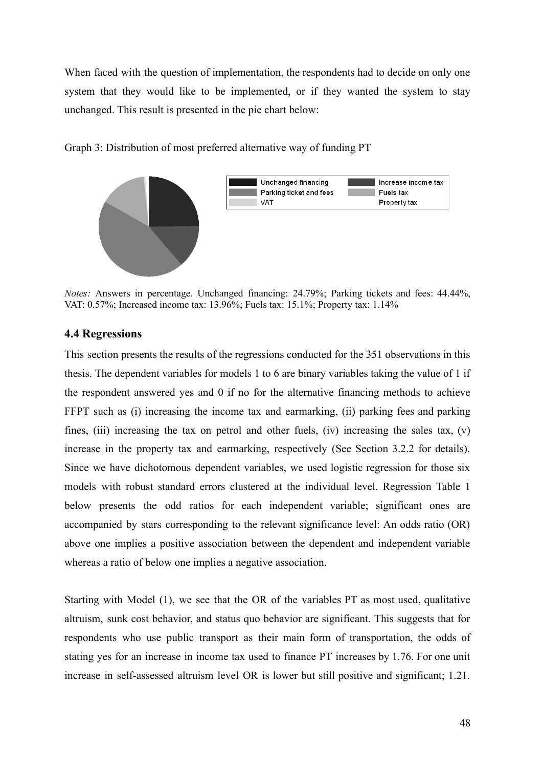When faced with the question of implementation, the respondents had to decide on only one system that they would like to be implemented, or if they wanted the system to stay unchanged. This result is presented in the pie chart below:

Graph 3: Distribution of most preferred alternative way of funding PT

*Notes:* Answers in percentage. Unchanged financing: 24.79%; Parking tickets and fees: 44.44%, VAT: 0.57%; Increased income tax: 13.96%; Fuels tax: 15.1%; Property tax: 1.14%

### 4.4 Regressions

This section presents the results of the regressions conducted for the 351 observations in this thesis. The dependent variables for models 1 to 6 are binary variables taking the value of 1 if the respondent answered yes and 0 if no for the alternative financing methods to achieve FFPT such as (i) increasing the income tax and earmarking, (ii) parking fees and parking fines, (iii) increasing the tax on petrol and other fuels, (iv) increasing the sales tax, (v) increase in the property tax and earmarking, respectively (See Section 3.2.2 for details). Since we have dichotomous dependent variables, we used logistic regression for those six models with robust standard errors clustered at the individual level. Regression Table 1 below presents the odd ratios for each independent variable; significant ones are accompanied by stars corresponding to the relevant significance level: An odds ratio (OR) above one implies a positive association between the dependent and independent variable whereas a ratio of below one implies a negative association.

Starting with Model (1), we see that the OR of the variables PT as most used, qualitative altruism, sunk cost behavior, and status quo behavior are significant. This suggests that for respondents who use public transport as their main form of transportation, the odds of stating yes for an increase in income tax used to finance PT increases by 1.76. For one unit increase in self-assessed altruism level OR is lower but still positive and significant; 1.21.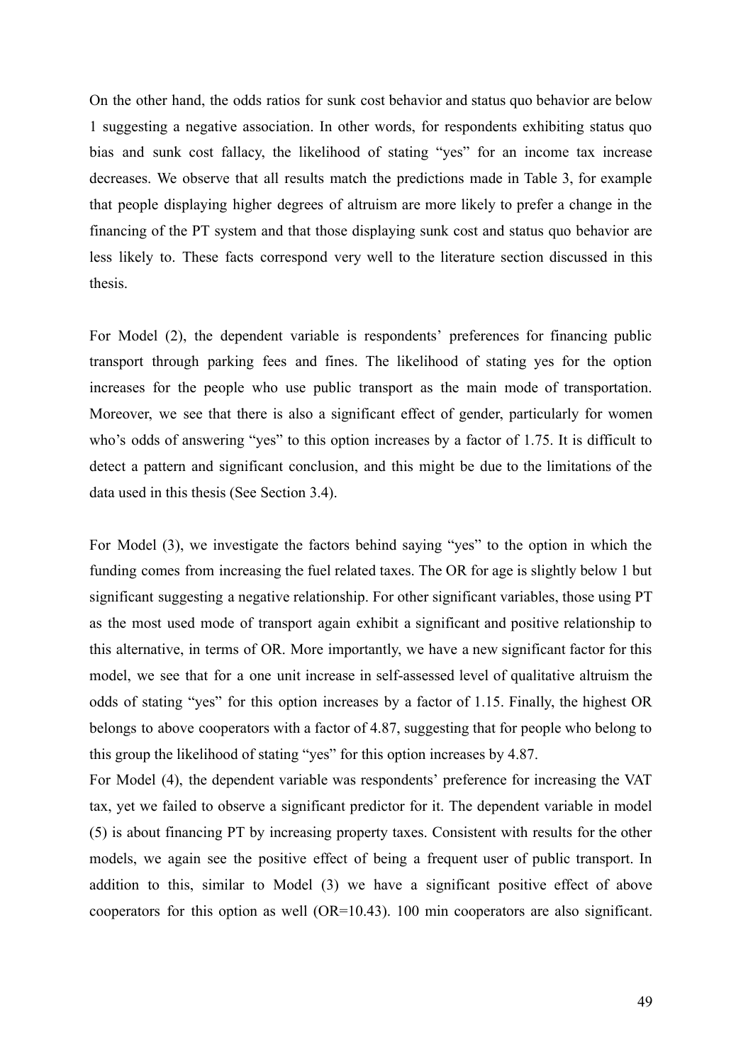On the other hand, the odds ratios for sunk cost behavior and status quo behavior are below 1 suggesting a negative association. In other words, for respondents exhibiting status quo bias and sunk cost fallacy, the likelihood of stating "yes" for an income tax increase decreases. We observe that all results match the predictions made in Table 3, for example that people displaying higher degrees of altruism are more likely to prefer a change in the financing of the PT system and that those displaying sunk cost and status quo behavior are less likely to. These facts correspond very well to the literature section discussed in this thesis.

For Model (2), the dependent variable is respondents' preferences for financing public transport through parking fees and fines. The likelihood of stating yes for the option increases for the people who use public transport as the main mode of transportation. Moreover, we see that there is also a significant effect of gender, particularly for women who's odds of answering "yes" to this option increases by a factor of 1.75. It is difficult to detect a pattern and significant conclusion, and this might be due to the limitations of the data used in this thesis (See Section 3.4).

For Model (3), we investigate the factors behind saying "yes" to the option in which the funding comes from increasing the fuel related taxes. The OR for age is slightly below 1 but significant suggesting a negative relationship. For other significant variables, those using PT as the most used mode of transport again exhibit a significant and positive relationship to this alternative, in terms of OR. More importantly, we have a new significant factor for this model, we see that for a one unit increase in self-assessed level of qualitative altruism the odds of stating "yes" for this option increases by a factor of 1.15. Finally, the highest OR belongs to above cooperators with a factor of 4.87, suggesting that for people who belong to this group the likelihood of stating "yes" for this option increases by 4.87.

For Model (4), the dependent variable was respondents' preference for increasing the VAT tax, yet we failed to observe a significant predictor for it. The dependent variable in model (5) is about financing PT by increasing property taxes. Consistent with results for the other models, we again see the positive effect of being a frequent user of public transport. In addition to this, similar to Model (3) we have a significant positive effect of above cooperators for this option as well (OR=10.43). 100 min cooperators are also significant.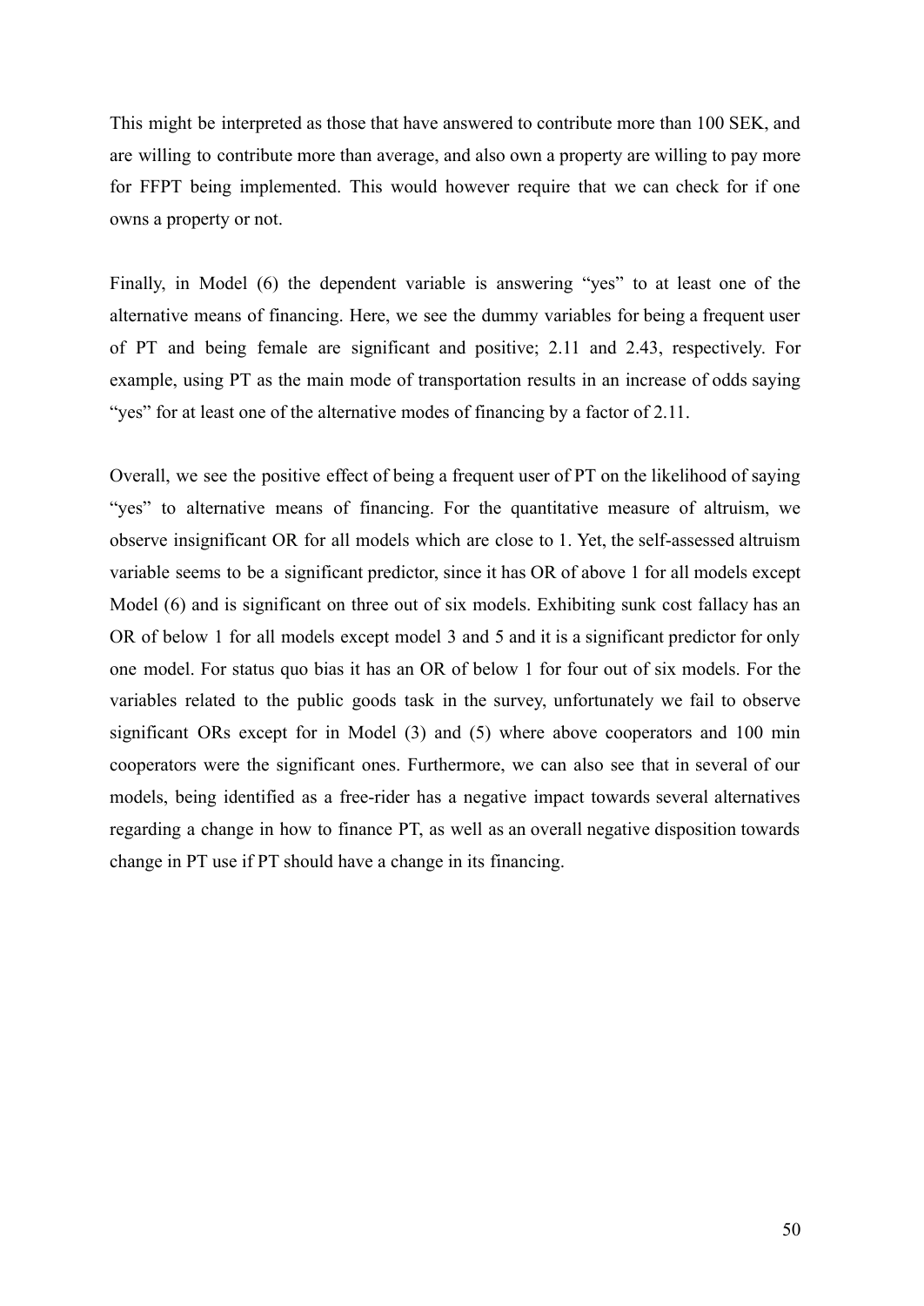This might be interpreted as those that have answered to contribute more than 100 SEK, and are willing to contribute more than average, and also own a property are willing to pay more for FFPT being implemented. This would however require that we can check for if one owns a property or not.

Finally, in Model (6) the dependent variable is answering “yes” to at least one of the alternative means of financing. Here, we see the dummy variables for being a frequent user of PT and being female are significant and positive; 2.11 and 2.43, respectively. For example, using PT as the main mode of transportation results in an increase of odds saying “yes” for at least one of the alternative modes of financing by a factor of 2.11.

Overall, we see the positive effect of being a frequent user of PT on the likelihood of saying “yes” to alternative means of financing. For the quantitative measure of altruism, we observe insignificant OR for all models which are close to 1. Yet, the self-assessed altruism variable seems to be a significant predictor, since it has OR of above 1 for all models except Model (6) and is significant on three out of six models. Exhibiting sunk cost fallacy has an OR of below 1 for all models except model 3 and 5 and it is a significant predictor for only one model. For status quo bias it has an OR of below 1 for four out of six models. For the variables related to the public goods task in the survey, unfortunately we fail to observe significant ORs except for in Model (3) and (5) where above cooperators and 100 min cooperators were the significant ones. Furthermore, we can also see that in several of our models, being identified as a free-rider has a negative impact towards several alternatives regarding a change in how to finance PT, as well as an overall negative disposition towards change in PT use if PT should have a change in its financing.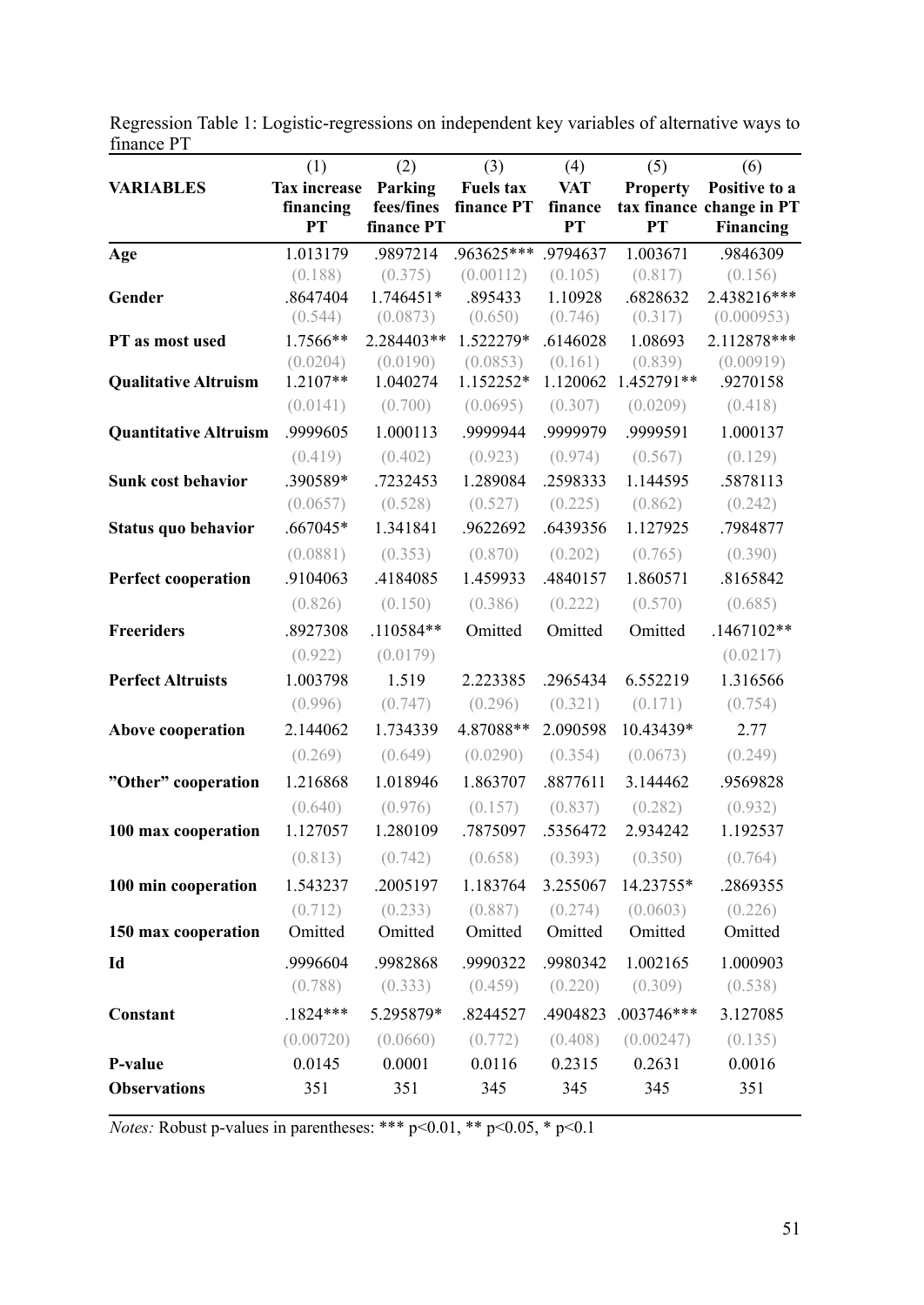Regression Table 1: Logistic-regressions on independent key variables of alternative ways to finance PT

| VARIABLES | (1) Tax increase financing PT | (2) Parking fees/fines finance PT | (3) Fuels tax finance PT | (4) VAT finance PT | (5) Property tax finance PT | (6) Positive to a change in PT Financing |
|---|---|---|---|---|---|---|
| **Age** | 1.013179 | .9897214 | .963625*** | .9794637 | 1.003671 | .9846309 |
| | (0.188) | (0.375) | (0.00112) | (0.105) | (0.817) | (0.156) |
| **Gender** | .8647404 | 1.746451* | .895433 | 1.10928 | .6828632 | 2.438216*** |
| | (0.544) | (0.0873) | (0.650) | (0.746) | (0.317) | (0.000953) |
| **PT as most used** | 1.7566** | 2.284403** | 1.522279* | .6146028 | 1.08693 | 2.112878*** |
| | (0.0204) | (0.0190) | (0.0853) | (0.161) | (0.839) | (0.00919) |
| **Qualitative Altruism** | 1.2107** | 1.040274 | 1.152252* | 1.120062 | 1.452791** | .9270158 |
| | (0.0141) | (0.700) | (0.0695) | (0.307) | (0.0209) | (0.418) |
| **Quantitative Altruism** | .9999605 | 1.000113 | .9999944 | .9999979 | .9999591 | 1.000137 |
| | (0.419) | (0.402) | (0.923) | (0.974) | (0.567) | (0.129) |
| **Sunk cost behavior** | .390589* | .7232453 | 1.289084 | .2598333 | 1.144595 | .5878113 |
| | (0.0657) | (0.528) | (0.527) | (0.225) | (0.862) | (0.242) |
| **Status quo behavior** | .667045* | 1.341841 | .9622692 | .6439356 | 1.127925 | .7984877 |
| | (0.0881) | (0.353) | (0.870) | (0.202) | (0.765) | (0.390) |
| **Perfect cooperation** | .9104063 | .4184085 | 1.459933 | .4840157 | 1.860571 | .8165842 |
| | (0.826) | (0.150) | (0.386) | (0.222) | (0.570) | (0.685) |
| **Freeriders** | .8927308 | .110584** | Omitted | Omitted | Omitted | .1467102** |
| | (0.922) | (0.0179) | | | | (0.0217) |
| **Perfect Altruists** | 1.003798 | 1.519 | 2.223385 | .2965434 | 6.552219 | 1.316566 |
| | (0.996) | (0.747) | (0.296) | (0.321) | (0.171) | (0.754) |
| **Above cooperation** | 2.144062 | 1.734339 | 4.87088** | 2.090598 | 10.43439* | 2.77 |
| | (0.269) | (0.649) | (0.0290) | (0.354) | (0.0673) | (0.249) |
| **"Other" cooperation** | 1.216868 | 1.018946 | 1.863707 | .8877611 | 3.144462 | .9569828 |
| | (0.640) | (0.976) | (0.157) | (0.837) | (0.282) | (0.932) |
| **100 max cooperation** | 1.127057 | 1.280109 | .7875097 | .5356472 | 2.934242 | 1.192537 |
| | (0.813) | (0.742) | (0.658) | (0.393) | (0.350) | (0.764) |
| **100 min cooperation** | 1.543237 | .2005197 | 1.183764 | 3.255067 | 14.23755* | .2869355 |
| | (0.712) | (0.233) | (0.887) | (0.274) | (0.0603) | (0.226) |
| **150 max cooperation** | Omitted | Omitted | Omitted | Omitted | Omitted | Omitted |
| **Id** | .9996604 | .9982868 | .9990322 | .9980342 | 1.002165 | 1.000903 |
| | (0.788) | (0.333) | (0.459) | (0.220) | (0.309) | (0.538) |
| **Constant** | .1824*** | 5.295879* | .8244527 | .4904823 | .003746*** | 3.127085 |
| | (0.00720) | (0.0660) | (0.772) | (0.408) | (0.00247) | (0.135) |
| **P-value** | 0.0145 | 0.0001 | 0.0116 | 0.2315 | 0.2631 | 0.0016 |
| **Observations** | 351 | 351 | 345 | 345 | 345 | 351 |

*Notes:* Robust p-values in parentheses: *** p<0.01, ** p<0.05, * p<0.1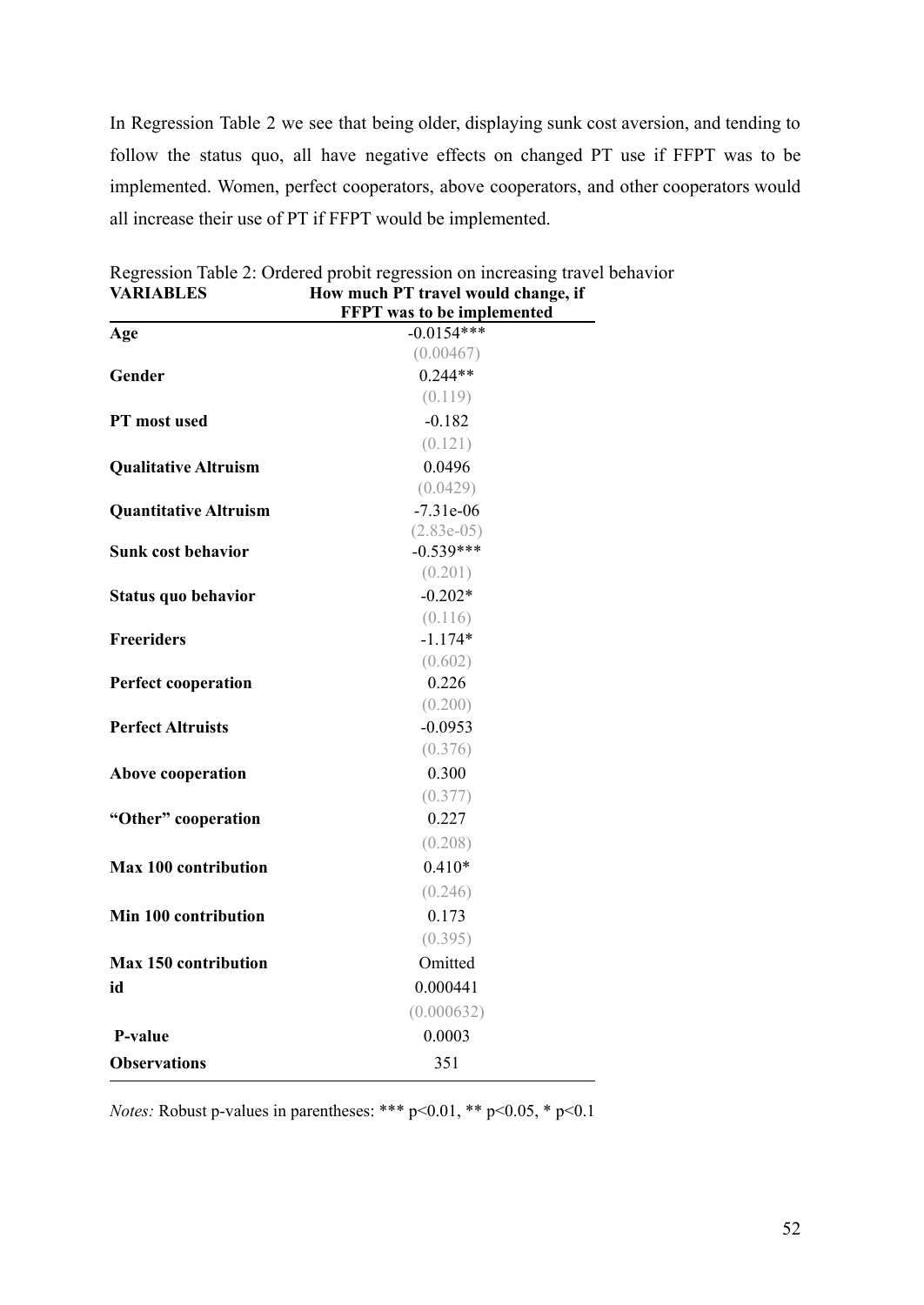In Regression Table 2 we see that being older, displaying sunk cost aversion, and tending to follow the status quo, all have negative effects on changed PT use if FFPT was to be implemented. Women, perfect cooperators, above cooperators, and other cooperators would all increase their use of PT if FFPT would be implemented.

Regression Table 2: Ordered probit regression on increasing travel behavior

| VARIABLES | How much PT travel would change, if FFPT was to be implemented |
|---|---|
| **Age** | -0.0154*** |
| | (0.00467) |
| **Gender** | 0.244** |
| | (0.119) |
| **PT most used** | -0.182 |
| | (0.121) |
| **Qualitative Altruism** | 0.0496 |
| | (0.0429) |
| **Quantitative Altruism** | -7.31e-06 |
| | (2.83e-05) |
| **Sunk cost behavior** | -0.539*** |
| | (0.201) |
| **Status quo behavior** | -0.202* |
| | (0.116) |
| **Freeriders** | -1.174* |
| | (0.602) |
| **Perfect cooperation** | 0.226 |
| | (0.200) |
| **Perfect Altruists** | -0.0953 |
| | (0.376) |
| **Above cooperation** | 0.300 |
| | (0.377) |
| **"Other" cooperation** | 0.227 |
| | (0.208) |
| **Max 100 contribution** | 0.410* |
| | (0.246) |
| **Min 100 contribution** | 0.173 |
| | (0.395) |
| **Max 150 contribution** | Omitted |
| **id** | 0.000441 |
| | (0.000632) |
| **P-value** | 0.0003 |
| **Observations** | 351 |

*Notes:* Robust p-values in parentheses: *** p<0.01, ** p<0.05, * p<0.1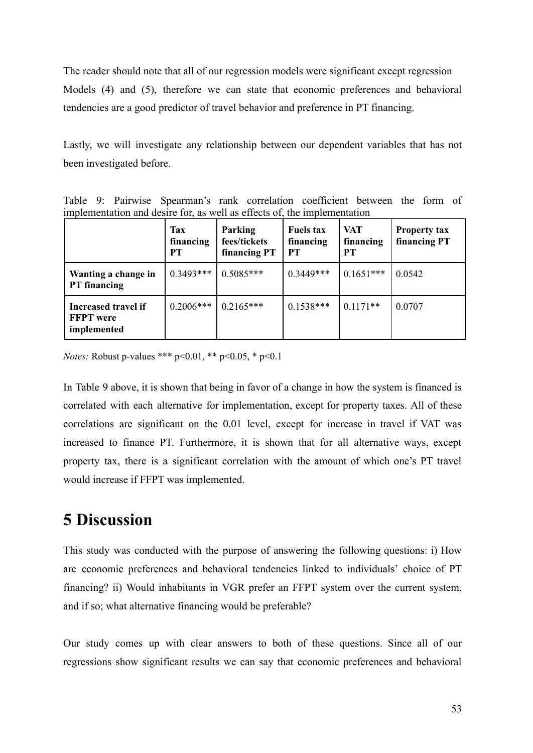The reader should note that all of our regression models were significant except regression Models (4) and (5), therefore we can state that economic preferences and behavioral tendencies are a good predictor of travel behavior and preference in PT financing.

Lastly, we will investigate any relationship between our dependent variables that has not been investigated before.

Table 9: Pairwise Spearman's rank correlation coefficient between the form of implementation and desire for, as well as effects of, the implementation

| | Tax financing PT | Parking fees/tickets financing PT | Fuels tax financing PT | VAT financing PT | Property tax financing PT |
|---|---|---|---|---|---|
| **Wanting a change in PT financing** | 0.3493*** | 0.5085*** | 0.3449*** | 0.1651*** | 0.0542 |
| **Increased travel if FFPT were implemented** | 0.2006*** | 0.2165*** | 0.1538*** | 0.1171** | 0.0707 |

*Notes:* Robust p-values *** p<0.01, ** p<0.05, * p<0.1

In Table 9 above, it is shown that being in favor of a change in how the system is financed is correlated with each alternative for implementation, except for property taxes. All of these correlations are significant on the 0.01 level, except for increase in travel if VAT was increased to finance PT. Furthermore, it is shown that for all alternative ways, except property tax, there is a significant correlation with the amount of which one's PT travel would increase if FFPT was implemented.

# 5 Discussion

This study was conducted with the purpose of answering the following questions: i) How are economic preferences and behavioral tendencies linked to individuals' choice of PT financing? ii) Would inhabitants in VGR prefer an FFPT system over the current system, and if so; what alternative financing would be preferable?

Our study comes up with clear answers to both of these questions. Since all of our regressions show significant results we can say that economic preferences and behavioral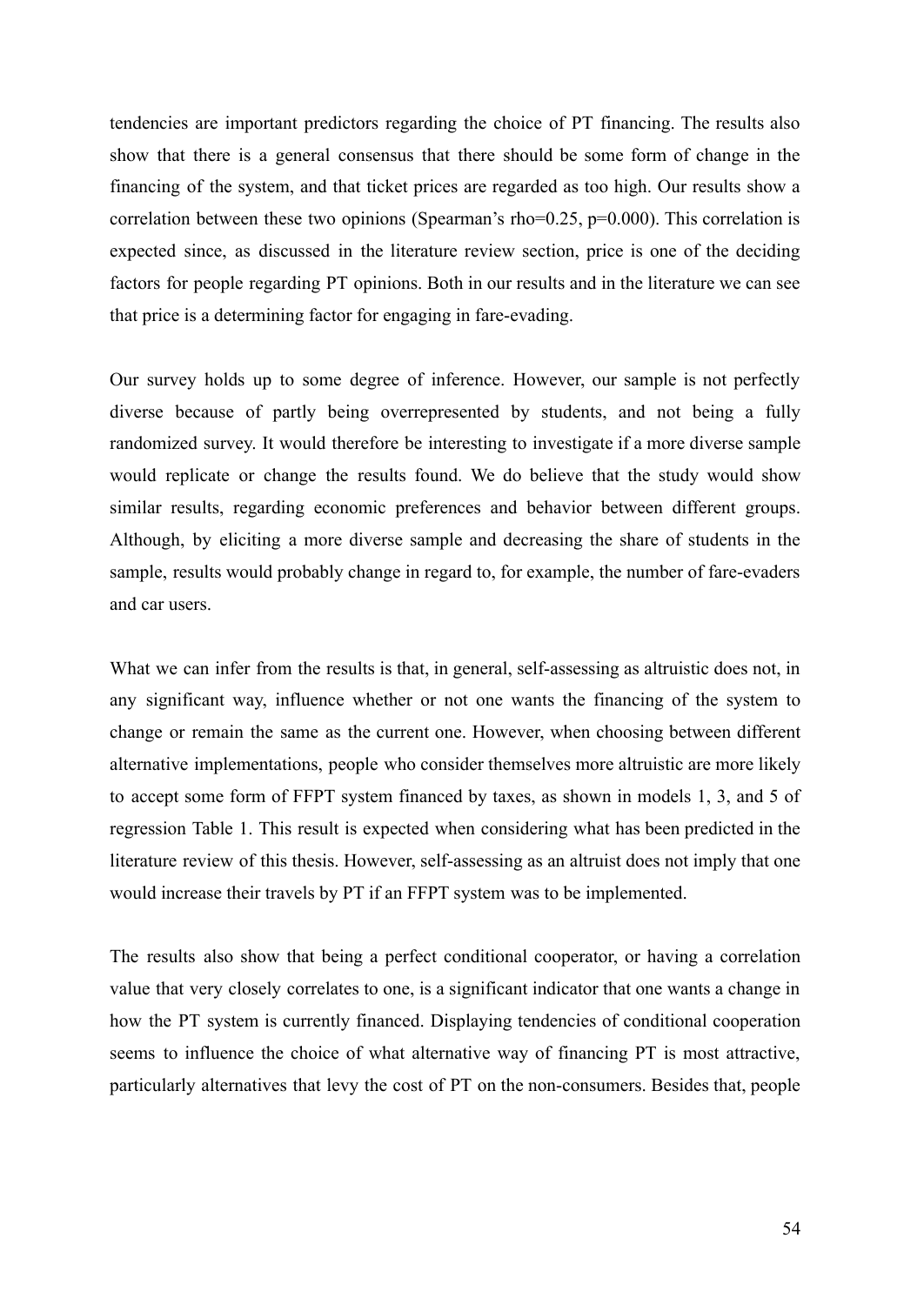tendencies are important predictors regarding the choice of PT financing. The results also show that there is a general consensus that there should be some form of change in the financing of the system, and that ticket prices are regarded as too high. Our results show a correlation between these two opinions (Spearman's rho=0.25, p=0.000). This correlation is expected since, as discussed in the literature review section, price is one of the deciding factors for people regarding PT opinions. Both in our results and in the literature we can see that price is a determining factor for engaging in fare-evading.

Our survey holds up to some degree of inference. However, our sample is not perfectly diverse because of partly being overrepresented by students, and not being a fully randomized survey. It would therefore be interesting to investigate if a more diverse sample would replicate or change the results found. We do believe that the study would show similar results, regarding economic preferences and behavior between different groups. Although, by eliciting a more diverse sample and decreasing the share of students in the sample, results would probably change in regard to, for example, the number of fare-evaders and car users.

What we can infer from the results is that, in general, self-assessing as altruistic does not, in any significant way, influence whether or not one wants the financing of the system to change or remain the same as the current one. However, when choosing between different alternative implementations, people who consider themselves more altruistic are more likely to accept some form of FFPT system financed by taxes, as shown in models 1, 3, and 5 of regression Table 1. This result is expected when considering what has been predicted in the literature review of this thesis. However, self-assessing as an altruist does not imply that one would increase their travels by PT if an FFPT system was to be implemented.

The results also show that being a perfect conditional cooperator, or having a correlation value that very closely correlates to one, is a significant indicator that one wants a change in how the PT system is currently financed. Displaying tendencies of conditional cooperation seems to influence the choice of what alternative way of financing PT is most attractive, particularly alternatives that levy the cost of PT on the non-consumers. Besides that, people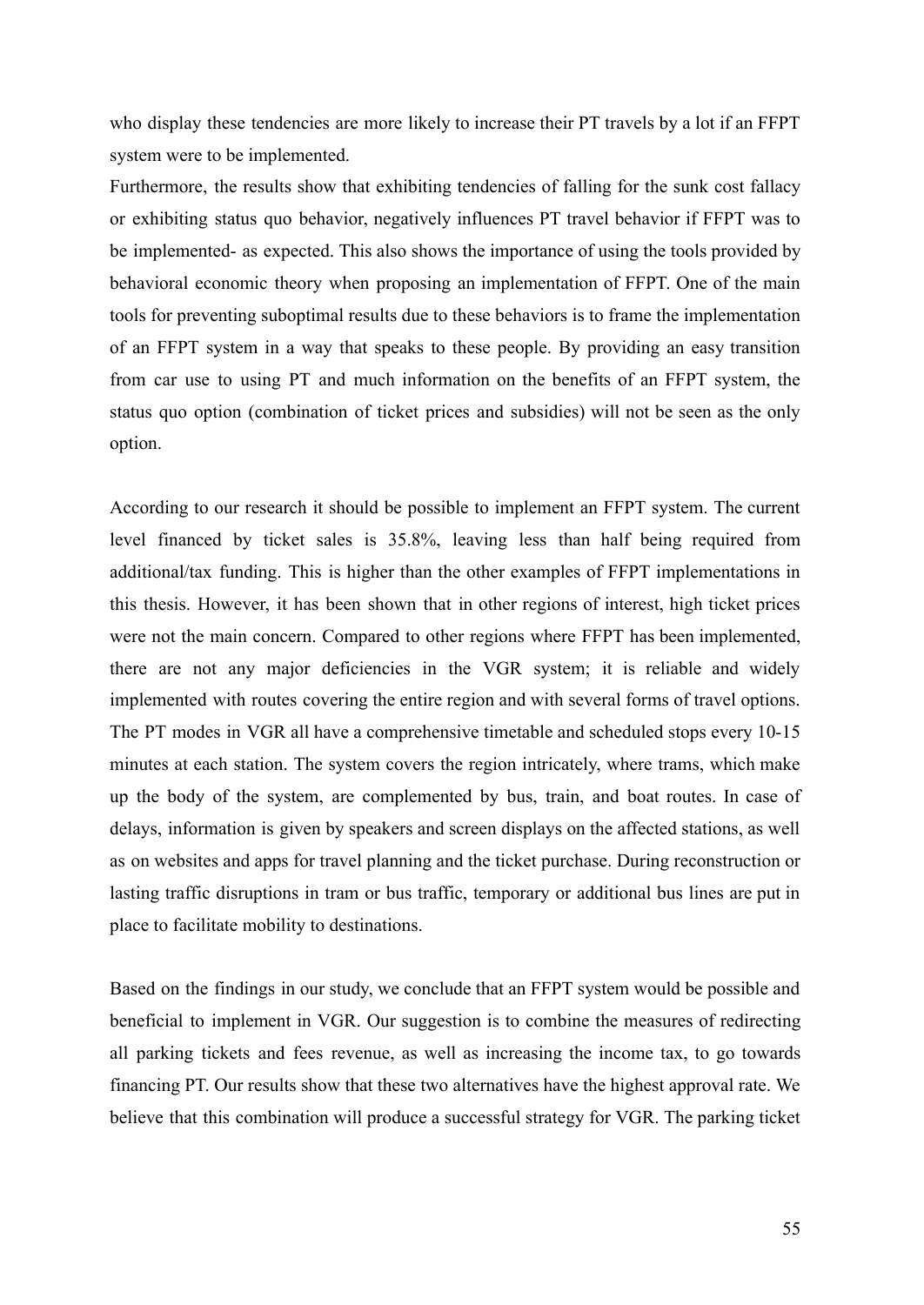who display these tendencies are more likely to increase their PT travels by a lot if an FFPT system were to be implemented.

Furthermore, the results show that exhibiting tendencies of falling for the sunk cost fallacy or exhibiting status quo behavior, negatively influences PT travel behavior if FFPT was to be implemented- as expected. This also shows the importance of using the tools provided by behavioral economic theory when proposing an implementation of FFPT. One of the main tools for preventing suboptimal results due to these behaviors is to frame the implementation of an FFPT system in a way that speaks to these people. By providing an easy transition from car use to using PT and much information on the benefits of an FFPT system, the status quo option (combination of ticket prices and subsidies) will not be seen as the only option.

According to our research it should be possible to implement an FFPT system. The current level financed by ticket sales is 35.8%, leaving less than half being required from additional/tax funding. This is higher than the other examples of FFPT implementations in this thesis. However, it has been shown that in other regions of interest, high ticket prices were not the main concern. Compared to other regions where FFPT has been implemented, there are not any major deficiencies in the VGR system; it is reliable and widely implemented with routes covering the entire region and with several forms of travel options. The PT modes in VGR all have a comprehensive timetable and scheduled stops every 10-15 minutes at each station. The system covers the region intricately, where trams, which make up the body of the system, are complemented by bus, train, and boat routes. In case of delays, information is given by speakers and screen displays on the affected stations, as well as on websites and apps for travel planning and the ticket purchase. During reconstruction or lasting traffic disruptions in tram or bus traffic, temporary or additional bus lines are put in place to facilitate mobility to destinations.

Based on the findings in our study, we conclude that an FFPT system would be possible and beneficial to implement in VGR. Our suggestion is to combine the measures of redirecting all parking tickets and fees revenue, as well as increasing the income tax, to go towards financing PT. Our results show that these two alternatives have the highest approval rate. We believe that this combination will produce a successful strategy for VGR. The parking ticket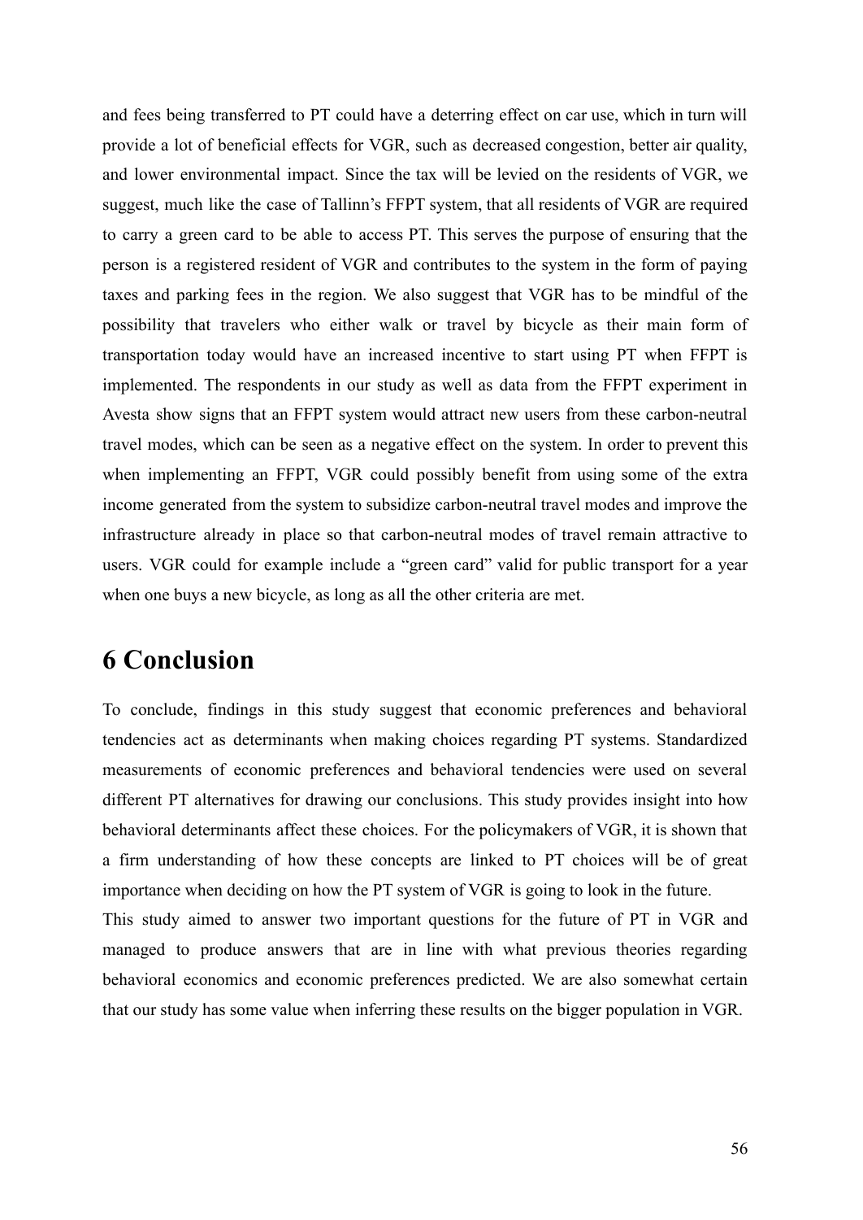and fees being transferred to PT could have a deterring effect on car use, which in turn will provide a lot of beneficial effects for VGR, such as decreased congestion, better air quality, and lower environmental impact. Since the tax will be levied on the residents of VGR, we suggest, much like the case of Tallinn's FFPT system, that all residents of VGR are required to carry a green card to be able to access PT. This serves the purpose of ensuring that the person is a registered resident of VGR and contributes to the system in the form of paying taxes and parking fees in the region. We also suggest that VGR has to be mindful of the possibility that travelers who either walk or travel by bicycle as their main form of transportation today would have an increased incentive to start using PT when FFPT is implemented. The respondents in our study as well as data from the FFPT experiment in Avesta show signs that an FFPT system would attract new users from these carbon-neutral travel modes, which can be seen as a negative effect on the system. In order to prevent this when implementing an FFPT, VGR could possibly benefit from using some of the extra income generated from the system to subsidize carbon-neutral travel modes and improve the infrastructure already in place so that carbon-neutral modes of travel remain attractive to users. VGR could for example include a "green card" valid for public transport for a year when one buys a new bicycle, as long as all the other criteria are met.

# 6 Conclusion

To conclude, findings in this study suggest that economic preferences and behavioral tendencies act as determinants when making choices regarding PT systems. Standardized measurements of economic preferences and behavioral tendencies were used on several different PT alternatives for drawing our conclusions. This study provides insight into how behavioral determinants affect these choices. For the policymakers of VGR, it is shown that a firm understanding of how these concepts are linked to PT choices will be of great importance when deciding on how the PT system of VGR is going to look in the future.

This study aimed to answer two important questions for the future of PT in VGR and managed to produce answers that are in line with what previous theories regarding behavioral economics and economic preferences predicted. We are also somewhat certain that our study has some value when inferring these results on the bigger population in VGR.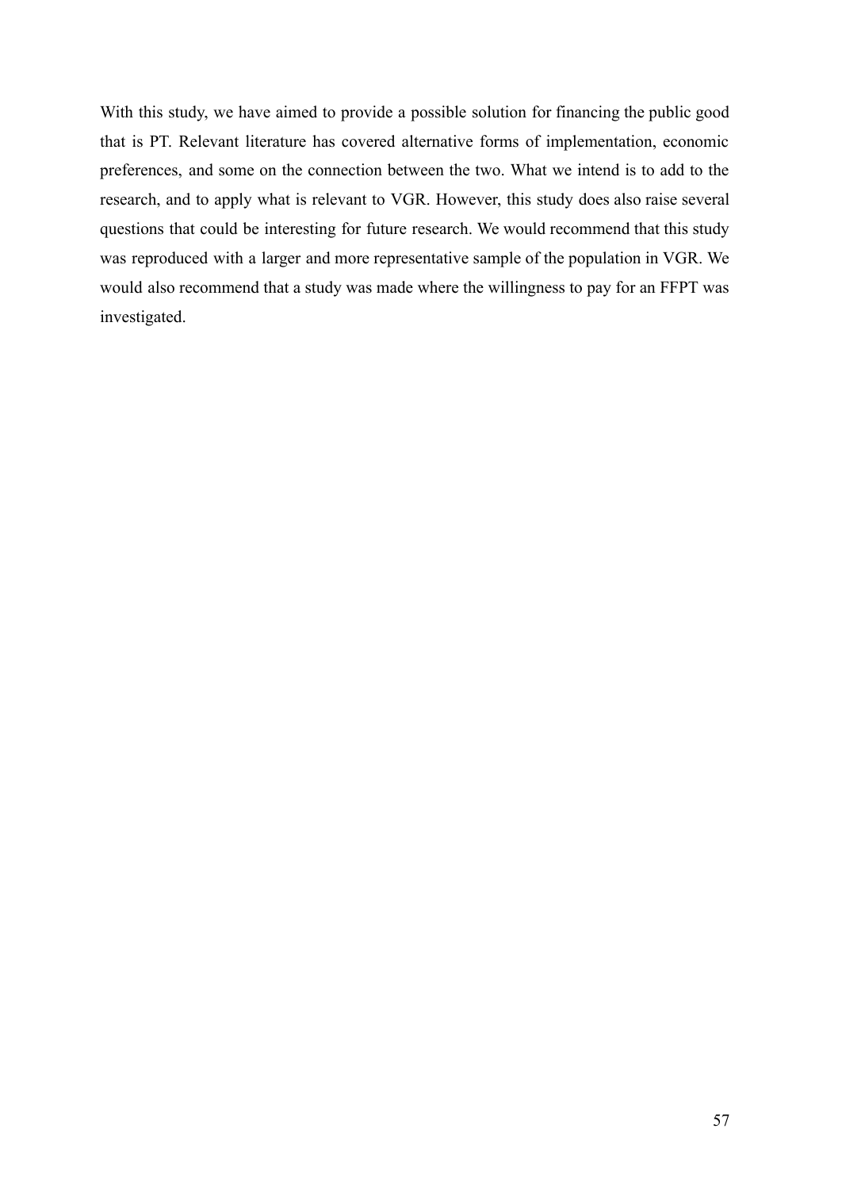With this study, we have aimed to provide a possible solution for financing the public good that is PT. Relevant literature has covered alternative forms of implementation, economic preferences, and some on the connection between the two. What we intend is to add to the research, and to apply what is relevant to VGR. However, this study does also raise several questions that could be interesting for future research. We would recommend that this study was reproduced with a larger and more representative sample of the population in VGR. We would also recommend that a study was made where the willingness to pay for an FFPT was investigated.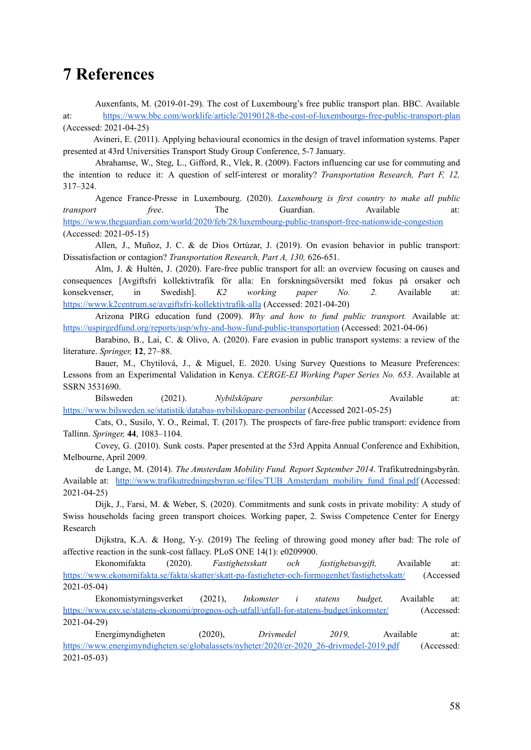# 7 References

Auxenfants, M. (2019-01-29). The cost of Luxembourg's free public transport plan. BBC. Available at: https://www.bbc.com/worklife/article/20190128-the-cost-of-luxembourgs-free-public-transport-plan (Accessed: 2021-04-25)

Avineri, E. (2011). Applying behavioural economics in the design of travel information systems. Paper presented at 43rd Universities Transport Study Group Conference, 5-7 January.

Abrahamse, W., Steg, L., Gifford, R., Vlek, R. (2009). Factors influencing car use for commuting and the intention to reduce it: A question of self-interest or morality? *Transportation Research, Part F, 12,* 317–324.

Agence France-Presse in Luxembourg. (2020). *Luxembourg is first country to make all public transport free*. The Guardian. Available at: https://www.theguardian.com/world/2020/feb/28/luxembourg-public-transport-free-nationwide-congestion (Accessed: 2021-05-15)

Allen, J., Muñoz, J. C. & de Dios Ortúzar, J. (2019). On evasion behavior in public transport: Dissatisfaction or contagion? *Transportation Research, Part A, 130,* 626-651.

Alm, J. & Hultén, J. (2020). Fare-free public transport for all: an overview focusing on causes and consequences [Avgiftsfri kollektivtrafik för alla: En forskningsöversikt med fokus på orsaker och konsekvenser, in Swedish]. *K2 working paper No. 2.* Available at: https://www.k2centrum.se/avgiftsfri-kollektivtrafik-alla (Accessed: 2021-04-20)

Arizona PIRG education fund (2009). *Why and how to fund public transport.* Available at: https://uspirgedfund.org/reports/usp/why-and-how-fund-public-transportation (Accessed: 2021-04-06)

Barabino, B., Lai, C. & Olivo, A. (2020). Fare evasion in public transport systems: a review of the literature. *Springer,* **12**, 27–88.

Bauer, M., Chytilová, J., & Miguel, E. 2020. Using Survey Questions to Measure Preferences: Lessons from an Experimental Validation in Kenya. *CERGE-EI Working Paper Series No. 653*. Available at SSRN 3531690.

Bilsweden (2021). *Nybilsköpare personbilar.* Available at: https://www.bilsweden.se/statistik/databas-nybilskopare-personbilar (Accessed 2021-05-25)

Cats, O., Susilo, Y. O., Reimal, T. (2017). The prospects of fare-free public transport: evidence from Tallinn. *Springer,* **44**, 1083–1104.

Covey, G. (2010). Sunk costs. Paper presented at the 53rd Appita Annual Conference and Exhibition, Melbourne, April 2009.

de Lange, M. (2014). *The Amsterdam Mobility Fund. Report September 2014*. Trafikutredningsbyrån. Available at: http://www.trafikutredningsbyran.se/files/TUB_Amsterdam_mobility_fund_final.pdf (Accessed: 2021-04-25)

Dijk, J., Farsi, M. & Weber, S. (2020). Commitments and sunk costs in private mobility: A study of Swiss households facing green transport choices. Working paper, 2. Swiss Competence Center for Energy Research

Dijkstra, K.A. & Hong, Y-y. (2019) The feeling of throwing good money after bad: The role of affective reaction in the sunk-cost fallacy. PLoS ONE 14(1): e0209900.

Ekonomifakta (2020). *Fastighetsskatt och fastighetsavgift,* Available at: https://www.ekonomifakta.se/fakta/skatter/skatt-pa-fastigheter-och-formogenhet/fastighetsskatt/ (Accessed 2021-05-04)

Ekonomistyrningsverket (2021), *Inkomster i statens budget,* Available at: https://www.esv.se/statens-ekonomi/prognos-och-utfall/utfall-for-statens-budget/inkomster/ (Accessed: 2021-04-29)

Energimyndigheten (2020), *Drivmedel 2019,* Available at: https://www.energimyndigheten.se/globalassets/nyheter/2020/er-2020_26-drivmedel-2019.pdf (Accessed: 2021-05-03)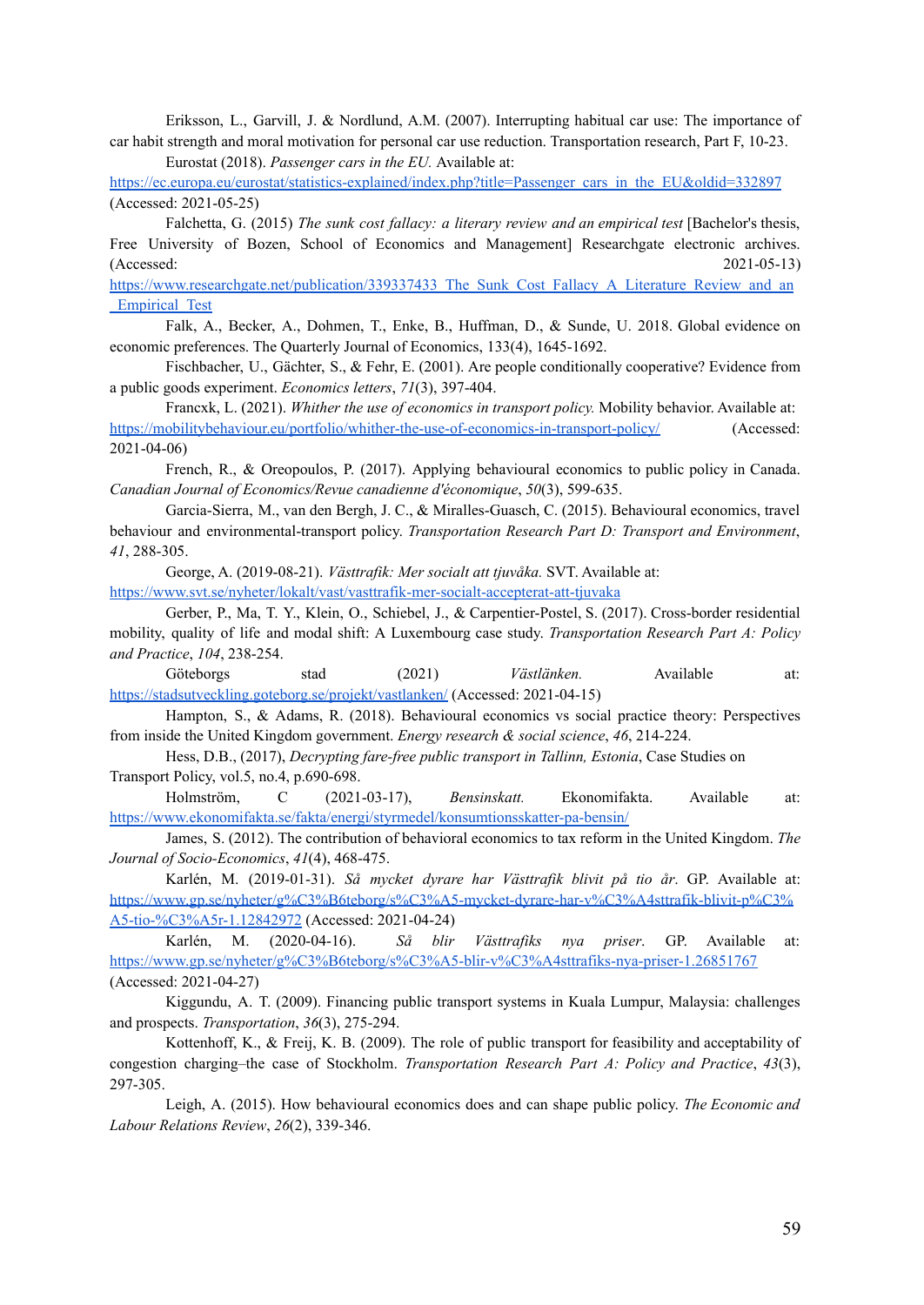Eriksson, L., Garvill, J. & Nordlund, A.M. (2007). Interrupting habitual car use: The importance of car habit strength and moral motivation for personal car use reduction. Transportation research, Part F, 10-23.

Eurostat (2018). *Passenger cars in the EU.* Available at: https://ec.europa.eu/eurostat/statistics-explained/index.php?title=Passenger_cars_in_the_EU&oldid=332897 (Accessed: 2021-05-25)

Falchetta, G. (2015) *The sunk cost fallacy: a literary review and an empirical test* [Bachelor's thesis, Free University of Bozen, School of Economics and Management] Researchgate electronic archives. (Accessed: 2021-05-13) https://www.researchgate.net/publication/339337433_The_Sunk_Cost_Fallacy_A_Literature_Review_and_an_Empirical_Test

Falk, A., Becker, A., Dohmen, T., Enke, B., Huffman, D., & Sunde, U. 2018. Global evidence on economic preferences. The Quarterly Journal of Economics, 133(4), 1645-1692.

Fischbacher, U., Gächter, S., & Fehr, E. (2001). Are people conditionally cooperative? Evidence from a public goods experiment. *Economics letters*, *71*(3), 397-404.

Francxk, L. (2021). *Whither the use of economics in transport policy.* Mobility behavior. Available at: https://mobilitybehaviour.eu/portfolio/whither-the-use-of-economics-in-transport-policy/ (Accessed: 2021-04-06)

French, R., & Oreopoulos, P. (2017). Applying behavioural economics to public policy in Canada. *Canadian Journal of Economics/Revue canadienne d'économique*, *50*(3), 599-635.

Garcia-Sierra, M., van den Bergh, J. C., & Miralles-Guasch, C. (2015). Behavioural economics, travel behaviour and environmental-transport policy. *Transportation Research Part D: Transport and Environment*, *41*, 288-305.

George, A. (2019-08-21). *Västtrafik: Mer socialt att tjuvåka.* SVT. Available at: https://www.svt.se/nyheter/lokalt/vast/vasttrafik-mer-socialt-accepterat-att-tjuvaka

Gerber, P., Ma, T. Y., Klein, O., Schiebel, J., & Carpentier-Postel, S. (2017). Cross-border residential mobility, quality of life and modal shift: A Luxembourg case study. *Transportation Research Part A: Policy and Practice*, *104*, 238-254.

Göteborgs stad (2021) *Västlänken.* Available at: https://stadsutveckling.goteborg.se/projekt/vastlanken/ (Accessed: 2021-04-15)

Hampton, S., & Adams, R. (2018). Behavioural economics vs social practice theory: Perspectives from inside the United Kingdom government. *Energy research & social science*, *46*, 214-224.

Hess, D.B., (2017), *Decrypting fare-free public transport in Tallinn, Estonia*, Case Studies on Transport Policy, vol.5, no.4, p.690-698.

Holmström, C (2021-03-17), *Bensinskatt.* Ekonomifakta. Available at: https://www.ekonomifakta.se/fakta/energi/styrmedel/konsumtionsskatter-pa-bensin/

James, S. (2012). The contribution of behavioral economics to tax reform in the United Kingdom. *The Journal of Socio-Economics*, *41*(4), 468-475.

Karlén, M. (2019-01-31). *Så mycket dyrare har Västtrafik blivit på tio år.* GP. Available at: https://www.gp.se/nyheter/g%C3%B6teborg/s%C3%A5-mycket-dyrare-har-v%C3%A4sttrafik-blivit-p%C3%A5-tio-%C3%A5r-1.12842972 (Accessed: 2021-04-24)

Karlén, M. (2020-04-16). *Så blir Västtrafiks nya priser*. GP. Available at: https://www.gp.se/nyheter/g%C3%B6teborg/s%C3%A5-blir-v%C3%A4sttrafiks-nya-priser-1.26851767 (Accessed: 2021-04-27)

Kiggundu, A. T. (2009). Financing public transport systems in Kuala Lumpur, Malaysia: challenges and prospects. *Transportation*, *36*(3), 275-294.

Kottenhoff, K., & Freij, K. B. (2009). The role of public transport for feasibility and acceptability of congestion charging–the case of Stockholm. *Transportation Research Part A: Policy and Practice*, *43*(3), 297-305.

Leigh, A. (2015). How behavioural economics does and can shape public policy. *The Economic and Labour Relations Review*, *26*(2), 339-346.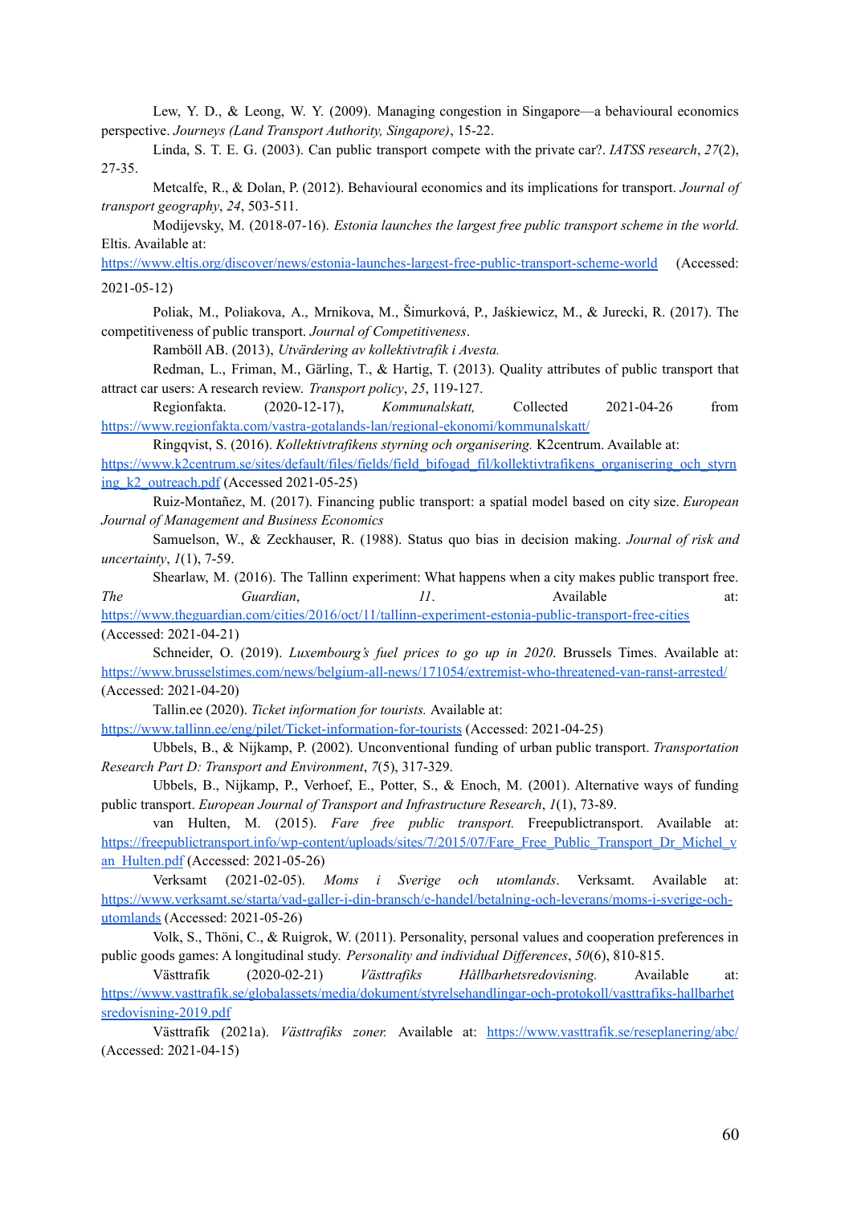Lew, Y. D., & Leong, W. Y. (2009). Managing congestion in Singapore—a behavioural economics perspective. *Journeys (Land Transport Authority, Singapore)*, 15-22.

Linda, S. T. E. G. (2003). Can public transport compete with the private car?. *IATSS research*, *27*(2), 27-35.

Metcalfe, R., & Dolan, P. (2012). Behavioural economics and its implications for transport. *Journal of transport geography*, *24*, 503-511.

Modijevsky, M. (2018-07-16). *Estonia launches the largest free public transport scheme in the world.* Eltis. Available at: https://www.eltis.org/discover/news/estonia-launches-largest-free-public-transport-scheme-world (Accessed: 2021-05-12)

Poliak, M., Poliakova, A., Mrnikova, M., Šimurková, P., Jaśkiewicz, M., & Jurecki, R. (2017). The competitiveness of public transport. *Journal of Competitiveness*.

Ramböll AB. (2013), *Utvärdering av kollektivtrafik i Avesta.*

Redman, L., Friman, M., Gärling, T., & Hartig, T. (2013). Quality attributes of public transport that attract car users: A research review. *Transport policy*, *25*, 119-127.

Regionfakta. (2020-12-17), *Kommunalskatt,* Collected 2021-04-26 from https://www.regionfakta.com/vastra-gotalands-lan/regional-ekonomi/kommunalskatt/

Ringqvist, S. (2016). *Kollektivtrafikens styrning och organisering.* K2centrum. Available at: https://www.k2centrum.se/sites/default/files/fields/field_bifogad_fil/kollektivtrafikens_organisering_och_styrning_k2_outreach.pdf (Accessed 2021-05-25)

Ruiz-Montañez, M. (2017). Financing public transport: a spatial model based on city size. *European Journal of Management and Business Economics*

Samuelson, W., & Zeckhauser, R. (1988). Status quo bias in decision making. *Journal of risk and uncertainty*, *1*(1), 7-59.

Shearlaw, M. (2016). The Tallinn experiment: What happens when a city makes public transport free. *The Guardian*, *11*. Available at: https://www.theguardian.com/cities/2016/oct/11/tallinn-experiment-estonia-public-transport-free-cities (Accessed: 2021-04-21)

Schneider, O. (2019). *Luxembourg's fuel prices to go up in 2020*. Brussels Times. Available at: https://www.brusselstimes.com/news/belgium-all-news/171054/extremist-who-threatened-van-ranst-arrested/ (Accessed: 2021-04-20)

Tallin.ee (2020). *Ticket information for tourists.* Available at: https://www.tallinn.ee/eng/pilet/Ticket-information-for-tourists (Accessed: 2021-04-25)

Ubbels, B., & Nijkamp, P. (2002). Unconventional funding of urban public transport. *Transportation Research Part D: Transport and Environment*, *7*(5), 317-329.

Ubbels, B., Nijkamp, P., Verhoef, E., Potter, S., & Enoch, M. (2001). Alternative ways of funding public transport. *European Journal of Transport and Infrastructure Research*, *1*(1), 73-89.

van Hulten, M. (2015). *Fare free public transport.* Freepublictransport. Available at: https://freepublictransport.info/wp-content/uploads/sites/7/2015/07/Fare_Free_Public_Transport_Dr_Michel_van_Hulten.pdf (Accessed: 2021-05-26)

Verksamt (2021-02-05). *Moms i Sverige och utomlands*. Verksamt. Available at: https://www.verksamt.se/starta/vad-galler-i-din-bransch/e-handel/betalning-och-leverans/moms-i-sverige-och-utomlands (Accessed: 2021-05-26)

Volk, S., Thöni, C., & Ruigrok, W. (2011). Personality, personal values and cooperation preferences in public goods games: A longitudinal study. *Personality and individual Differences*, *50*(6), 810-815.

Västtrafik (2020-02-21) *Västtrafiks Hållbarhetsredovisning.* Available at: https://www.vasttrafik.se/globalassets/media/dokument/styrelsehandlingar-och-protokoll/vasttrafiks-hallbarhetsredovisning-2019.pdf

Västtrafik (2021a). *Västtrafiks zoner.* Available at: https://www.vasttrafik.se/reseplanering/abc/ (Accessed: 2021-04-15)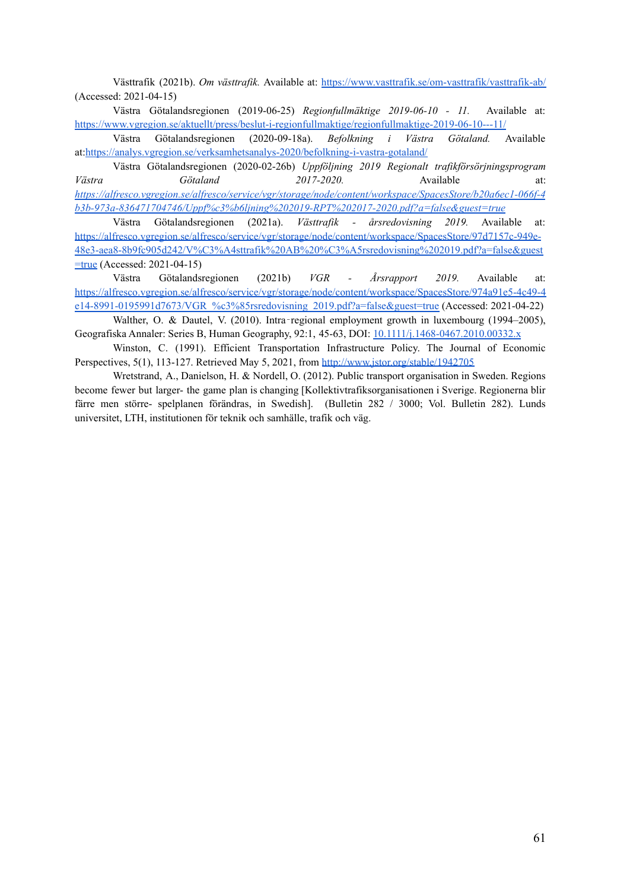Västtrafik (2021b). *Om västtrafik.* Available at: https://www.vasttrafik.se/om-vasttrafik/vasttrafik-ab/ (Accessed: 2021-04-15)

Västra Götalandsregionen (2019-06-25) *Regionfullmäktige 2019-06-10 - 11.* Available at: https://www.vgregion.se/aktuellt/press/beslut-i-regionfullmaktige/regionfullmaktige-2019-06-10---11/

Västra Götalandsregionen (2020-09-18a). *Befolkning i Västra Götaland.* Available at:https://analys.vgregion.se/verksamhetsanalys-2020/befolkning-i-vastra-gotaland/

Västra Götalandsregionen (2020-02-26b) *Uppföljning 2019 Regionalt trafikförsörjningsprogram Västra Götaland 2017-2020.* Available at: *https://alfresco.vgregion.se/alfresco/service/vgr/storage/node/content/workspace/SpacesStore/b20a6ec1-066f-4b3b-973a-836471704746/Uppf%c3%b6ljning%202019-RPT%202017-2020.pdf?a=false&guest=true*

Västra Götalandsregionen (2021a). *Västtrafik - årsredovisning 2019.* Available at: https://alfresco.vgregion.se/alfresco/service/vgr/storage/node/content/workspace/SpacesStore/97d7157c-949e-48e3-aea8-8b9fc905d242/V%C3%A4sttrafik%20AB%20%C3%A5rsredovisning%202019.pdf?a=false&guest=true (Accessed: 2021-04-15)

Västra Götalandsregionen (2021b) *VGR - Årsrapport 2019.* Available at: https://alfresco.vgregion.se/alfresco/service/vgr/storage/node/content/workspace/SpacesStore/974a91e5-4c49-4e14-8991-0195991d7673/VGR_%c3%85rsredovisning_2019.pdf?a=false&guest=true (Accessed: 2021-04-22)

Walther, O. & Dautel, V. (2010). Intra‐regional employment growth in luxembourg (1994–2005), Geografiska Annaler: Series B, Human Geography, 92:1, 45-63, DOI: 10.1111/j.1468-0467.2010.00332.x

Winston, C. (1991). Efficient Transportation Infrastructure Policy. The Journal of Economic Perspectives, 5(1), 113-127. Retrieved May 5, 2021, from http://www.jstor.org/stable/1942705

Wretstrand, A., Danielson, H. & Nordell, O. (2012). Public transport organisation in Sweden. Regions become fewer but larger- the game plan is changing [Kollektivtrafiksorganisationen i Sverige. Regionerna blir färre men större- spelplanen förändras, in Swedish]. (Bulletin 282 / 3000; Vol. Bulletin 282). Lunds universitet, LTH, institutionen för teknik och samhälle, trafik och väg.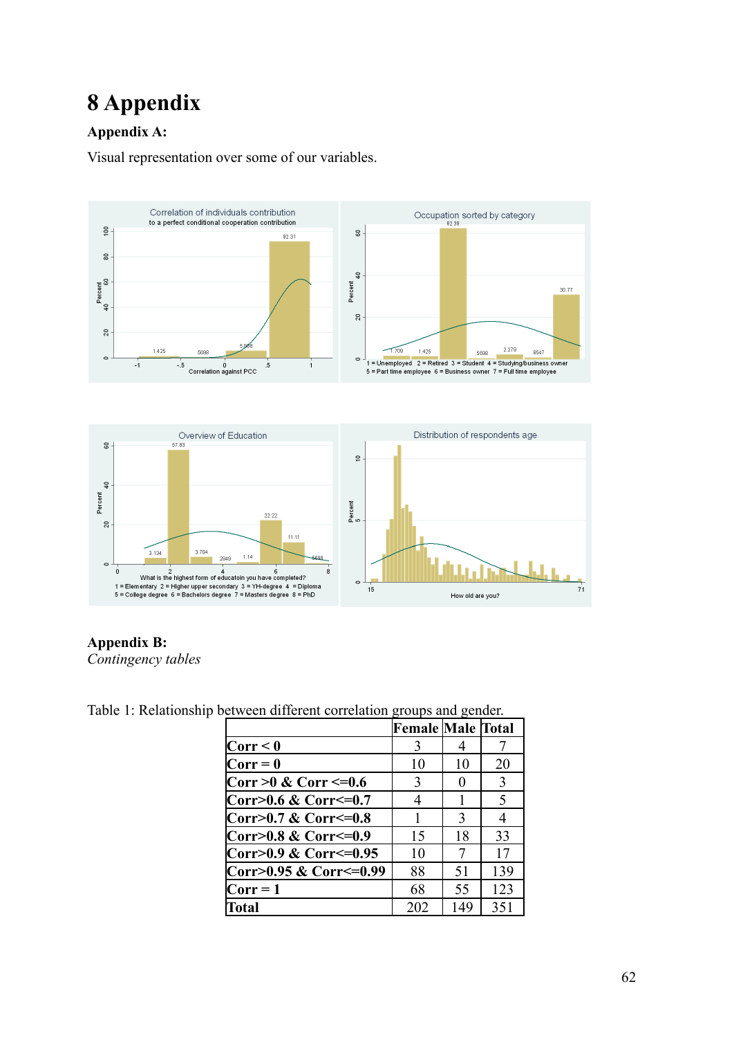# 8 Appendix

**Appendix A:**

Visual representation over some of our variables.

**Appendix B:**

*Contingency tables*

Table 1: Relationship between different correlation groups and gender.

| | Female | Male | Total |
|---|---|---|---|
| **Corr < 0** | 3 | 4 | 7 |
| **Corr = 0** | 10 | 10 | 20 |
| **Corr >0 & Corr <=0.6** | 3 | 0 | 3 |
| **Corr>0.6 & Corr<=0.7** | 4 | 1 | 5 |
| **Corr>0.7 & Corr<=0.8** | 1 | 3 | 4 |
| **Corr>0.8 & Corr<=0.9** | 15 | 18 | 33 |
| **Corr>0.9 & Corr<=0.95** | 10 | 7 | 17 |
| **Corr>0.95 & Corr<=0.99** | 88 | 51 | 139 |
| **Corr = 1** | 68 | 55 | 123 |
| **Total** | 202 | 149 | 351 |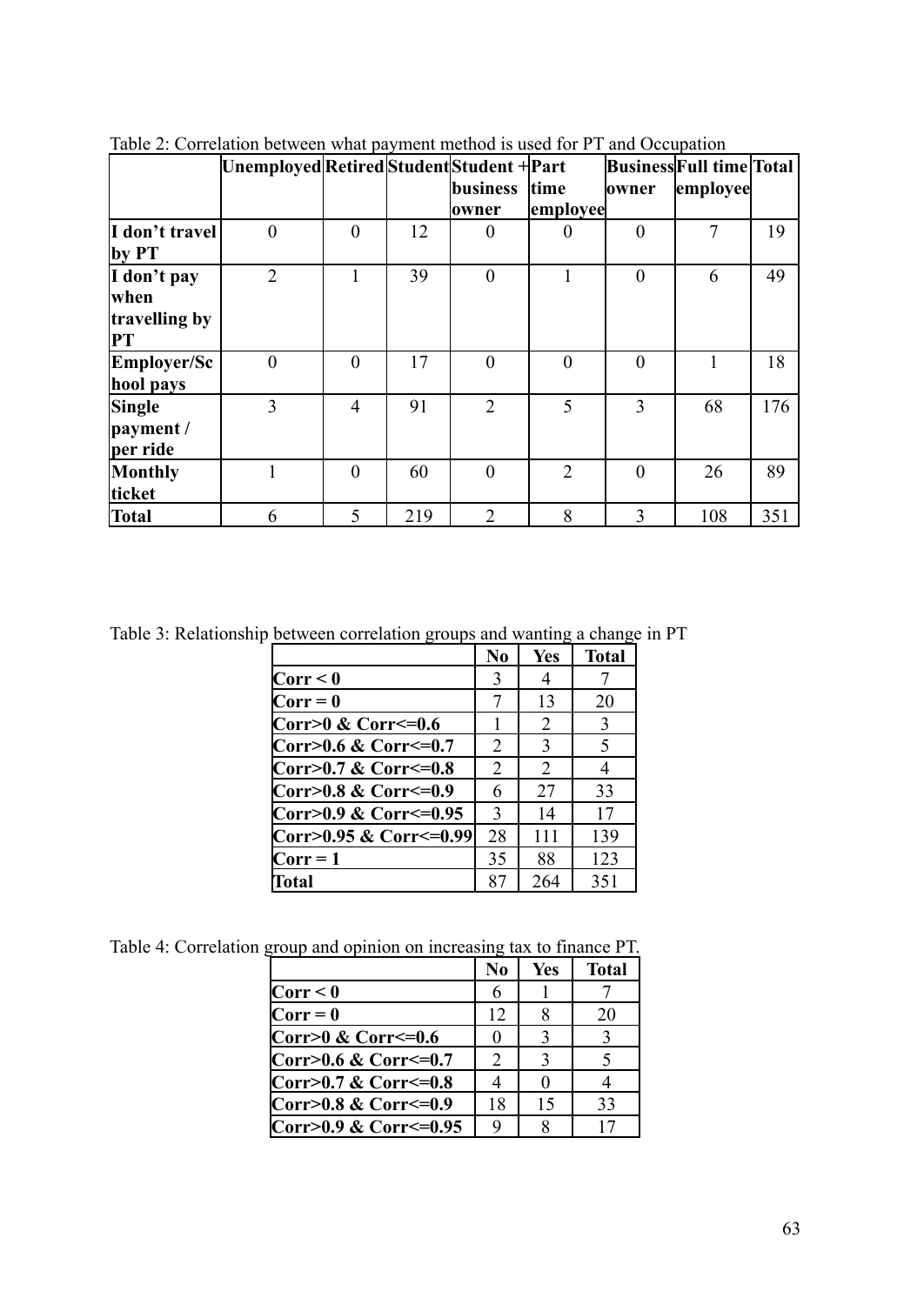Table 2: Correlation between what payment method is used for PT and Occupation

| | Unemployed | Retired | Student | Student + business owner | Part time employee | Business owner | Full time employee | Total |
|---|---|---|---|---|---|---|---|---|
| **I don't travel by PT** | 0 | 0 | 12 | 0 | 0 | 0 | 7 | 19 |
| **I don't pay when travelling by PT** | 2 | 1 | 39 | 0 | 1 | 0 | 6 | 49 |
| **Employer/School pays** | 0 | 0 | 17 | 0 | 0 | 0 | 1 | 18 |
| **Single payment / per ride** | 3 | 4 | 91 | 2 | 5 | 3 | 68 | 176 |
| **Monthly ticket** | 1 | 0 | 60 | 0 | 2 | 0 | 26 | 89 |
| **Total** | 6 | 5 | 219 | 2 | 8 | 3 | 108 | 351 |

Table 3: Relationship between correlation groups and wanting a change in PT

| | No | Yes | Total |
|---|---|---|---|
| **Corr < 0** | 3 | 4 | 7 |
| **Corr = 0** | 7 | 13 | 20 |
| **Corr>0 & Corr<=0.6** | 1 | 2 | 3 |
| **Corr>0.6 & Corr<=0.7** | 2 | 3 | 5 |
| **Corr>0.7 & Corr<=0.8** | 2 | 2 | 4 |
| **Corr>0.8 & Corr<=0.9** | 6 | 27 | 33 |
| **Corr>0.9 & Corr<=0.95** | 3 | 14 | 17 |
| **Corr>0.95 & Corr<=0.99** | 28 | 111 | 139 |
| **Corr = 1** | 35 | 88 | 123 |
| **Total** | 87 | 264 | 351 |

Table 4: Correlation group and opinion on increasing tax to finance PT.

| | No | Yes | Total |
|---|---|---|---|
| **Corr < 0** | 6 | 1 | 7 |
| **Corr = 0** | 12 | 8 | 20 |
| **Corr>0 & Corr<=0.6** | 0 | 3 | 3 |
| **Corr>0.6 & Corr<=0.7** | 2 | 3 | 5 |
| **Corr>0.7 & Corr<=0.8** | 4 | 0 | 4 |
| **Corr>0.8 & Corr<=0.9** | 18 | 15 | 33 |
| **Corr>0.9 & Corr<=0.95** | 9 | 8 | 17 |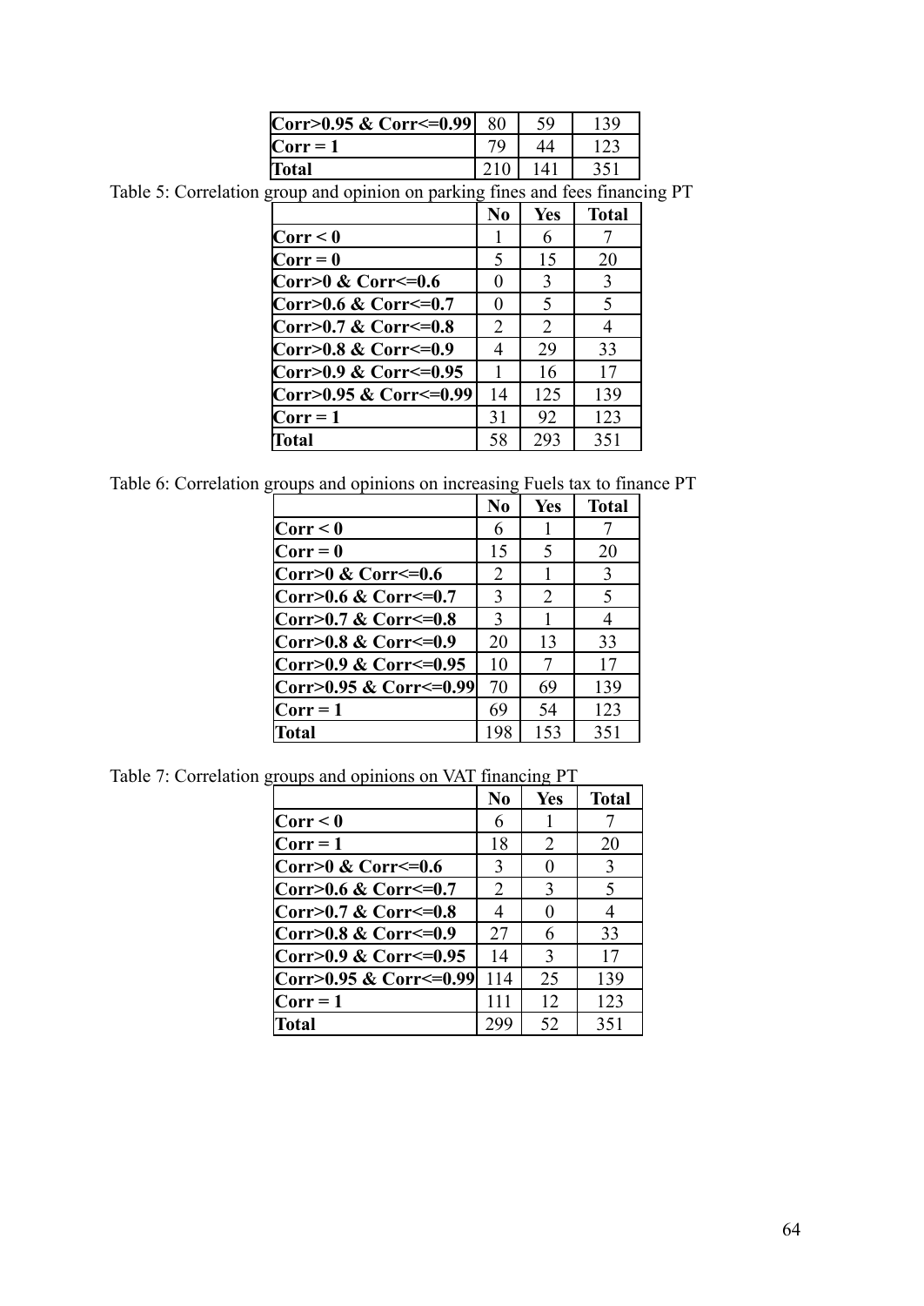| | | | |
|---|---|---|---|
| **Corr>0.95 & Corr<=0.99** | 80 | 59 | 139 |
| **Corr = 1** | 79 | 44 | 123 |
| **Total** | 210 | 141 | 351 |

Table 5: Correlation group and opinion on parking fines and fees financing PT

| | **No** | **Yes** | **Total** |
|---|---|---|---|
| **Corr < 0** | 1 | 6 | 7 |
| **Corr = 0** | 5 | 15 | 20 |
| **Corr>0 & Corr<=0.6** | 0 | 3 | 3 |
| **Corr>0.6 & Corr<=0.7** | 0 | 5 | 5 |
| **Corr>0.7 & Corr<=0.8** | 2 | 2 | 4 |
| **Corr>0.8 & Corr<=0.9** | 4 | 29 | 33 |
| **Corr>0.9 & Corr<=0.95** | 1 | 16 | 17 |
| **Corr>0.95 & Corr<=0.99** | 14 | 125 | 139 |
| **Corr = 1** | 31 | 92 | 123 |
| **Total** | 58 | 293 | 351 |

Table 6: Correlation groups and opinions on increasing Fuels tax to finance PT

| | **No** | **Yes** | **Total** |
|---|---|---|---|
| **Corr < 0** | 6 | 1 | 7 |
| **Corr = 0** | 15 | 5 | 20 |
| **Corr>0 & Corr<=0.6** | 2 | 1 | 3 |
| **Corr>0.6 & Corr<=0.7** | 3 | 2 | 5 |
| **Corr>0.7 & Corr<=0.8** | 3 | 1 | 4 |
| **Corr>0.8 & Corr<=0.9** | 20 | 13 | 33 |
| **Corr>0.9 & Corr<=0.95** | 10 | 7 | 17 |
| **Corr>0.95 & Corr<=0.99** | 70 | 69 | 139 |
| **Corr = 1** | 69 | 54 | 123 |
| **Total** | 198 | 153 | 351 |

Table 7: Correlation groups and opinions on VAT financing PT

| | **No** | **Yes** | **Total** |
|---|---|---|---|
| **Corr < 0** | 6 | 1 | 7 |
| **Corr = 1** | 18 | 2 | 20 |
| **Corr>0 & Corr<=0.6** | 3 | 0 | 3 |
| **Corr>0.6 & Corr<=0.7** | 2 | 3 | 5 |
| **Corr>0.7 & Corr<=0.8** | 4 | 0 | 4 |
| **Corr>0.8 & Corr<=0.9** | 27 | 6 | 33 |
| **Corr>0.9 & Corr<=0.95** | 14 | 3 | 17 |
| **Corr>0.95 & Corr<=0.99** | 114 | 25 | 139 |
| **Corr = 1** | 111 | 12 | 123 |
| **Total** | 299 | 52 | 351 |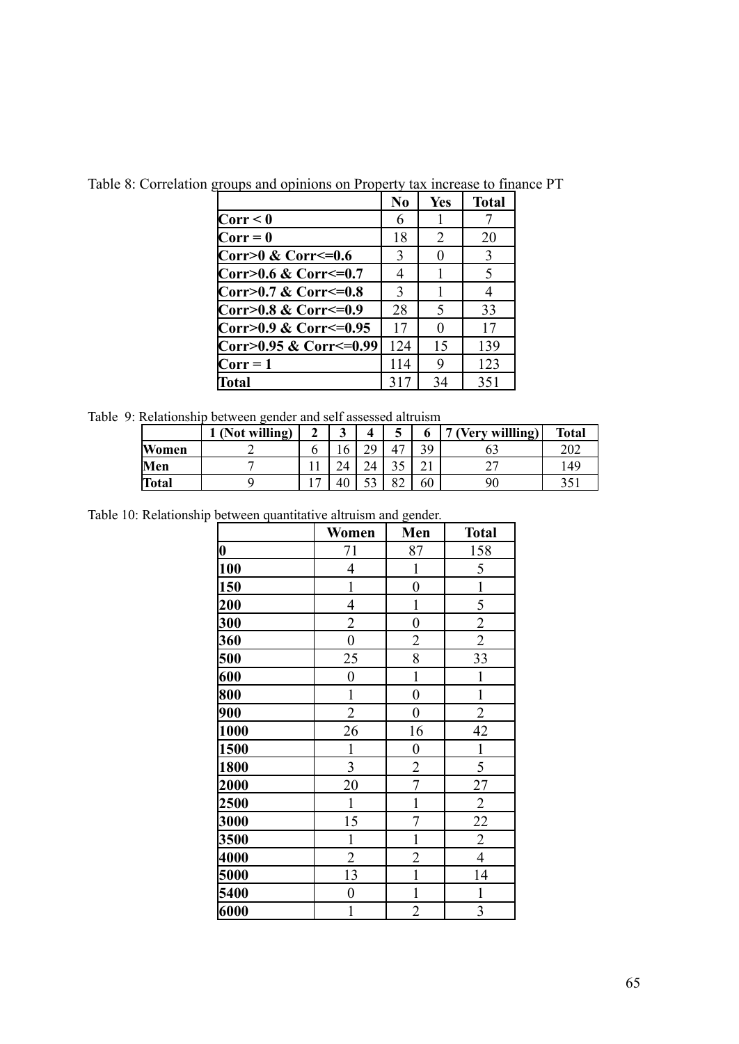Table 8: Correlation groups and opinions on Property tax increase to finance PT

| | No | Yes | Total |
|---|---|---|---|
| **Corr < 0** | 6 | 1 | 7 |
| **Corr = 0** | 18 | 2 | 20 |
| **Corr>0 & Corr<=0.6** | 3 | 0 | 3 |
| **Corr>0.6 & Corr<=0.7** | 4 | 1 | 5 |
| **Corr>0.7 & Corr<=0.8** | 3 | 1 | 4 |
| **Corr>0.8 & Corr<=0.9** | 28 | 5 | 33 |
| **Corr>0.9 & Corr<=0.95** | 17 | 0 | 17 |
| **Corr>0.95 & Corr<=0.99** | 124 | 15 | 139 |
| **Corr = 1** | 114 | 9 | 123 |
| **Total** | 317 | 34 | 351 |

Table 9: Relationship between gender and self assessed altruism

| | 1 (Not willing) | 2 | 3 | 4 | 5 | 6 | 7 (Very willling) | Total |
|---|---|---|---|---|---|---|---|---|
| **Women** | 2 | 6 | 16 | 29 | 47 | 39 | 63 | 202 |
| **Men** | 7 | 11 | 24 | 24 | 35 | 21 | 27 | 149 |
| **Total** | 9 | 17 | 40 | 53 | 82 | 60 | 90 | 351 |

Table 10: Relationship between quantitative altruism and gender.

| | Women | Men | Total |
|---|---|---|---|
| **0** | 71 | 87 | 158 |
| **100** | 4 | 1 | 5 |
| **150** | 1 | 0 | 1 |
| **200** | 4 | 1 | 5 |
| **300** | 2 | 0 | 2 |
| **360** | 0 | 2 | 2 |
| **500** | 25 | 8 | 33 |
| **600** | 0 | 1 | 1 |
| **800** | 1 | 0 | 1 |
| **900** | 2 | 0 | 2 |
| **1000** | 26 | 16 | 42 |
| **1500** | 1 | 0 | 1 |
| **1800** | 3 | 2 | 5 |
| **2000** | 20 | 7 | 27 |
| **2500** | 1 | 1 | 2 |
| **3000** | 15 | 7 | 22 |
| **3500** | 1 | 1 | 2 |
| **4000** | 2 | 2 | 4 |
| **5000** | 13 | 1 | 14 |
| **5400** | 0 | 1 | 1 |
| **6000** | 1 | 2 | 3 |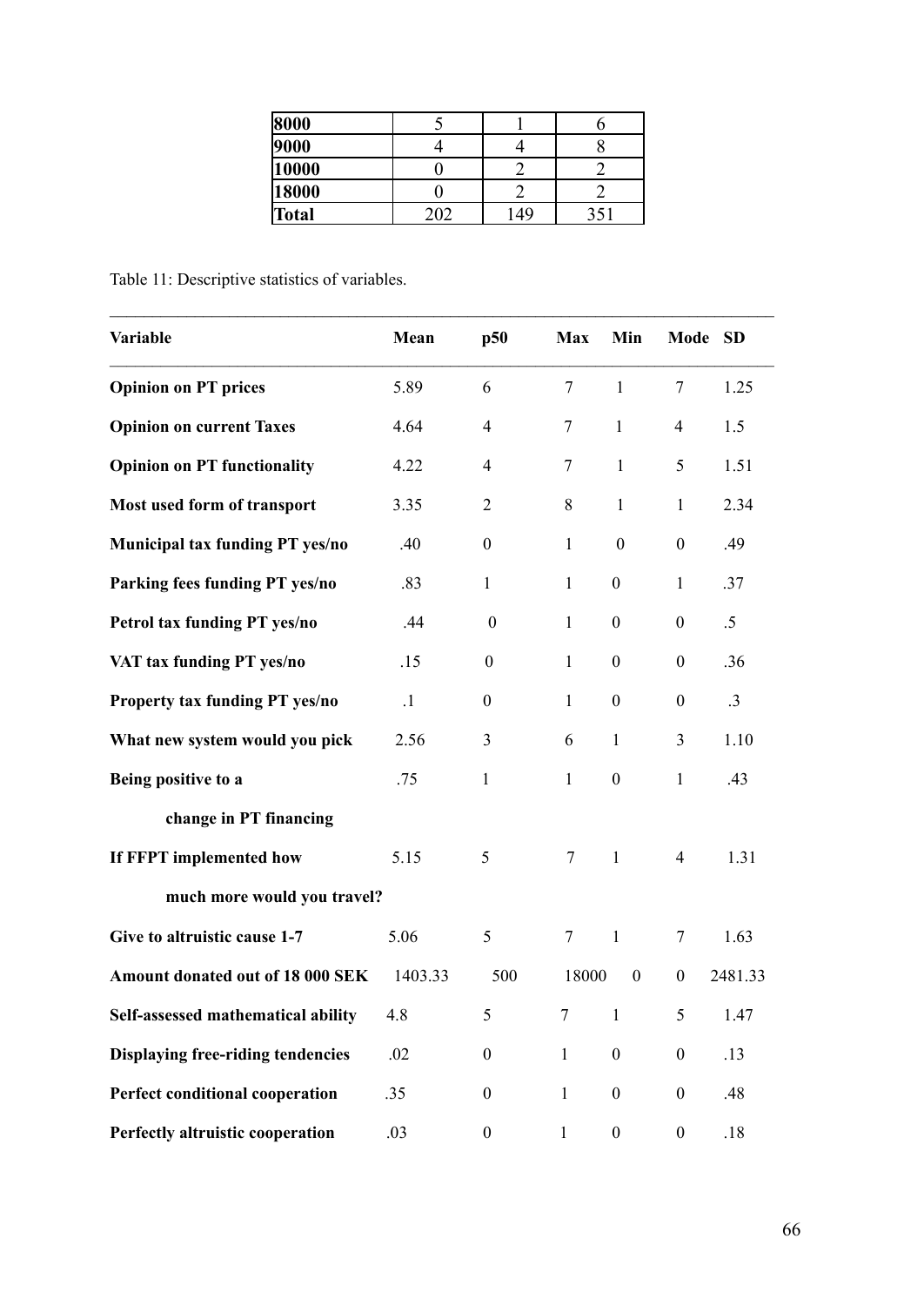| | | | |
|---|---|---|---|
| **8000** | 5 | 1 | 6 |
| **9000** | 4 | 4 | 8 |
| **10000** | 0 | 2 | 2 |
| **18000** | 0 | 2 | 2 |
| **Total** | 202 | 149 | 351 |

Table 11: Descriptive statistics of variables.

| Variable | Mean | p50 | Max | Min | Mode | SD |
|---|---|---|---|---|---|---|
| **Opinion on PT prices** | 5.89 | 6 | 7 | 1 | 7 | 1.25 |
| **Opinion on current Taxes** | 4.64 | 4 | 7 | 1 | 4 | 1.5 |
| **Opinion on PT functionality** | 4.22 | 4 | 7 | 1 | 5 | 1.51 |
| **Most used form of transport** | 3.35 | 2 | 8 | 1 | 1 | 2.34 |
| **Municipal tax funding PT yes/no** | .40 | 0 | 1 | 0 | 0 | .49 |
| **Parking fees funding PT yes/no** | .83 | 1 | 1 | 0 | 1 | .37 |
| **Petrol tax funding PT yes/no** | .44 | 0 | 1 | 0 | 0 | .5 |
| **VAT tax funding PT yes/no** | .15 | 0 | 1 | 0 | 0 | .36 |
| **Property tax funding PT yes/no** | .1 | 0 | 1 | 0 | 0 | .3 |
| **What new system would you pick** | 2.56 | 3 | 6 | 1 | 3 | 1.10 |
| **Being positive to a change in PT financing** | .75 | 1 | 1 | 0 | 1 | .43 |
| **If FFPT implemented how much more would you travel?** | 5.15 | 5 | 7 | 1 | 4 | 1.31 |
| **Give to altruistic cause 1-7** | 5.06 | 5 | 7 | 1 | 7 | 1.63 |
| **Amount donated out of 18 000 SEK** | 1403.33 | 500 | 18000 | 0 | 0 | 2481.33 |
| **Self-assessed mathematical ability** | 4.8 | 5 | 7 | 1 | 5 | 1.47 |
| **Displaying free-riding tendencies** | .02 | 0 | 1 | 0 | 0 | .13 |
| **Perfect conditional cooperation** | .35 | 0 | 1 | 0 | 0 | .48 |
| **Perfectly altruistic cooperation** | .03 | 0 | 1 | 0 | 0 | .18 |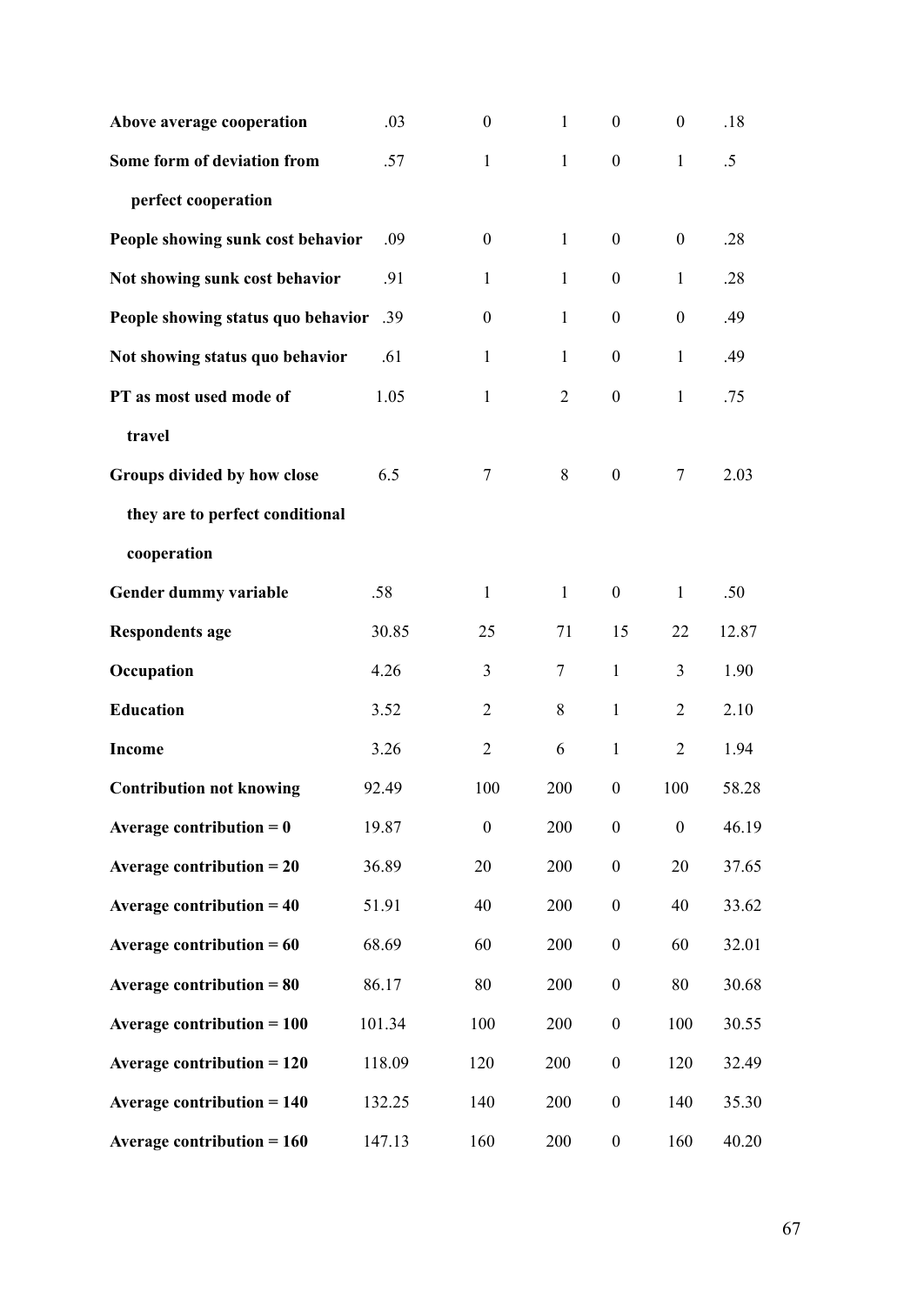| | | | | | | |
|---|---|---|---|---|---|---|
| **Above average cooperation** | .03 | 0 | 1 | 0 | 0 | .18 |
| **Some form of deviation from perfect cooperation** | .57 | 1 | 1 | 0 | 1 | .5 |
| **People showing sunk cost behavior** | .09 | 0 | 1 | 0 | 0 | .28 |
| **Not showing sunk cost behavior** | .91 | 1 | 1 | 0 | 1 | .28 |
| **People showing status quo behavior** | .39 | 0 | 1 | 0 | 0 | .49 |
| **Not showing status quo behavior** | .61 | 1 | 1 | 0 | 1 | .49 |
| **PT as most used mode of travel** | 1.05 | 1 | 2 | 0 | 1 | .75 |
| **Groups divided by how close they are to perfect conditional cooperation** | 6.5 | 7 | 8 | 0 | 7 | 2.03 |
| **Gender dummy variable** | .58 | 1 | 1 | 0 | 1 | .50 |
| **Respondents age** | 30.85 | 25 | 71 | 15 | 22 | 12.87 |
| **Occupation** | 4.26 | 3 | 7 | 1 | 3 | 1.90 |
| **Education** | 3.52 | 2 | 8 | 1 | 2 | 2.10 |
| **Income** | 3.26 | 2 | 6 | 1 | 2 | 1.94 |
| **Contribution not knowing** | 92.49 | 100 | 200 | 0 | 100 | 58.28 |
| **Average contribution = 0** | 19.87 | 0 | 200 | 0 | 0 | 46.19 |
| **Average contribution = 20** | 36.89 | 20 | 200 | 0 | 20 | 37.65 |
| **Average contribution = 40** | 51.91 | 40 | 200 | 0 | 40 | 33.62 |
| **Average contribution = 60** | 68.69 | 60 | 200 | 0 | 60 | 32.01 |
| **Average contribution = 80** | 86.17 | 80 | 200 | 0 | 80 | 30.68 |
| **Average contribution = 100** | 101.34 | 100 | 200 | 0 | 100 | 30.55 |
| **Average contribution = 120** | 118.09 | 120 | 200 | 0 | 120 | 32.49 |
| **Average contribution = 140** | 132.25 | 140 | 200 | 0 | 140 | 35.30 |
| **Average contribution = 160** | 147.13 | 160 | 200 | 0 | 160 | 40.20 |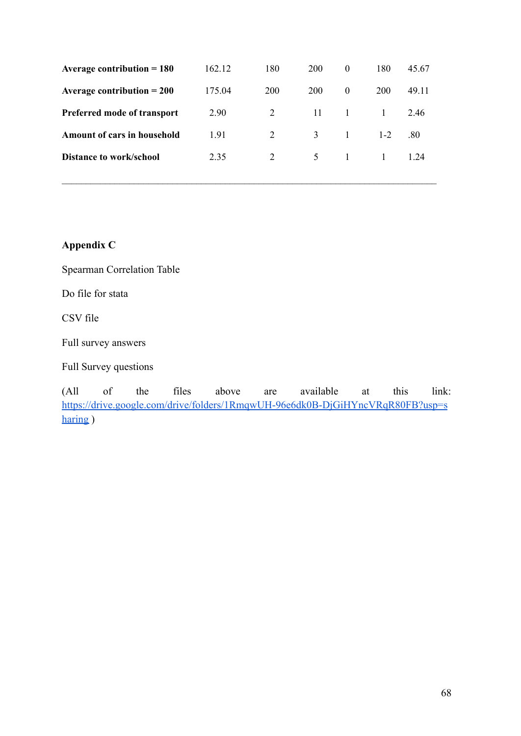| | | | | | | |
|---|---|---|---|---|---|---|
| **Average contribution = 180** | 162.12 | 180 | 200 | 0 | 180 | 45.67 |
| **Average contribution = 200** | 175.04 | 200 | 200 | 0 | 200 | 49.11 |
| **Preferred mode of transport** | 2.90 | 2 | 11 | 1 | 1 | 2.46 |
| **Amount of cars in household** | 1.91 | 2 | 3 | 1 | 1-2 | .80 |
| **Distance to work/school** | 2.35 | 2 | 5 | 1 | 1 | 1.24 |

## Appendix C

Spearman Correlation Table

Do file for stata

CSV file

Full survey answers

Full Survey questions

(All of the files above are available at this link: https://drive.google.com/drive/folders/1RmqwUH-96e6dk0B-DjGiHYncVRqR80FB?usp=sharing )